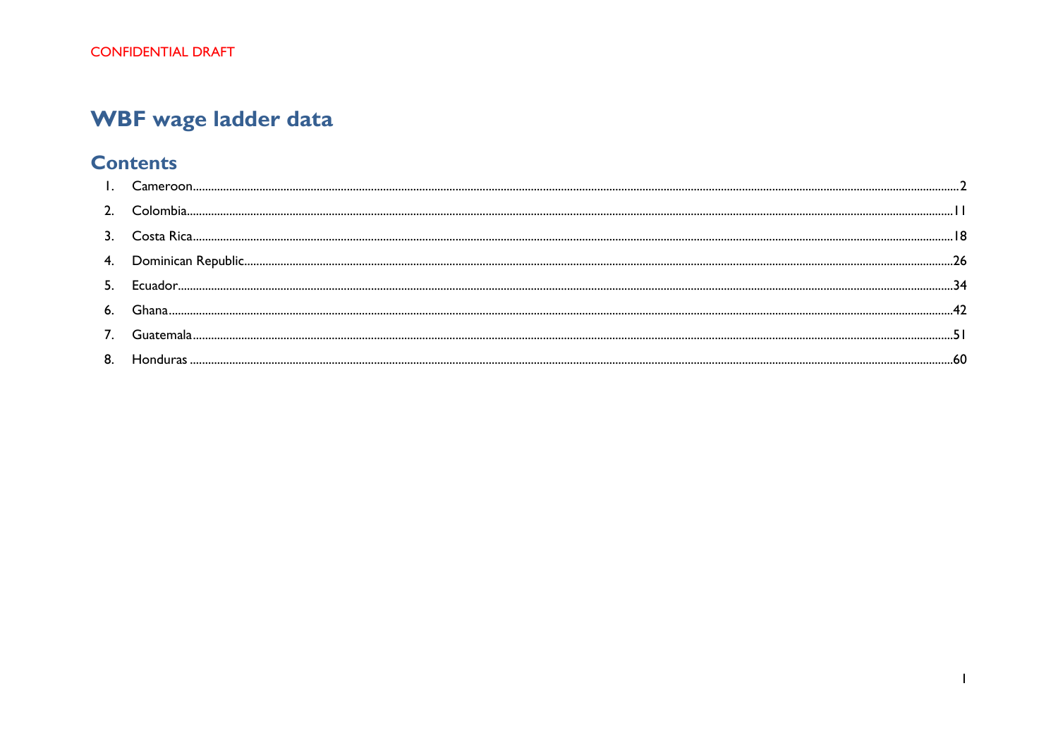CONFIDENTIAL DRAFT

# WBF wage ladder data

## Contents

1. Cameroon....2
2. Colombia....11
3. Costa Rica....18
4. Dominican Republic....26
5. Ecuador....34
6. Ghana....42
7. Guatemala....51
8. Honduras....60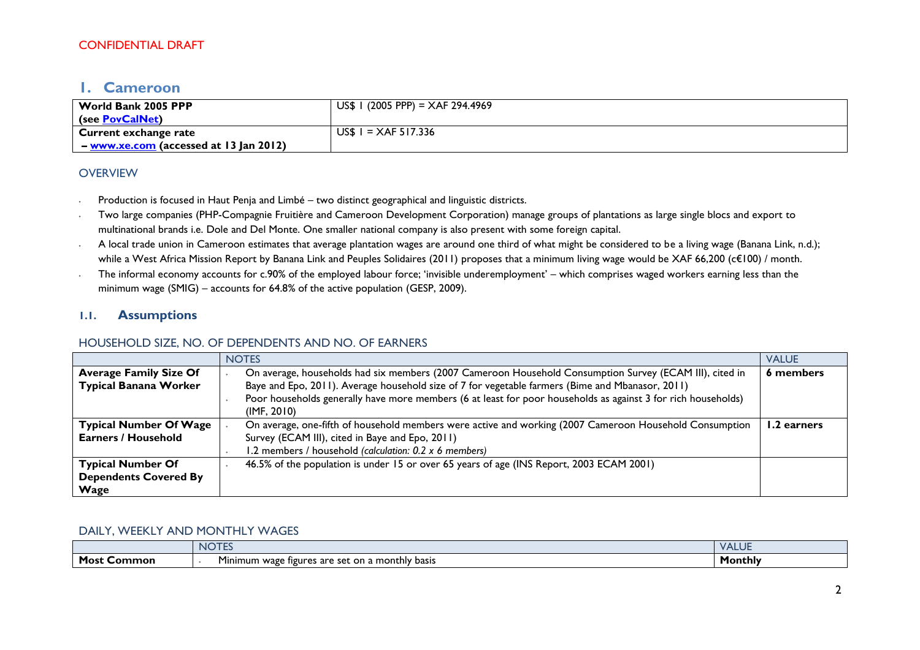CONFIDENTIAL DRAFT

# 1. Cameroon

| World Bank 2005 PPP (see [PovCalNet](PovCalNet)) | US$ 1 (2005 PPP) = XAF 294.4969 |
|---|---|
| **Current exchange rate – [www.xe.com](www.xe.com) (accessed at 13 Jan 2012)** | US$ 1 = XAF 517.336 |

### OVERVIEW

- Production is focused in Haut Penja and Limbé – two distinct geographical and linguistic districts.
- Two large companies (PHP-Compagnie Fruitière and Cameroon Development Corporation) manage groups of plantations as large single blocs and export to multinational brands i.e. Dole and Del Monte. One smaller national company is also present with some foreign capital.
- A local trade union in Cameroon estimates that average plantation wages are around one third of what might be considered to be a living wage (Banana Link, n.d.); while a West Africa Mission Report by Banana Link and Peuples Solidaires (2011) proposes that a minimum living wage would be XAF 66,200 (c€100) / month.
- The informal economy accounts for c.90% of the employed labour force; 'invisible underemployment' – which comprises waged workers earning less than the minimum wage (SMIG) – accounts for 64.8% of the active population (GESP, 2009).

## 1.1. Assumptions

### HOUSEHOLD SIZE, NO. OF DEPENDENTS AND NO. OF EARNERS

| | NOTES | VALUE |
|---|---|---|
| **Average Family Size Of Typical Banana Worker** | • On average, households had six members (2007 Cameroon Household Consumption Survey (ECAM III), cited in Baye and Epo, 2011). Average household size of 7 for vegetable farmers (Bime and Mbanasor, 2011)<br>• Poor households generally have more members (6 at least for poor households as against 3 for rich households) (IMF, 2010) | **6 members** |
| **Typical Number Of Wage Earners / Household** | • On average, one-fifth of household members were active and working (2007 Cameroon Household Consumption Survey (ECAM III), cited in Baye and Epo, 2011)<br>• 1.2 members / household *(calculation: 0.2 x 6 members)* | **1.2 earners** |
| **Typical Number Of Dependents Covered By Wage** | • 46.5% of the population is under 15 or over 65 years of age (INS Report, 2003 ECAM 2001) | |

### DAILY, WEEKLY AND MONTHLY WAGES

| | NOTES | VALUE |
|---|---|---|
| **Most Common** | • Minimum wage figures are set on a monthly basis | **Monthly** |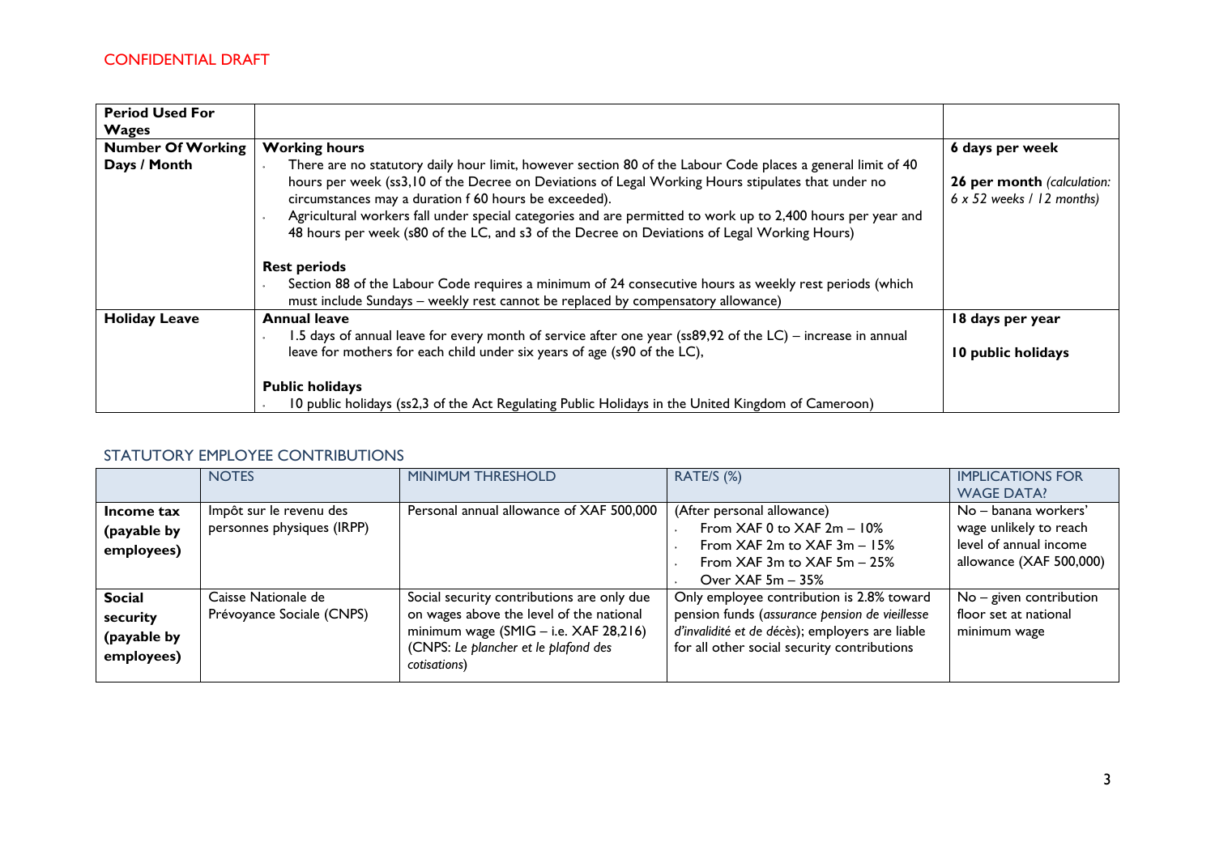CONFIDENTIAL DRAFT

| **Period Used For Wages** | | |
|---|---|---|
| **Number Of Working Days / Month** | **Working hours**<br>- There are no statutory daily hour limit, however section 80 of the Labour Code places a general limit of 40 hours per week (ss3,10 of the Decree on Deviations of Legal Working Hours stipulates that under no circumstances may a duration f 60 hours be exceeded).<br>- Agricultural workers fall under special categories and are permitted to work up to 2,400 hours per year and 48 hours per week (s80 of the LC, and s3 of the Decree on Deviations of Legal Working Hours)<br><br>**Rest periods**<br>- Section 88 of the Labour Code requires a minimum of 24 consecutive hours as weekly rest periods (which must include Sundays – weekly rest cannot be replaced by compensatory allowance) | **6 days per week**<br><br>**26 per month** *(calculation: 6 x 52 weeks / 12 months)* |
| **Holiday Leave** | **Annual leave**<br>- 1.5 days of annual leave for every month of service after one year (ss89,92 of the LC) – increase in annual leave for mothers for each child under six years of age (s90 of the LC),<br><br>**Public holidays**<br>- 10 public holidays (ss2,3 of the Act Regulating Public Holidays in the United Kingdom of Cameroon) | **18 days per year**<br><br>**10 public holidays** |

## STATUTORY EMPLOYEE CONTRIBUTIONS

| | NOTES | MINIMUM THRESHOLD | RATE/S (%) | IMPLICATIONS FOR WAGE DATA? |
|---|---|---|---|---|
| **Income tax (payable by employees)** | Impôt sur le revenu des personnes physiques (IRPP) | Personal annual allowance of XAF 500,000 | (After personal allowance)<br>- From XAF 0 to XAF 2m – 10%<br>- From XAF 2m to XAF 3m – 15%<br>- From XAF 3m to XAF 5m – 25%<br>- Over XAF 5m – 35% | No – banana workers' wage unlikely to reach level of annual income allowance (XAF 500,000) |
| **Social security (payable by employees)** | Caisse Nationale de Prévoyance Sociale (CNPS) | Social security contributions are only due on wages above the level of the national minimum wage (SMIG – i.e. XAF 28,216) (CNPS: *Le plancher et le plafond des cotisations*) | Only employee contribution is 2.8% toward pension funds (*assurance pension de vieillesse d'invalidité et de décès*); employers are liable for all other social security contributions | No – given contribution floor set at national minimum wage |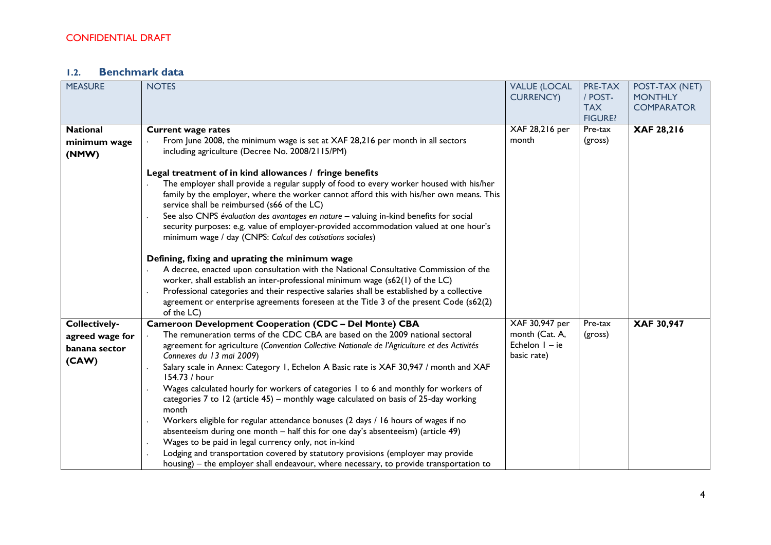CONFIDENTIAL DRAFT

## 1.2. Benchmark data

| MEASURE | NOTES | VALUE (LOCAL CURRENCY) | PRE-TAX / POST-TAX FIGURE? | POST-TAX (NET) MONTHLY COMPARATOR |
|---|---|---|---|---|
| **National minimum wage (NMW)** | **Current wage rates**<br>· From June 2008, the minimum wage is set at XAF 28,216 per month in all sectors including agriculture (Decree No. 2008/2115/PM)<br><br>**Legal treatment of in kind allowances / fringe benefits**<br>· The employer shall provide a regular supply of food to every worker housed with his/her family by the employer, where the worker cannot afford this with his/her own means. This service shall be reimbursed (s66 of the LC)<br>· See also CNPS *évaluation des avantages en nature* – valuing in-kind benefits for social security purposes: e.g. value of employer-provided accommodation valued at one hour's minimum wage / day (CNPS: *Calcul des cotisations sociales*)<br><br>**Defining, fixing and uprating the minimum wage**<br>· A decree, enacted upon consultation with the National Consultative Commission of the worker, shall establish an inter-professional minimum wage (s62(1) of the LC)<br>· Professional categories and their respective salaries shall be established by a collective agreement or enterprise agreements foreseen at the Title 3 of the present Code (s62(2) of the LC) | XAF 28,216 per month | Pre-tax (gross) | **XAF 28,216** |
| **Collectively-agreed wage for banana sector (CAW)** | **Cameroon Development Cooperation (CDC – Del Monte) CBA**<br>· The remuneration terms of the CDC CBA are based on the 2009 national sectoral agreement for agriculture (*Convention Collective Nationale de l'Agriculture et des Activités Connexes du 13 mai 2009*)<br>· Salary scale in Annex: Category 1, Echelon A Basic rate is XAF 30,947 / month and XAF 154.73 / hour<br>· Wages calculated hourly for workers of categories 1 to 6 and monthly for workers of categories 7 to 12 (article 45) – monthly wage calculated on basis of 25-day working month<br>· Workers eligible for regular attendance bonuses (2 days / 16 hours of wages if no absenteeism during one month – half this for one day's absenteeism) (article 49)<br>· Wages to be paid in legal currency only, not in-kind<br>· Lodging and transportation covered by statutory provisions (employer may provide housing) – the employer shall endeavour, where necessary, to provide transportation to | XAF 30,947 per month (Cat. A, Echelon 1 – ie basic rate) | Pre-tax (gross) | **XAF 30,947** |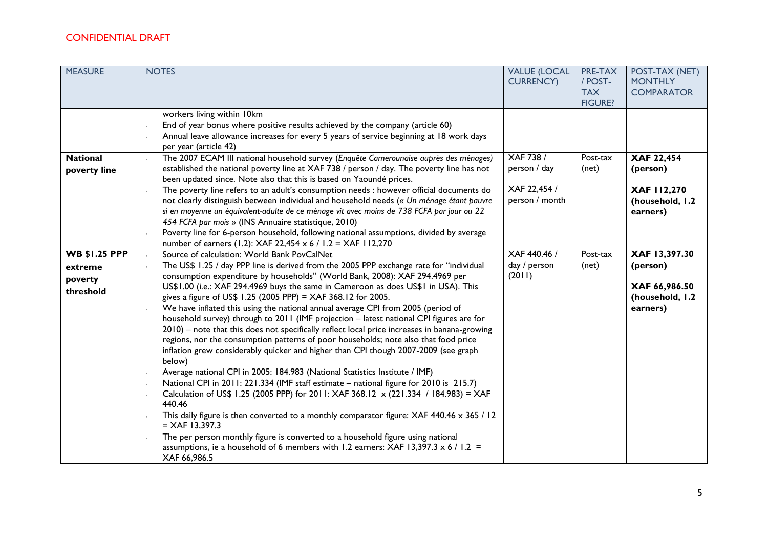CONFIDENTIAL DRAFT

| MEASURE | NOTES | VALUE (LOCAL CURRENCY) | PRE-TAX / POST-TAX FIGURE? | POST-TAX (NET) MONTHLY COMPARATOR |
|---|---|---|---|---|
| | workers living within 10km<br>· End of year bonus where positive results achieved by the company (article 60)<br>· Annual leave allowance increases for every 5 years of service beginning at 18 work days per year (article 42) | | | |
| **National poverty line** | · The 2007 ECAM III national household survey (*Enquête Camerounaise auprès des ménages*) established the national poverty line at XAF 738 / person / day. The poverty line has not been updated since. Note also that this is based on Yaoundé prices.<br>· The poverty line refers to an adult's consumption needs : however official documents do not clearly distinguish between individual and household needs (*« Un ménage étant pauvre si en moyenne un équivalent-adulte de ce ménage vit avec moins de 738 FCFA par jour ou 22 454 FCFA par mois »* (INS Annuaire statistique, 2010)<br>· Poverty line for 6-person household, following national assumptions, divided by average number of earners (1.2): XAF 22,454 x 6 / 1.2 = XAF 112,270 | XAF 738 / person / day<br><br>XAF 22,454 / person / month | Post-tax (net) | **XAF 22,454 (person)**<br><br>**XAF 112,270 (household, 1.2 earners)** |
| **WB $1.25 PPP extreme poverty threshold** | · Source of calculation: World Bank PovCalNet<br>· The US$ 1.25 / day PPP line is derived from the 2005 PPP exchange rate for "individual consumption expenditure by households" (World Bank, 2008): XAF 294.4969 per US$1.00 (i.e.: XAF 294.4969 buys the same in Cameroon as does US$1 in USA). This gives a figure of US$ 1.25 (2005 PPP) = XAF 368.12 for 2005.<br>· We have inflated this using the national annual average CPI from 2005 (period of household survey) through to 2011 (IMF projection – latest national CPI figures are for 2010) – note that this does not specifically reflect local price increases in banana-growing regions, nor the consumption patterns of poor households; note also that food price inflation grew considerably quicker and higher than CPI though 2007-2009 (see graph below)<br>· Average national CPI in 2005: 184.983 (National Statistics Institute / IMF)<br>· National CPI in 2011: 221.334 (IMF staff estimate – national figure for 2010 is 215.7)<br>· Calculation of US$ 1.25 (2005 PPP) for 2011: XAF 368.12 x (221.334 / 184.983) = XAF 440.46<br>· This daily figure is then converted to a monthly comparator figure: XAF 440.46 x 365 / 12 = XAF 13,397.3<br>· The per person monthly figure is converted to a household figure using national assumptions, ie a household of 6 members with 1.2 earners: XAF 13,397.3 x 6 / 1.2 = XAF 66,986.5 | XAF 440.46 / day / person (2011) | Post-tax (net) | **XAF 13,397.30 (person)**<br><br>**XAF 66,986.50 (household, 1.2 earners)** |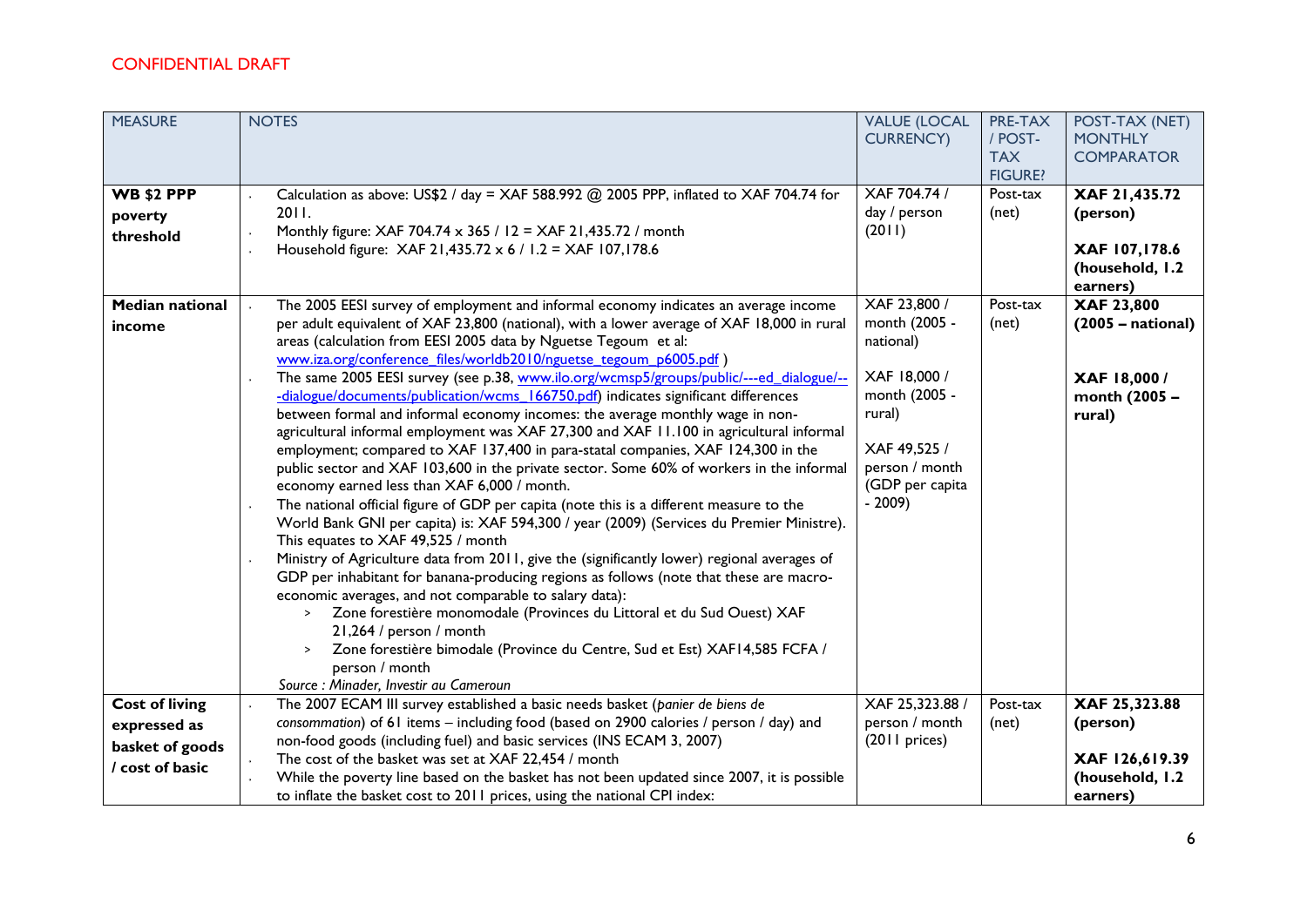CONFIDENTIAL DRAFT

| MEASURE | NOTES | VALUE (LOCAL CURRENCY) | PRE-TAX / POST-TAX FIGURE? | POST-TAX (NET) MONTHLY COMPARATOR |
|---|---|---|---|---|
| **WB $2 PPP poverty threshold** | · Calculation as above: US$2 / day = XAF 588.992 @ 2005 PPP, inflated to XAF 704.74 for 2011.<br>· Monthly figure: XAF 704.74 x 365 / 12 = XAF 21,435.72 / month<br>· Household figure: XAF 21,435.72 x 6 / 1.2 = XAF 107,178.6 | XAF 704.74 / day / person (2011) | Post-tax (net) | **XAF 21,435.72 (person)**<br><br>**XAF 107,178.6 (household, 1.2 earners)** |
| **Median national income** | · The 2005 EESI survey of employment and informal economy indicates an average income per adult equivalent of XAF 23,800 (national), with a lower average of XAF 18,000 in rural areas (calculation from EESI 2005 data by Nguetse Tegoum et al: www.iza.org/conference_files/worldb2010/nguetse_tegoum_p6005.pdf )<br>· The same 2005 EESI survey (see p.38, www.ilo.org/wcmsp5/groups/public/---ed_dialogue/---dialogue/documents/publication/wcms_166750.pdf) indicates significant differences between formal and informal economy incomes: the average monthly wage in non-agricultural informal employment was XAF 27,300 and XAF 11.100 in agricultural informal employment; compared to XAF 137,400 in para-statal companies, XAF 124,300 in the public sector and XAF 103,600 in the private sector. Some 60% of workers in the informal economy earned less than XAF 6,000 / month.<br>· The national official figure of GDP per capita (note this is a different measure to the World Bank GNI per capita) is: XAF 594,300 / year (2009) (Services du Premier Ministre). This equates to XAF 49,525 / month<br>· Ministry of Agriculture data from 2011, give the (significantly lower) regional averages of GDP per inhabitant for banana-producing regions as follows (note that these are macro-economic averages, and not comparable to salary data):<br>  > Zone forestière monomodale (Provinces du Littoral et du Sud Ouest) XAF 21,264 / person / month<br>  > Zone forestière bimodale (Province du Centre, Sud et Est) XAF14,585 FCFA / person / month<br>*Source : Minader, Investir au Cameroun* | XAF 23,800 / month (2005 - national)<br><br>XAF 18,000 / month (2005 - rural)<br><br>XAF 49,525 / person / month (GDP per capita - 2009) | Post-tax (net) | **XAF 23,800 (2005 – national)**<br><br>**XAF 18,000 / month (2005 – rural)** |
| **Cost of living expressed as basket of goods / cost of basic** | · The 2007 ECAM III survey established a basic needs basket (*panier de biens de consommation*) of 61 items – including food (based on 2900 calories / person / day) and non-food goods (including fuel) and basic services (INS ECAM 3, 2007)<br>· The cost of the basket was set at XAF 22,454 / month<br>· While the poverty line based on the basket has not been updated since 2007, it is possible to inflate the basket cost to 2011 prices, using the national CPI index: | XAF 25,323.88 / person / month (2011 prices) | Post-tax (net) | **XAF 25,323.88 (person)**<br><br>**XAF 126,619.39 (household, 1.2 earners)** |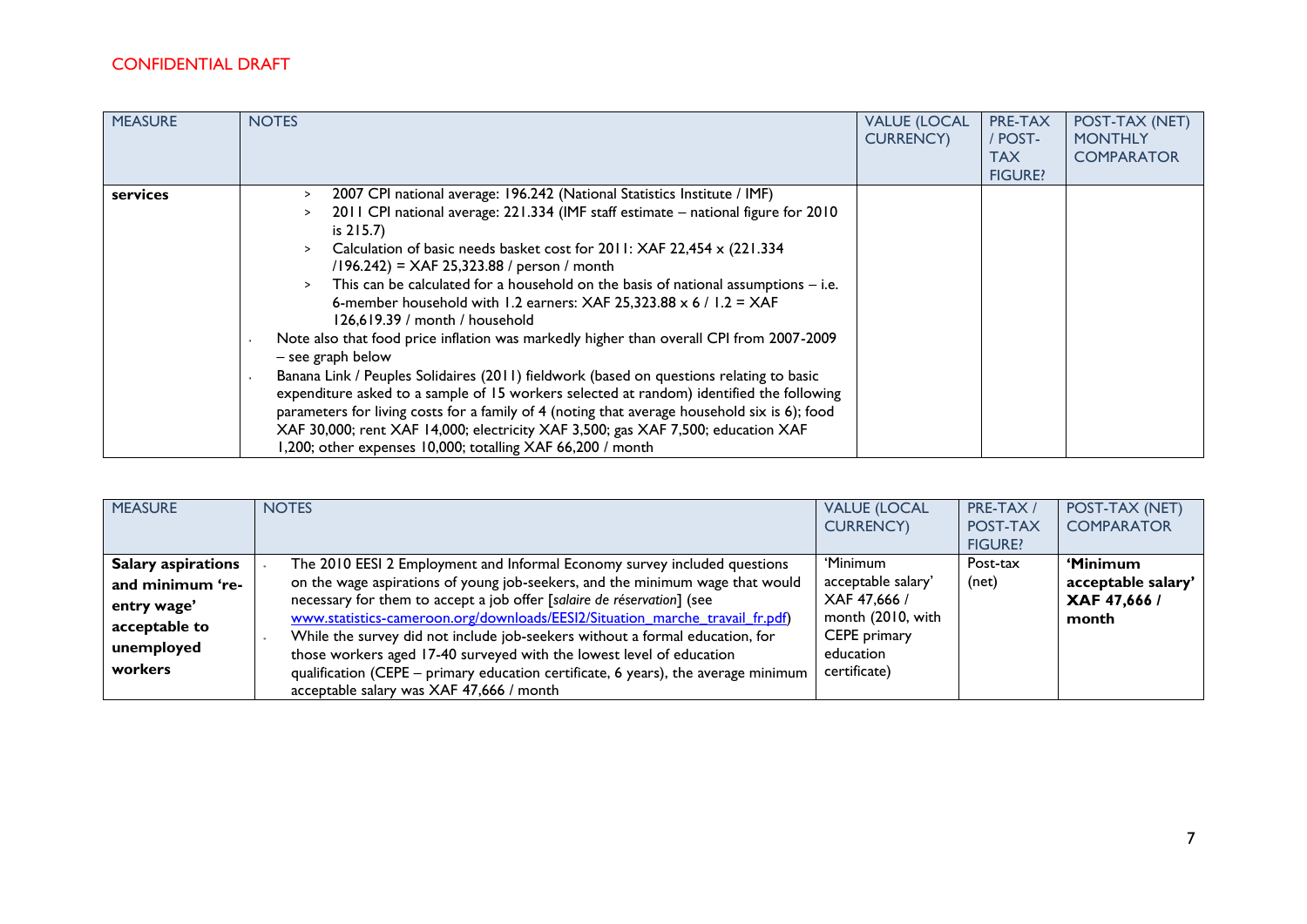CONFIDENTIAL DRAFT

| MEASURE | NOTES | VALUE (LOCAL CURRENCY) | PRE-TAX / POST-TAX FIGURE? | POST-TAX (NET) MONTHLY COMPARATOR |
|---|---|---|---|---|
| **services** | > 2007 CPI national average: 196.242 (National Statistics Institute / IMF)<br>> 2011 CPI national average: 221.334 (IMF staff estimate – national figure for 2010 is 215.7)<br>> Calculation of basic needs basket cost for 2011: XAF 22,454 x (221.334 /196.242) = XAF 25,323.88 / person / month<br>> This can be calculated for a household on the basis of national assumptions – i.e. 6-member household with 1.2 earners: XAF 25,323.88 x 6 / 1.2 = XAF 126,619.39 / month / household<br>- Note also that food price inflation was markedly higher than overall CPI from 2007-2009 – see graph below<br>- Banana Link / Peuples Solidaires (2011) fieldwork (based on questions relating to basic expenditure asked to a sample of 15 workers selected at random) identified the following parameters for living costs for a family of 4 (noting that average household six is 6); food XAF 30,000; rent XAF 14,000; electricity XAF 3,500; gas XAF 7,500; education XAF 1,200; other expenses 10,000; totalling XAF 66,200 / month | | | |

| MEASURE | NOTES | VALUE (LOCAL CURRENCY) | PRE-TAX / POST-TAX FIGURE? | POST-TAX (NET) COMPARATOR |
|---|---|---|---|---|
| **Salary aspirations and minimum 're-entry wage' acceptable to unemployed workers** | - The 2010 EESI 2 Employment and Informal Economy survey included questions on the wage aspirations of young job-seekers, and the minimum wage that would necessary for them to accept a job offer [*salaire de réservation*] (see www.statistics-cameroon.org/downloads/EESI2/Situation_marche_travail_fr.pdf)<br>- While the survey did not include job-seekers without a formal education, for those workers aged 17-40 surveyed with the lowest level of education qualification (CEPE – primary education certificate, 6 years), the average minimum acceptable salary was XAF 47,666 / month | 'Minimum acceptable salary' XAF 47,666 / month (2010, with CEPE primary education certificate) | Post-tax (net) | **'Minimum acceptable salary' XAF 47,666 / month** |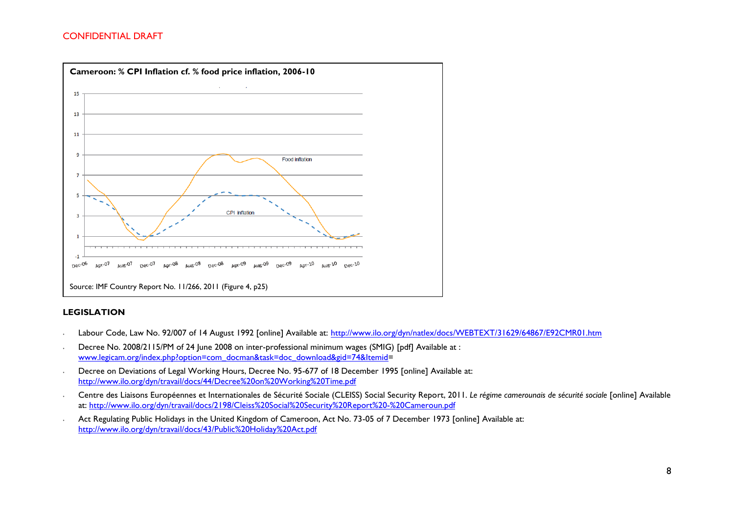CONFIDENTIAL DRAFT

**Cameroon: % CPI Inflation cf. % food price inflation, 2006-10**

Source: IMF Country Report No. 11/266, 2011 (Figure 4, p25)

## LEGISLATION

- Labour Code, Law No. 92/007 of 14 August 1992 [online] Available at: http://www.ilo.org/dyn/natlex/docs/WEBTEXT/31629/64867/E92CMR01.htm
- Decree No. 2008/2115/PM of 24 June 2008 on inter-professional minimum wages (SMIG) [pdf] Available at : www.legicam.org/index.php?option=com_docman&task=doc_download&gid=74&Itemid=
- Decree on Deviations of Legal Working Hours, Decree No. 95-677 of 18 December 1995 [online] Available at: http://www.ilo.org/dyn/travail/docs/44/Decree%20on%20Working%20Time.pdf
- Centre des Liaisons Européennes et Internationales de Sécurité Sociale (CLEISS) Social Security Report, 2011. *Le régime camerounais de sécurité sociale* [online] Available at: http://www.ilo.org/dyn/travail/docs/2198/Cleiss%20Social%20Security%20Report%20-%20Cameroun.pdf
- Act Regulating Public Holidays in the United Kingdom of Cameroon, Act No. 73-05 of 7 December 1973 [online] Available at: http://www.ilo.org/dyn/travail/docs/43/Public%20Holiday%20Act.pdf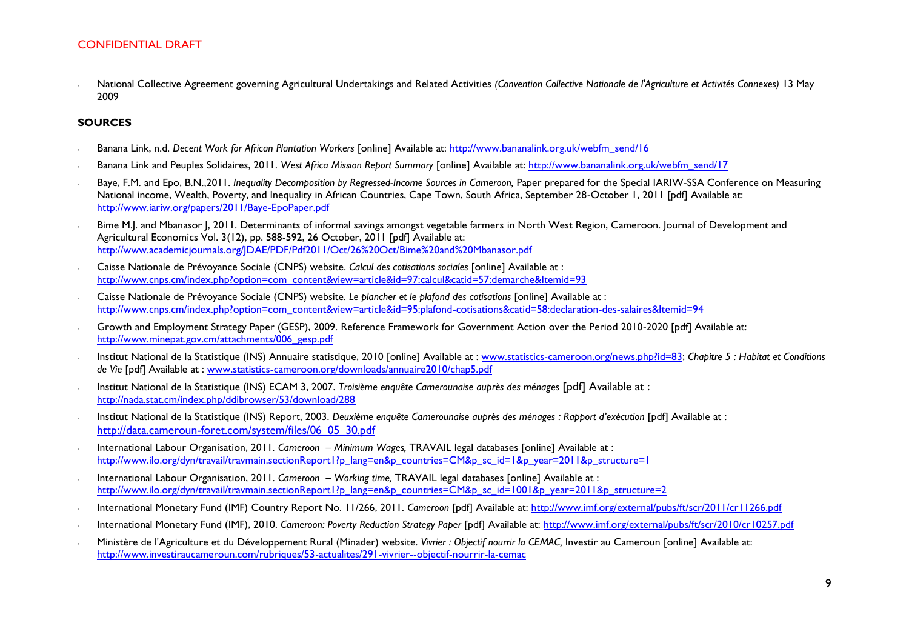- National Collective Agreement governing Agricultural Undertakings and Related Activities *(Convention Collective Nationale de l'Agriculture et Activités Connexes)* 13 May 2009

**SOURCES**

- Banana Link, n.d. *Decent Work for African Plantation Workers* [online] Available at: http://www.bananalink.org.uk/webfm_send/16
- Banana Link and Peuples Solidaires, 2011. *West Africa Mission Report Summary* [online] Available at: http://www.bananalink.org.uk/webfm_send/17
- Baye, F.M. and Epo, B.N.,2011. *Inequality Decomposition by Regressed-Income Sources in Cameroon,* Paper prepared for the Special IARIW-SSA Conference on Measuring National income, Wealth, Poverty, and Inequality in African Countries, Cape Town, South Africa, September 28-October 1, 2011 [pdf] Available at: http://www.iariw.org/papers/2011/Baye-EpoPaper.pdf
- Bime M.J. and Mbanasor J, 2011. Determinants of informal savings amongst vegetable farmers in North West Region, Cameroon. Journal of Development and Agricultural Economics Vol. 3(12), pp. 588-592, 26 October, 2011 [pdf] Available at: http://www.academicjournals.org/JDAE/PDF/Pdf2011/Oct/26%20Oct/Bime%20and%20Mbanasor.pdf
- Caisse Nationale de Prévoyance Sociale (CNPS) website. *Calcul des cotisations sociales* [online] Available at : http://www.cnps.cm/index.php?option=com_content&view=article&id=97:calcul&catid=57:demarche&Itemid=93
- Caisse Nationale de Prévoyance Sociale (CNPS) website. *Le plancher et le plafond des cotisations* [online] Available at : http://www.cnps.cm/index.php?option=com_content&view=article&id=95:plafond-cotisations&catid=58:declaration-des-salaires&Itemid=94
- Growth and Employment Strategy Paper (GESP), 2009. Reference Framework for Government Action over the Period 2010-2020 [pdf] Available at: http://www.minepat.gov.cm/attachments/006_gesp.pdf
- Institut National de la Statistique (INS) Annuaire statistique, 2010 [online] Available at : www.statistics-cameroon.org/news.php?id=83; *Chapitre 5 : Habitat et Conditions de Vie* [pdf] Available at : www.statistics-cameroon.org/downloads/annuaire2010/chap5.pdf
- Institut National de la Statistique (INS) ECAM 3, 2007. *Troisième enquête Camerounaise auprès des ménages* [pdf] Available at : http://nada.stat.cm/index.php/ddibrowser/53/download/288
- Institut National de la Statistique (INS) Report, 2003. *Deuxième enquête Camerounaise auprès des ménages : Rapport d'exécution* [pdf] Available at : http://data.cameroun-foret.com/system/files/06_05_30.pdf
- International Labour Organisation, 2011. *Cameroon – Minimum Wages,* TRAVAIL legal databases [online] Available at : http://www.ilo.org/dyn/travail/travmain.sectionReport1?p_lang=en&p_countries=CM&p_sc_id=1&p_year=2011&p_structure=1
- International Labour Organisation, 2011. *Cameroon – Working time,* TRAVAIL legal databases [online] Available at : http://www.ilo.org/dyn/travail/travmain.sectionReport1?p_lang=en&p_countries=CM&p_sc_id=1001&p_year=2011&p_structure=2
- International Monetary Fund (IMF) Country Report No. 11/266, 2011. *Cameroon* [pdf] Available at: http://www.imf.org/external/pubs/ft/scr/2011/cr11266.pdf
- International Monetary Fund (IMF), 2010. *Cameroon: Poverty Reduction Strategy Paper* [pdf] Available at: http://www.imf.org/external/pubs/ft/scr/2010/cr10257.pdf
- Ministère de l'Agriculture et du Développement Rural (Minader) website. *Vivrier : Objectif nourrir la CEMAC,* Investir au Cameroun [online] Available at: http://www.investiraucameroun.com/rubriques/53-actualites/291-vivrier--objectif-nourrir-la-cemac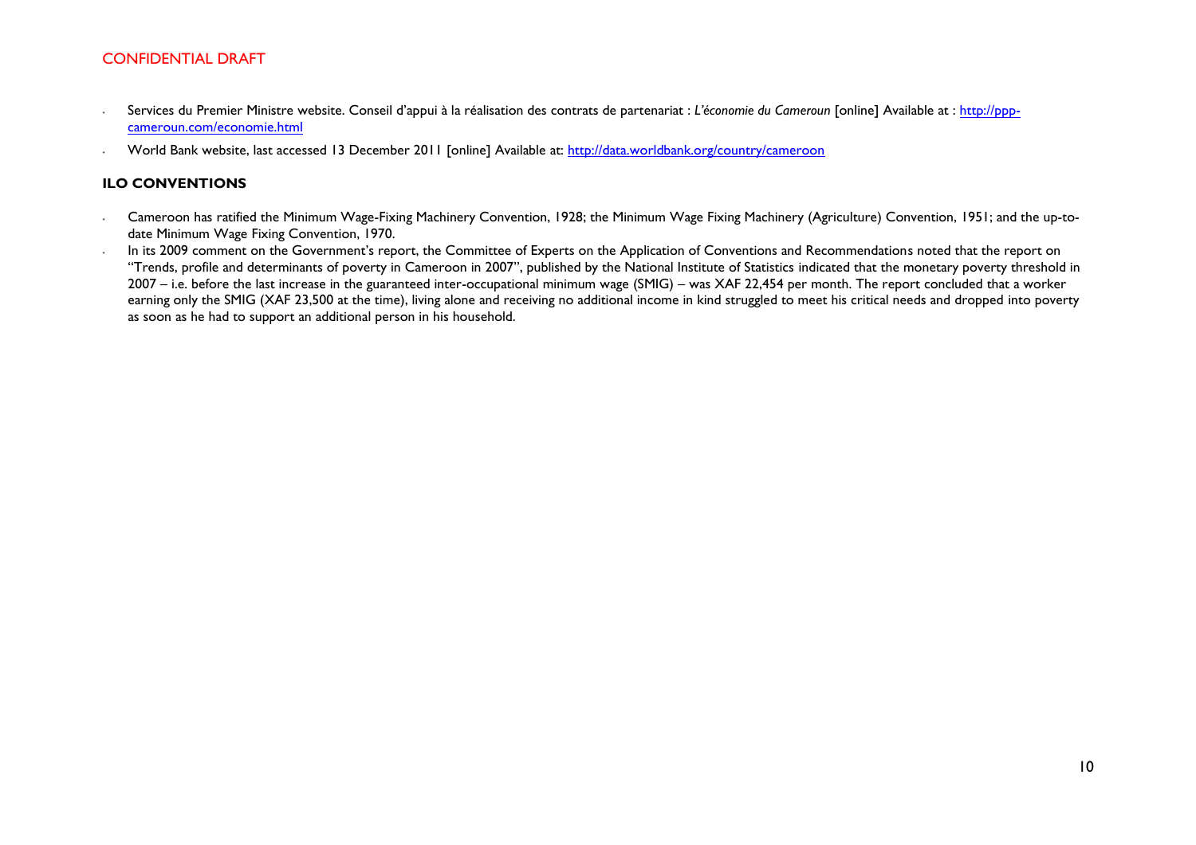CONFIDENTIAL DRAFT

- Services du Premier Ministre website. Conseil d'appui à la réalisation des contrats de partenariat : *L'économie du Cameroun* [online] Available at : [http://ppp-cameroun.com/economie.html](http://ppp-cameroun.com/economie.html)
- World Bank website, last accessed 13 December 2011 [online] Available at: [http://data.worldbank.org/country/cameroon](http://data.worldbank.org/country/cameroon)

## ILO CONVENTIONS

- Cameroon has ratified the Minimum Wage-Fixing Machinery Convention, 1928; the Minimum Wage Fixing Machinery (Agriculture) Convention, 1951; and the up-to-date Minimum Wage Fixing Convention, 1970.
- In its 2009 comment on the Government's report, the Committee of Experts on the Application of Conventions and Recommendations noted that the report on "Trends, profile and determinants of poverty in Cameroon in 2007", published by the National Institute of Statistics indicated that the monetary poverty threshold in 2007 – i.e. before the last increase in the guaranteed inter-occupational minimum wage (SMIG) – was XAF 22,454 per month. The report concluded that a worker earning only the SMIG (XAF 23,500 at the time), living alone and receiving no additional income in kind struggled to meet his critical needs and dropped into poverty as soon as he had to support an additional person in his household.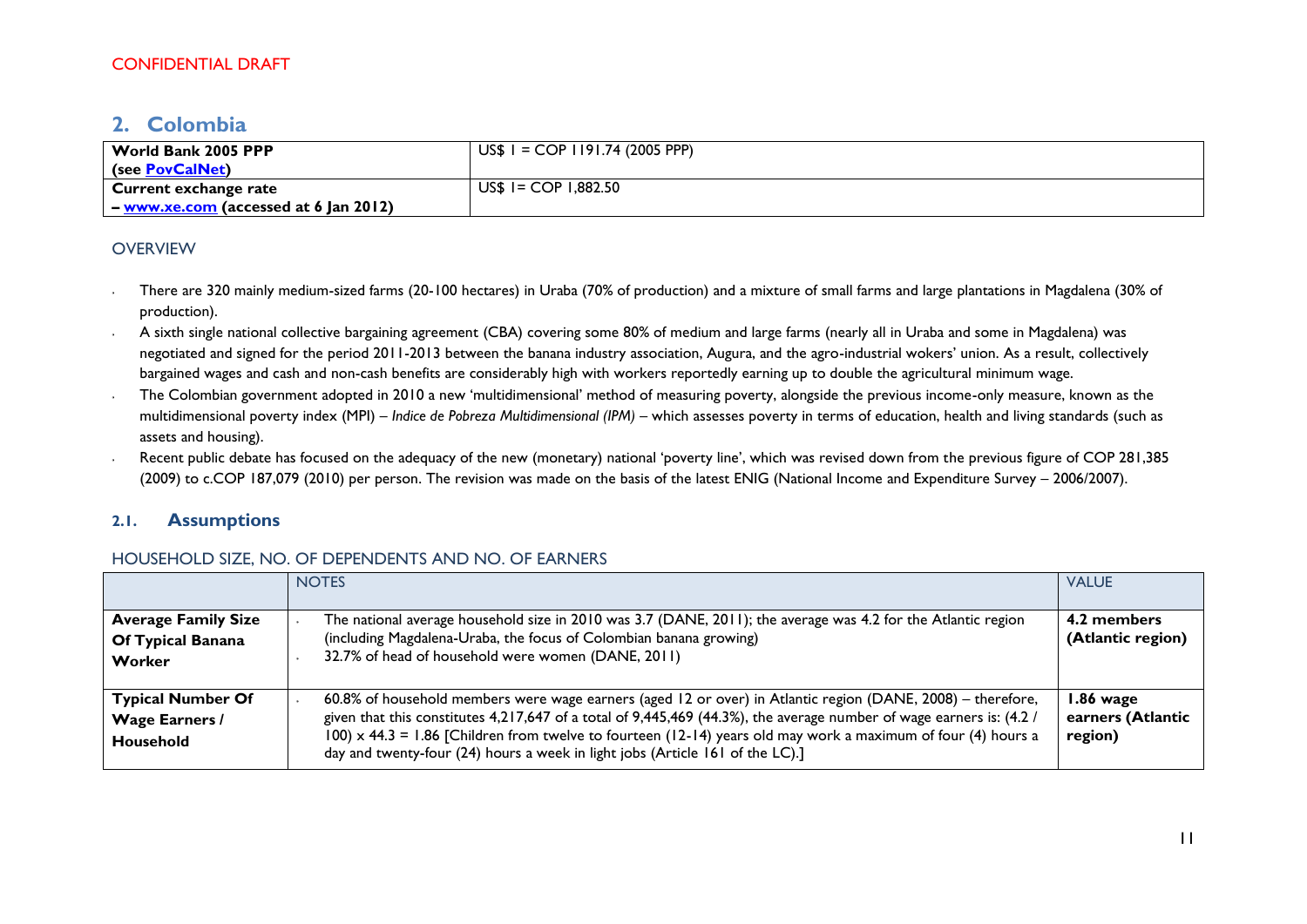CONFIDENTIAL DRAFT

## 2. Colombia

| | |
|---|---|
| **World Bank 2005 PPP (see PovCalNet)** | US$ 1 = COP 1191.74 (2005 PPP) |
| **Current exchange rate – www.xe.com (accessed at 6 Jan 2012)** | US$ 1= COP 1,882.50 |

### OVERVIEW

- There are 320 mainly medium-sized farms (20-100 hectares) in Uraba (70% of production) and a mixture of small farms and large plantations in Magdalena (30% of production).
- A sixth single national collective bargaining agreement (CBA) covering some 80% of medium and large farms (nearly all in Uraba and some in Magdalena) was negotiated and signed for the period 2011-2013 between the banana industry association, Augura, and the agro-industrial wokers' union. As a result, collectively bargained wages and cash and non-cash benefits are considerably high with workers reportedly earning up to double the agricultural minimum wage.
- The Colombian government adopted in 2010 a new 'multidimensional' method of measuring poverty, alongside the previous income-only measure, known as the multidimensional poverty index (MPI) – *Indice de Pobreza Multidimensional (IPM)* – which assesses poverty in terms of education, health and living standards (such as assets and housing).
- Recent public debate has focused on the adequacy of the new (monetary) national 'poverty line', which was revised down from the previous figure of COP 281,385 (2009) to c.COP 187,079 (2010) per person. The revision was made on the basis of the latest ENIG (National Income and Expenditure Survey – 2006/2007).

### 2.1. Assumptions

#### HOUSEHOLD SIZE, NO. OF DEPENDENTS AND NO. OF EARNERS

| | NOTES | VALUE |
|---|---|---|
| **Average Family Size Of Typical Banana Worker** | • The national average household size in 2010 was 3.7 (DANE, 2011); the average was 4.2 for the Atlantic region (including Magdalena-Uraba, the focus of Colombian banana growing)<br>• 32.7% of head of household were women (DANE, 2011) | **4.2 members (Atlantic region)** |
| **Typical Number Of Wage Earners / Household** | • 60.8% of household members were wage earners (aged 12 or over) in Atlantic region (DANE, 2008) – therefore, given that this constitutes 4,217,647 of a total of 9,445,469 (44.3%), the average number of wage earners is: (4.2 / 100) x 44.3 = 1.86 [Children from twelve to fourteen (12-14) years old may work a maximum of four (4) hours a day and twenty-four (24) hours a week in light jobs (Article 161 of the LC).] | **1.86 wage earners (Atlantic region)** |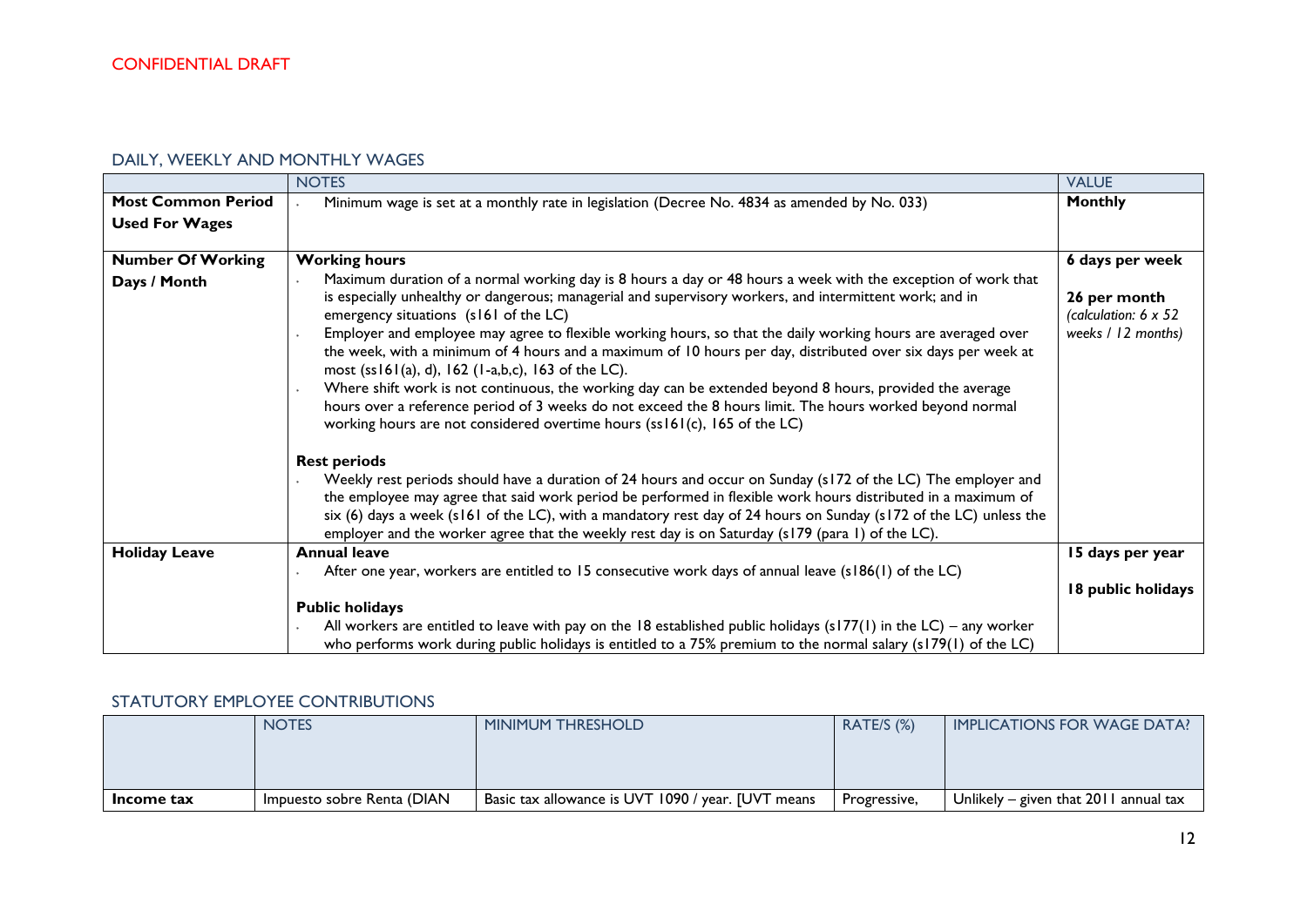CONFIDENTIAL DRAFT

## DAILY, WEEKLY AND MONTHLY WAGES

| | NOTES | VALUE |
|---|---|---|
| **Most Common Period Used For Wages** | - Minimum wage is set at a monthly rate in legislation (Decree No. 4834 as amended by No. 033) | **Monthly** |
| **Number Of Working Days / Month** | **Working hours**<br>- Maximum duration of a normal working day is 8 hours a day or 48 hours a week with the exception of work that is especially unhealthy or dangerous; managerial and supervisory workers, and intermittent work; and in emergency situations (s161 of the LC)<br>- Employer and employee may agree to flexible working hours, so that the daily working hours are averaged over the week, with a minimum of 4 hours and a maximum of 10 hours per day, distributed over six days per week at most (ss161(a), d), 162 (1-a,b,c), 163 of the LC).<br>- Where shift work is not continuous, the working day can be extended beyond 8 hours, provided the average hours over a reference period of 3 weeks do not exceed the 8 hours limit. The hours worked beyond normal working hours are not considered overtime hours (ss161(c), 165 of the LC)<br><br>**Rest periods**<br>- Weekly rest periods should have a duration of 24 hours and occur on Sunday (s172 of the LC) The employer and the employee may agree that said work period be performed in flexible work hours distributed in a maximum of six (6) days a week (s161 of the LC), with a mandatory rest day of 24 hours on Sunday (s172 of the LC) unless the employer and the worker agree that the weekly rest day is on Saturday (s179 (para 1) of the LC). | **6 days per week**<br><br>**26 per month**<br>*(calculation: 6 x 52 weeks / 12 months)* |
| **Holiday Leave** | **Annual leave**<br>- After one year, workers are entitled to 15 consecutive work days of annual leave (s186(1) of the LC)<br><br>**Public holidays**<br>- All workers are entitled to leave with pay on the 18 established public holidays (s177(1) in the LC) – any worker who performs work during public holidays is entitled to a 75% premium to the normal salary (s179(1) of the LC) | **15 days per year**<br><br>**18 public holidays** |

## STATUTORY EMPLOYEE CONTRIBUTIONS

| | NOTES | MINIMUM THRESHOLD | RATE/S (%) | IMPLICATIONS FOR WAGE DATA? |
|---|---|---|---|---|
| **Income tax** | Impuesto sobre Renta (DIAN | Basic tax allowance is UVT 1090 / year. [UVT means | Progressive, | Unlikely – given that 2011 annual tax |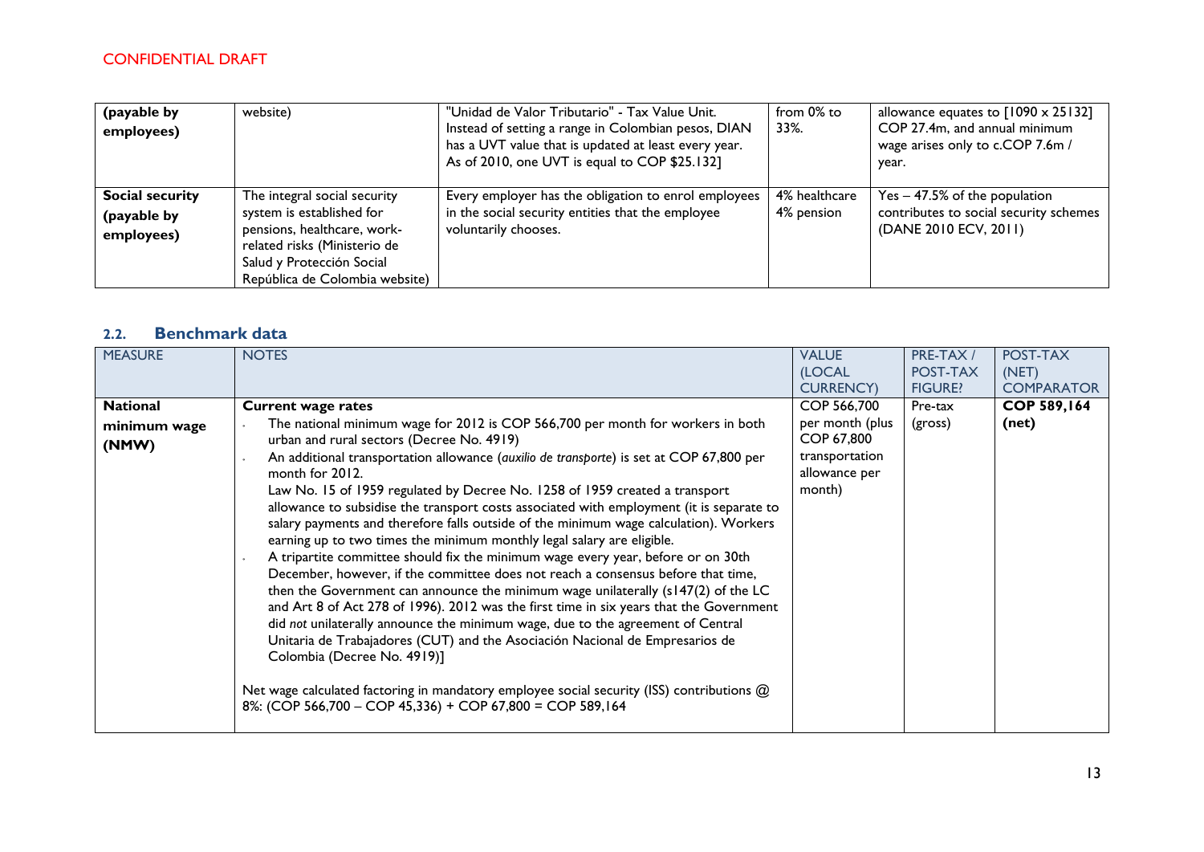CONFIDENTIAL DRAFT

| | | | | |
|---|---|---|---|---|
| **(payable by employees)** | website) | "Unidad de Valor Tributario" - Tax Value Unit. Instead of setting a range in Colombian pesos, DIAN has a UVT value that is updated at least every year. As of 2010, one UVT is equal to COP $25.132] | from 0% to 33%. | allowance equates to [1090 x 25132] COP 27.4m, and annual minimum wage arises only to c.COP 7.6m / year. |
| **Social security (payable by employees)** | The integral social security system is established for pensions, healthcare, work-related risks (Ministerio de Salud y Protección Social República de Colombia website) | Every employer has the obligation to enrol employees in the social security entities that the employee voluntarily chooses. | 4% healthcare<br>4% pension | Yes – 47.5% of the population contributes to social security schemes (DANE 2010 ECV, 2011) |

## 2.2. Benchmark data

| MEASURE | NOTES | VALUE (LOCAL CURRENCY) | PRE-TAX / POST-TAX FIGURE? | POST-TAX (NET) COMPARATOR |
|---|---|---|---|---|
| **National minimum wage (NMW)** | **Current wage rates**<br>- The national minimum wage for 2012 is COP 566,700 per month for workers in both urban and rural sectors (Decree No. 4919)<br>- An additional transportation allowance (*auxilio de transporte*) is set at COP 67,800 per month for 2012.<br>Law No. 15 of 1959 regulated by Decree No. 1258 of 1959 created a transport allowance to subsidise the transport costs associated with employment (it is separate to salary payments and therefore falls outside of the minimum wage calculation). Workers earning up to two times the minimum monthly legal salary are eligible.<br>- A tripartite committee should fix the minimum wage every year, before or on 30th December, however, if the committee does not reach a consensus before that time, then the Government can announce the minimum wage unilaterally (s147(2) of the LC and Art 8 of Act 278 of 1996). 2012 was the first time in six years that the Government did *not* unilaterally announce the minimum wage, due to the agreement of Central Unitaria de Trabajadores (CUT) and the Asociación Nacional de Empresarios de Colombia (Decree No. 4919)]<br><br>Net wage calculated factoring in mandatory employee social security (ISS) contributions @ 8%: (COP 566,700 – COP 45,336) + COP 67,800 = COP 589,164 | COP 566,700 per month (plus COP 67,800 transportation allowance per month) | Pre-tax (gross) | **COP 589,164 (net)** |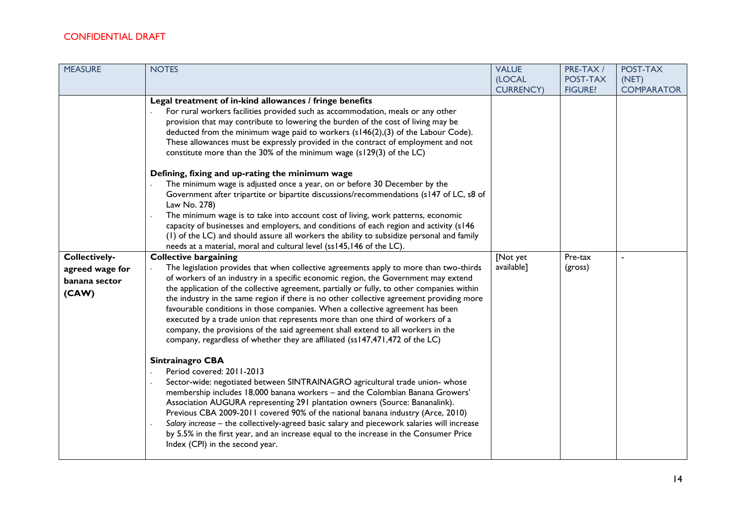CONFIDENTIAL DRAFT

| MEASURE | NOTES | VALUE (LOCAL CURRENCY) | PRE-TAX / POST-TAX FIGURE? | POST-TAX (NET) COMPARATOR |
|---|---|---|---|---|
| | **Legal treatment of in-kind allowances / fringe benefits**<br>- For rural workers facilities provided such as accommodation, meals or any other provision that may contribute to lowering the burden of the cost of living may be deducted from the minimum wage paid to workers (s146(2),(3) of the Labour Code). These allowances must be expressly provided in the contract of employment and not constitute more than the 30% of the minimum wage (s129(3) of the LC)<br><br>**Defining, fixing and up-rating the minimum wage**<br>- The minimum wage is adjusted once a year, on or before 30 December by the Government after tripartite or bipartite discussions/recommendations (s147 of LC, s8 of Law No. 278)<br>- The minimum wage is to take into account cost of living, work patterns, economic capacity of businesses and employers, and conditions of each region and activity (s146 (1) of the LC) and should assure all workers the ability to subsidize personal and family needs at a material, moral and cultural level (ss145,146 of the LC). | | | |
| **Collectively-agreed wage for banana sector (CAW)** | **Collective bargaining**<br>- The legislation provides that when collective agreements apply to more than two-thirds of workers of an industry in a specific economic region, the Government may extend the application of the collective agreement, partially or fully, to other companies within the industry in the same region if there is no other collective agreement providing more favourable conditions in those companies. When a collective agreement has been executed by a trade union that represents more than one third of workers of a company, the provisions of the said agreement shall extend to all workers in the company, regardless of whether they are affiliated (ss147,471,472 of the LC)<br><br>**Sintrainagro CBA**<br>- Period covered: 2011-2013<br>- Sector-wide: negotiated between SINTRAINAGRO agricultural trade union- whose membership includes 18,000 banana workers – and the Colombian Banana Growers' Association AUGURA representing 291 plantation owners (Source: Bananalink). Previous CBA 2009-2011 covered 90% of the national banana industry (Arce, 2010)<br>- *Salary increase* – the collectively-agreed basic salary and piecework salaries will increase by 5.5% in the first year, and an increase equal to the increase in the Consumer Price Index (CPI) in the second year. | [Not yet available] | Pre-tax (gross) | - |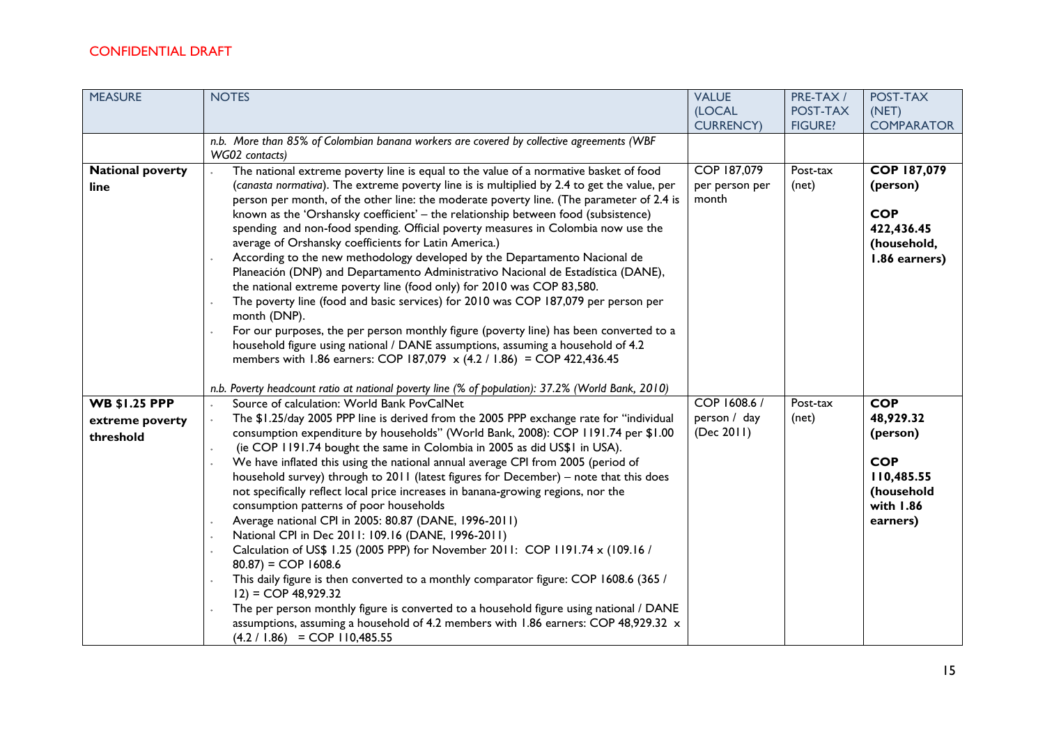CONFIDENTIAL DRAFT

| MEASURE | NOTES | VALUE (LOCAL CURRENCY) | PRE-TAX / POST-TAX FIGURE? | POST-TAX (NET) COMPARATOR |
|---|---|---|---|---|
| | *n.b. More than 85% of Colombian banana workers are covered by collective agreements (WBF WG02 contacts)* | | | |
| **National poverty line** | - The national extreme poverty line is equal to the value of a normative basket of food (*canasta normativa*). The extreme poverty line is is multiplied by 2.4 to get the value, per person per month, of the other line: the moderate poverty line. (The parameter of 2.4 is known as the 'Orshansky coefficient' – the relationship between food (subsistence) spending and non-food spending. Official poverty measures in Colombia now use the average of Orshansky coefficients for Latin America.)<br>- According to the new methodology developed by the Departamento Nacional de Planeación (DNP) and Departamento Administrativo Nacional de Estadística (DANE), the national extreme poverty line (food only) for 2010 was COP 83,580.<br>- The poverty line (food and basic services) for 2010 was COP 187,079 per person per month (DNP).<br>- For our purposes, the per person monthly figure (poverty line) has been converted to a household figure using national / DANE assumptions, assuming a household of 4.2 members with 1.86 earners: COP 187,079 x (4.2 / 1.86) = COP 422,436.45<br><br>*n.b. Poverty headcount ratio at national poverty line (% of population): 37.2% (World Bank, 2010)* | COP 187,079 per person per month | Post-tax (net) | **COP 187,079 (person)**<br><br>**COP 422,436.45 (household, 1.86 earners)** |
| **WB $1.25 PPP extreme poverty threshold** | - Source of calculation: World Bank PovCalNet<br>- The $1.25/day 2005 PPP line is derived from the 2005 PPP exchange rate for "individual consumption expenditure by households" (World Bank, 2008): COP 1191.74 per $1.00<br>- (ie COP 1191.74 bought the same in Colombia in 2005 as did US$1 in USA).<br>- We have inflated this using the national annual average CPI from 2005 (period of household survey) through to 2011 (latest figures for December) – note that this does not specifically reflect local price increases in banana-growing regions, nor the consumption patterns of poor households<br>- Average national CPI in 2005: 80.87 (DANE, 1996-2011)<br>- National CPI in Dec 2011: 109.16 (DANE, 1996-2011)<br>- Calculation of US$ 1.25 (2005 PPP) for November 2011: COP 1191.74 x (109.16 / 80.87) = COP 1608.6<br>- This daily figure is then converted to a monthly comparator figure: COP 1608.6 (365 / 12) = COP 48,929.32<br>- The per person monthly figure is converted to a household figure using national / DANE assumptions, assuming a household of 4.2 members with 1.86 earners: COP 48,929.32 x (4.2 / 1.86) = COP 110,485.55 | COP 1608.6 / person / day (Dec 2011) | Post-tax (net) | **COP 48,929.32 (person)**<br><br>**COP 110,485.55 (household with 1.86 earners)** |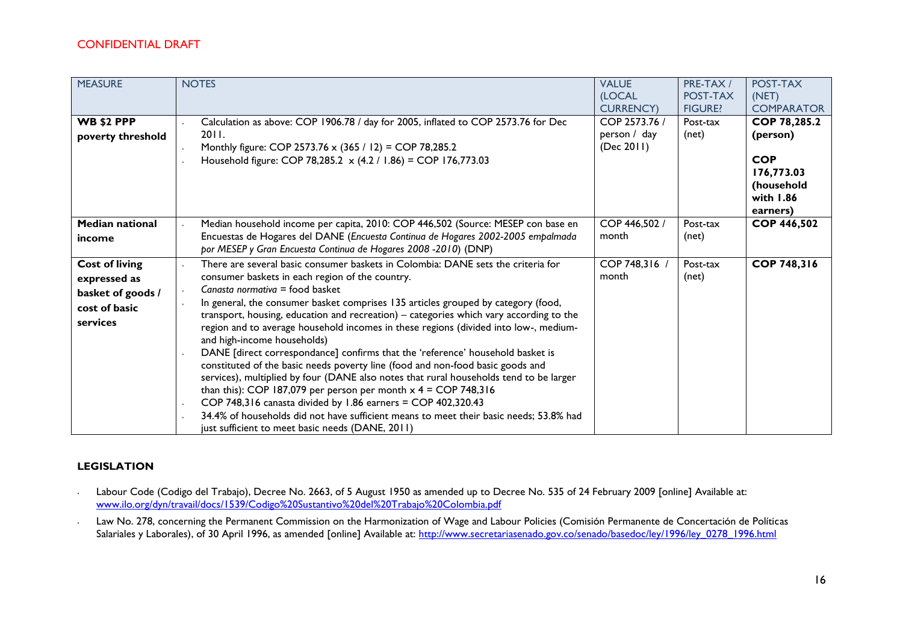CONFIDENTIAL DRAFT

| MEASURE | NOTES | VALUE (LOCAL CURRENCY) | PRE-TAX / POST-TAX FIGURE? | POST-TAX (NET) COMPARATOR |
|---|---|---|---|---|
| **WB $2 PPP poverty threshold** | • Calculation as above: COP 1906.78 / day for 2005, inflated to COP 2573.76 for Dec 2011.<br>• Monthly figure: COP 2573.76 x (365 / 12) = COP 78,285.2<br>• Household figure: COP 78,285.2 x (4.2 / 1.86) = COP 176,773.03 | COP 2573.76 / person / day (Dec 2011) | Post-tax (net) | **COP 78,285.2 (person)**<br><br>**COP 176,773.03 (household with 1.86 earners)** |
| **Median national income** | • Median household income per capita, 2010: COP 446,502 (Source: MESEP con base en Encuestas de Hogares del DANE (*Encuesta Continua de Hogares 2002-2005 empalmada por MESEP y Gran Encuesta Continua de Hogares 2008 -2010*) (DNP) | COP 446,502 / month | Post-tax (net) | **COP 446,502** |
| **Cost of living expressed as basket of goods / cost of basic services** | • There are several basic consumer baskets in Colombia: DANE sets the criteria for consumer baskets in each region of the country.<br>• *Canasta normativa* = food basket<br>• In general, the consumer basket comprises 135 articles grouped by category (food, transport, housing, education and recreation) – categories which vary according to the region and to average household incomes in these regions (divided into low-, medium- and high-income households)<br>• DANE [direct correspondance] confirms that the 'reference' household basket is constituted of the basic needs poverty line (food and non-food basic goods and services), multiplied by four (DANE also notes that rural households tend to be larger than this): COP 187,079 per person per month x 4 = COP 748,316<br>• COP 748,316 canasta divided by 1.86 earners = COP 402,320.43<br>• 34.4% of households did not have sufficient means to meet their basic needs; 53.8% had just sufficient to meet basic needs (DANE, 2011) | COP 748,316 / month | Post-tax (net) | **COP 748,316** |

## LEGISLATION

- Labour Code (Codigo del Trabajo), Decree No. 2663, of 5 August 1950 as amended up to Decree No. 535 of 24 February 2009 [online] Available at: www.ilo.org/dyn/travail/docs/1539/Codigo%20Sustantivo%20del%20Trabajo%20Colombia.pdf
- Law No. 278, concerning the Permanent Commission on the Harmonization of Wage and Labour Policies (Comisión Permanente de Concertación de Políticas Salariales y Laborales), of 30 April 1996, as amended [online] Available at: http://www.secretariasenado.gov.co/senado/basedoc/ley/1996/ley_0278_1996.html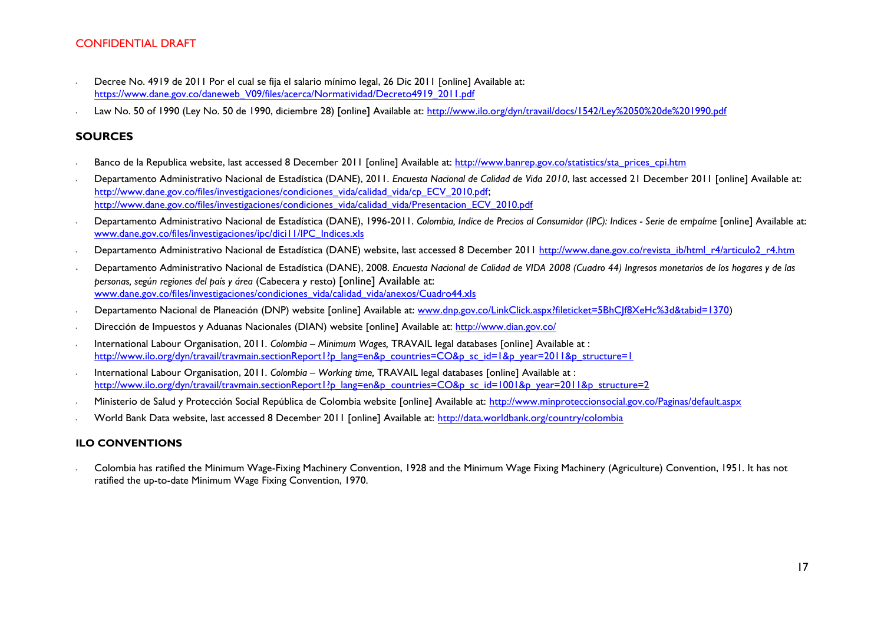- Decree No. 4919 de 2011 Por el cual se fija el salario mínimo legal, 26 Dic 2011 [online] Available at: https://www.dane.gov.co/daneweb_V09/files/acerca/Normatividad/Decreto4919_2011.pdf
- Law No. 50 of 1990 (Ley No. 50 de 1990, diciembre 28) [online] Available at: http://www.ilo.org/dyn/travail/docs/1542/Ley%2050%20de%201990.pdf

## SOURCES

- Banco de la Republica website, last accessed 8 December 2011 [online] Available at: http://www.banrep.gov.co/statistics/sta_prices_cpi.htm
- Departamento Administrativo Nacional de Estadística (DANE), 2011. *Encuesta Nacional de Calidad de Vida 2010*, last accessed 21 December 2011 [online] Available at: http://www.dane.gov.co/files/investigaciones/condiciones_vida/calidad_vida/cp_ECV_2010.pdf; http://www.dane.gov.co/files/investigaciones/condiciones_vida/calidad_vida/Presentacion_ECV_2010.pdf
- Departamento Administrativo Nacional de Estadística (DANE), 1996-2011. *Colombia, Indice de Precios al Consumidor (IPC): Indices - Serie de empalme* [online] Available at: www.dane.gov.co/files/investigaciones/ipc/dici11/IPC_Indices.xls
- Departamento Administrativo Nacional de Estadística (DANE) website, last accessed 8 December 2011 http://www.dane.gov.co/revista_ib/html_r4/articulo2_r4.htm
- Departamento Administrativo Nacional de Estadística (DANE), 2008. *Encuesta Nacional de Calidad de VIDA 2008 (Cuadro 44) Ingresos monetarios de los hogares y de las personas, según regiones del país y área* (Cabecera y resto) [online] Available at: www.dane.gov.co/files/investigaciones/condiciones_vida/calidad_vida/anexos/Cuadro44.xls
- Departamento Nacional de Planeación (DNP) website [online] Available at: www.dnp.gov.co/LinkClick.aspx?fileticket=5BhCJf8XeHc%3d&tabid=1370)
- Dirección de Impuestos y Aduanas Nacionales (DIAN) website [online] Available at: http://www.dian.gov.co/
- International Labour Organisation, 2011. *Colombia – Minimum Wages,* TRAVAIL legal databases [online] Available at : http://www.ilo.org/dyn/travail/travmain.sectionReport1?p_lang=en&p_countries=CO&p_sc_id=1&p_year=2011&p_structure=1
- International Labour Organisation, 2011. *Colombia – Working time,* TRAVAIL legal databases [online] Available at : http://www.ilo.org/dyn/travail/travmain.sectionReport1?p_lang=en&p_countries=CO&p_sc_id=1001&p_year=2011&p_structure=2
- Ministerio de Salud y Protección Social República de Colombia website [online] Available at: http://www.minproteccionsocial.gov.co/Paginas/default.aspx
- World Bank Data website, last accessed 8 December 2011 [online] Available at: http://data.worldbank.org/country/colombia

## ILO CONVENTIONS

- Colombia has ratified the Minimum Wage-Fixing Machinery Convention, 1928 and the Minimum Wage Fixing Machinery (Agriculture) Convention, 1951. It has not ratified the up-to-date Minimum Wage Fixing Convention, 1970.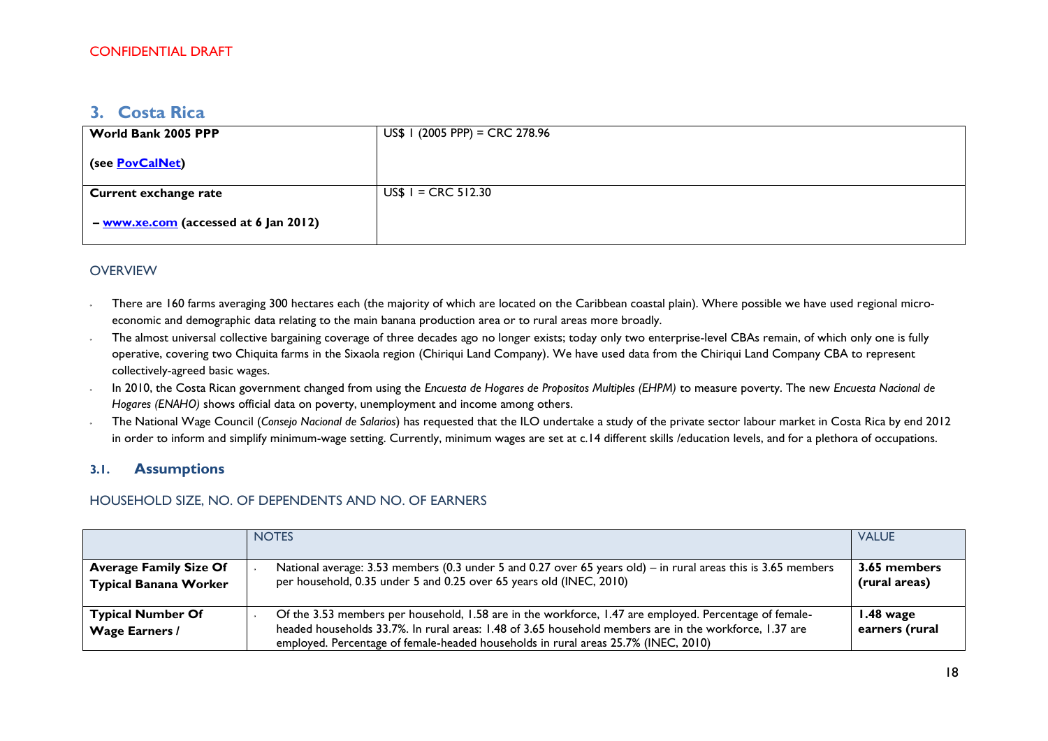CONFIDENTIAL DRAFT

## 3. Costa Rica

| World Bank 2005 PPP<br><br>(see [PovCalNet]) | US$ 1 (2005 PPP) = CRC 278.96 |
|---|---|
| **Current exchange rate**<br><br>**– [www.xe.com] (accessed at 6 Jan 2012)** | US$ 1 = CRC 512.30 |

### OVERVIEW

- There are 160 farms averaging 300 hectares each (the majority of which are located on the Caribbean coastal plain). Where possible we have used regional micro-economic and demographic data relating to the main banana production area or to rural areas more broadly.
- The almost universal collective bargaining coverage of three decades ago no longer exists; today only two enterprise-level CBAs remain, of which only one is fully operative, covering two Chiquita farms in the Sixaola region (Chiriqui Land Company). We have used data from the Chiriqui Land Company CBA to represent collectively-agreed basic wages.
- In 2010, the Costa Rican government changed from using the *Encuesta de Hogares de Propositos Multiples (EHPM)* to measure poverty. The new *Encuesta Nacional de Hogares (ENAHO)* shows official data on poverty, unemployment and income among others.
- The National Wage Council (*Consejo Nacional de Salarios*) has requested that the ILO undertake a study of the private sector labour market in Costa Rica by end 2012 in order to inform and simplify minimum-wage setting. Currently, minimum wages are set at c.14 different skills /education levels, and for a plethora of occupations.

### 3.1. Assumptions

#### HOUSEHOLD SIZE, NO. OF DEPENDENTS AND NO. OF EARNERS

| | NOTES | VALUE |
|---|---|---|
| **Average Family Size Of Typical Banana Worker** | - National average: 3.53 members (0.3 under 5 and 0.27 over 65 years old) – in rural areas this is 3.65 members per household, 0.35 under 5 and 0.25 over 65 years old (INEC, 2010) | **3.65 members (rural areas)** |
| **Typical Number Of Wage Earners /** | - Of the 3.53 members per household, 1.58 are in the workforce, 1.47 are employed. Percentage of female-headed households 33.7%. In rural areas: 1.48 of 3.65 household members are in the workforce, 1.37 are employed. Percentage of female-headed households in rural areas 25.7% (INEC, 2010) | **1.48 wage earners (rural** |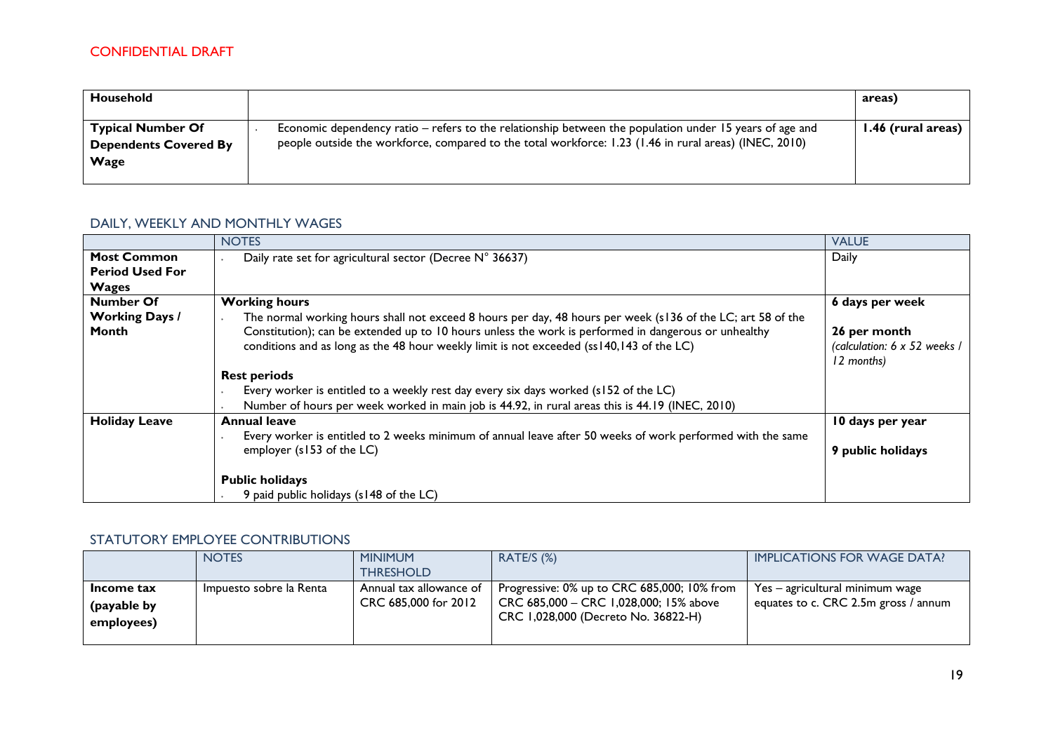CONFIDENTIAL DRAFT

| Household | | areas) |
|---|---|---|
| **Typical Number Of Dependents Covered By Wage** | - Economic dependency ratio – refers to the relationship between the population under 15 years of age and people outside the workforce, compared to the total workforce: 1.23 (1.46 in rural areas) (INEC, 2010) | **1.46 (rural areas)** |

## DAILY, WEEKLY AND MONTHLY WAGES

| | NOTES | VALUE |
|---|---|---|
| **Most Common Period Used For Wages** | - Daily rate set for agricultural sector (Decree N° 36637) | Daily |
| **Number Of Working Days / Month** | **Working hours**<br>- The normal working hours shall not exceed 8 hours per day, 48 hours per week (s136 of the LC; art 58 of the Constitution); can be extended up to 10 hours unless the work is performed in dangerous or unhealthy conditions and as long as the 48 hour weekly limit is not exceeded (ss140,143 of the LC)<br><br>**Rest periods**<br>- Every worker is entitled to a weekly rest day every six days worked (s152 of the LC)<br>- Number of hours per week worked in main job is 44.92, in rural areas this is 44.19 (INEC, 2010) | **6 days per week**<br><br>**26 per month**<br>*(calculation: 6 x 52 weeks / 12 months)* |
| **Holiday Leave** | **Annual leave**<br>- Every worker is entitled to 2 weeks minimum of annual leave after 50 weeks of work performed with the same employer (s153 of the LC)<br><br>**Public holidays**<br>- 9 paid public holidays (s148 of the LC) | **10 days per year**<br><br>**9 public holidays** |

## STATUTORY EMPLOYEE CONTRIBUTIONS

| | NOTES | MINIMUM THRESHOLD | RATE/S (%) | IMPLICATIONS FOR WAGE DATA? |
|---|---|---|---|---|
| **Income tax (payable by employees)** | Impuesto sobre la Renta | Annual tax allowance of CRC 685,000 for 2012 | Progressive: 0% up to CRC 685,000; 10% from CRC 685,000 – CRC 1,028,000; 15% above CRC 1,028,000 (Decreto No. 36822-H) | Yes – agricultural minimum wage equates to c. CRC 2.5m gross / annum |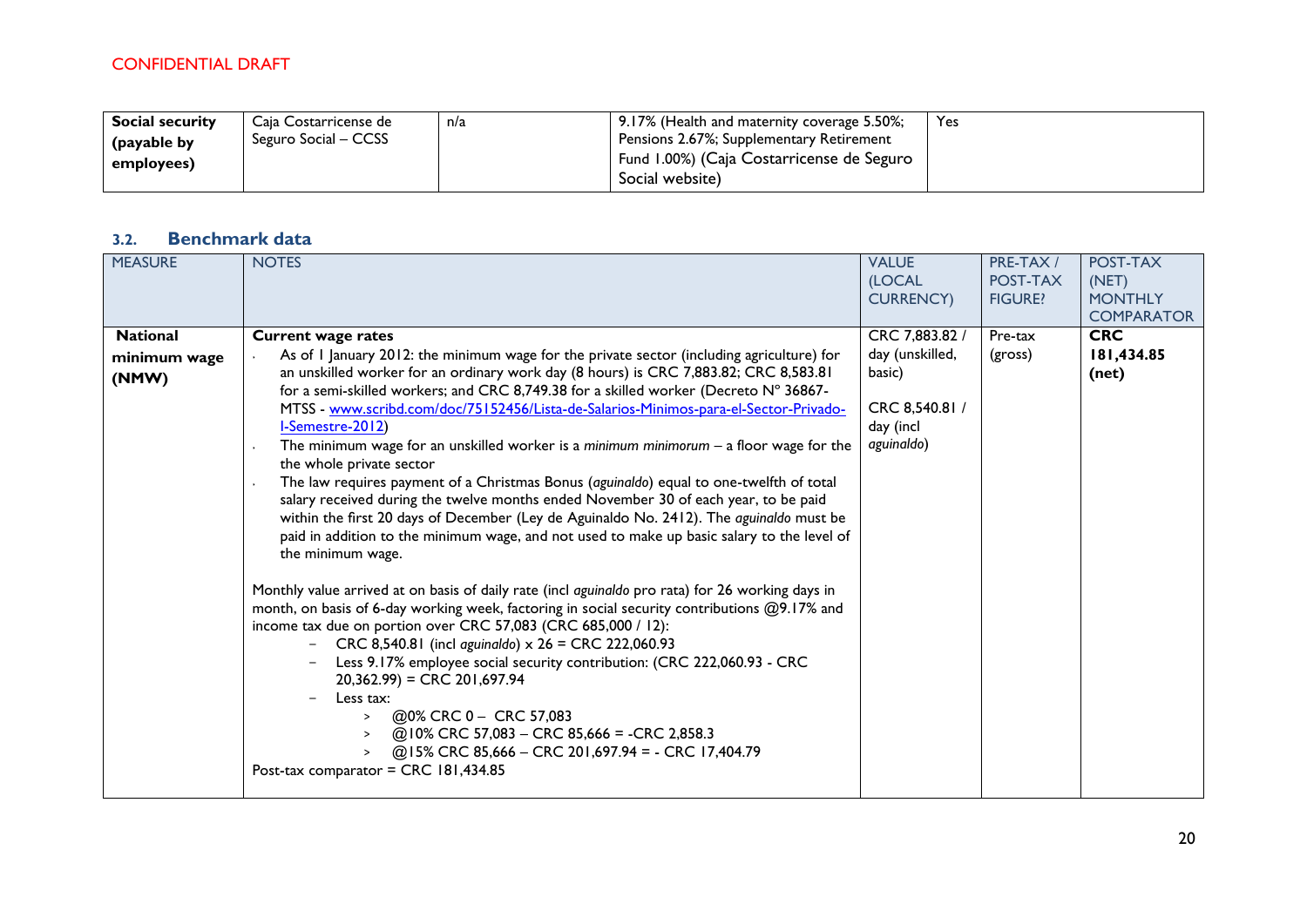CONFIDENTIAL DRAFT

| **Social security (payable by employees)** | Caja Costarricense de Seguro Social – CCSS | n/a | 9.17% (Health and maternity coverage 5.50%; Pensions 2.67%; Supplementary Retirement Fund 1.00%) (Caja Costarricense de Seguro Social website) | Yes |
|---|---|---|---|---|

### 3.2. Benchmark data

| MEASURE | NOTES | VALUE (LOCAL CURRENCY) | PRE-TAX / POST-TAX FIGURE? | POST-TAX (NET) MONTHLY COMPARATOR |
|---|---|---|---|---|
| **National minimum wage (NMW)** | **Current wage rates**<br>· As of 1 January 2012: the minimum wage for the private sector (including agriculture) for an unskilled worker for an ordinary work day (8 hours) is CRC 7,883.82; CRC 8,583.81 for a semi-skilled workers; and CRC 8,749.38 for a skilled worker (Decreto Nº 36867-MTSS - [www.scribd.com/doc/75152456/Lista-de-Salarios-Minimos-para-el-Sector-Privado-I-Semestre-2012](www.scribd.com/doc/75152456/Lista-de-Salarios-Minimos-para-el-Sector-Privado-I-Semestre-2012))<br>· The minimum wage for an unskilled worker is a *minimum minimorum* – a floor wage for the whole private sector<br>· The law requires payment of a Christmas Bonus (*aguinaldo*) equal to one-twelfth of total salary received during the twelve months ended November 30 of each year, to be paid within the first 20 days of December (Ley de Aguinaldo No. 2412). The *aguinaldo* must be paid in addition to the minimum wage, and not used to make up basic salary to the level of the minimum wage.<br><br>Monthly value arrived at on basis of daily rate (incl *aguinaldo* pro rata) for 26 working days in month, on basis of 6-day working week, factoring in social security contributions @9.17% and income tax due on portion over CRC 57,083 (CRC 685,000 / 12):<br>– CRC 8,540.81 (incl *aguinaldo*) x 26 = CRC 222,060.93<br>– Less 9.17% employee social security contribution: (CRC 222,060.93 - CRC 20,362.99) = CRC 201,697.94<br>– Less tax:<br>  > @0% CRC 0 – CRC 57,083<br>  > @10% CRC 57,083 – CRC 85,666 = -CRC 2,858.3<br>  > @15% CRC 85,666 – CRC 201,697.94 = - CRC 17,404.79<br>Post-tax comparator = CRC 181,434.85 | CRC 7,883.82 / day (unskilled, basic)<br><br>CRC 8,540.81 / day (incl *aguinaldo*) | Pre-tax (gross) | **CRC 181,434.85 (net)** |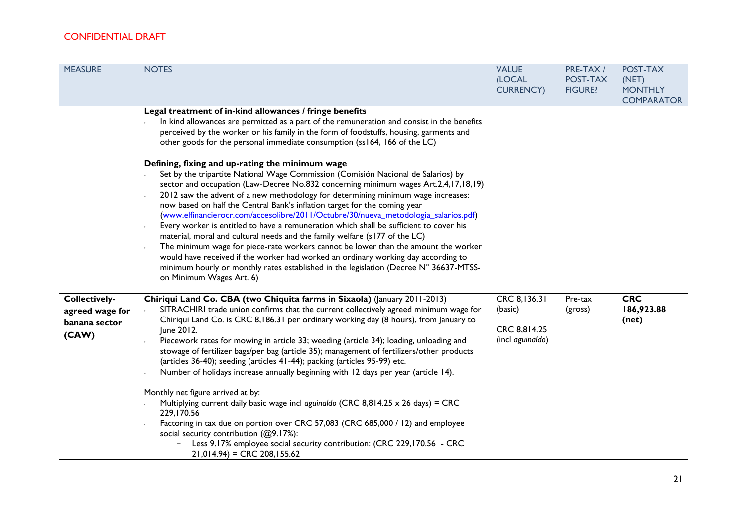CONFIDENTIAL DRAFT

| MEASURE | NOTES | VALUE (LOCAL CURRENCY) | PRE-TAX / POST-TAX FIGURE? | POST-TAX (NET) MONTHLY COMPARATOR |
|---|---|---|---|---|
| | **Legal treatment of in-kind allowances / fringe benefits**<br>· In kind allowances are permitted as a part of the remuneration and consist in the benefits perceived by the worker or his family in the form of foodstuffs, housing, garments and other goods for the personal immediate consumption (ss164, 166 of the LC)<br><br>**Defining, fixing and up-rating the minimum wage**<br>· Set by the tripartite National Wage Commission (Comisión Nacional de Salarios) by sector and occupation (Law-Decree No.832 concerning minimum wages Art.2,4,17,18,19)<br>· 2012 saw the advent of a new methodology for determining minimum wage increases: now based on half the Central Bank's inflation target for the coming year (www.elfinancierocr.com/accesolibre/2011/Octubre/30/nueva_metodologia_salarios.pdf)<br>· Every worker is entitled to have a remuneration which shall be sufficient to cover his material, moral and cultural needs and the family welfare (s177 of the LC)<br>· The minimum wage for piece-rate workers cannot be lower than the amount the worker would have received if the worker had worked an ordinary working day according to minimum hourly or monthly rates established in the legislation (Decree N° 36637-MTSS-on Minimum Wages Art. 6) | | | |
| **Collectively-agreed wage for banana sector (CAW)** | **Chiriqui Land Co. CBA (two Chiquita farms in Sixaola)** (January 2011-2013)<br>· SITRACHIRI trade union confirms that the current collectively agreed minimum wage for Chiriqui Land Co. is CRC 8,186.31 per ordinary working day (8 hours), from January to June 2012.<br>· Piecework rates for mowing in article 33; weeding (article 34); loading, unloading and stowage of fertilizer bags/per bag (article 35); management of fertilizers/other products (articles 36-40); seeding (articles 41-44); packing (articles 95-99) etc.<br>· Number of holidays increase annually beginning with 12 days per year (article 14).<br><br>Monthly net figure arrived at by:<br>· Multiplying current daily basic wage incl *aguinaldo* (CRC 8,814.25 x 26 days) = CRC 229,170.56<br>· Factoring in tax due on portion over CRC 57,083 (CRC 685,000 / 12) and employee social security contribution (@9.17%):<br>– Less 9.17% employee social security contribution: (CRC 229,170.56 - CRC 21,014.94) = CRC 208,155.62 | CRC 8,136.31 (basic)<br><br>CRC 8,814.25 (incl *aguinaldo*) | Pre-tax (gross) | **CRC 186,923.88 (net)** |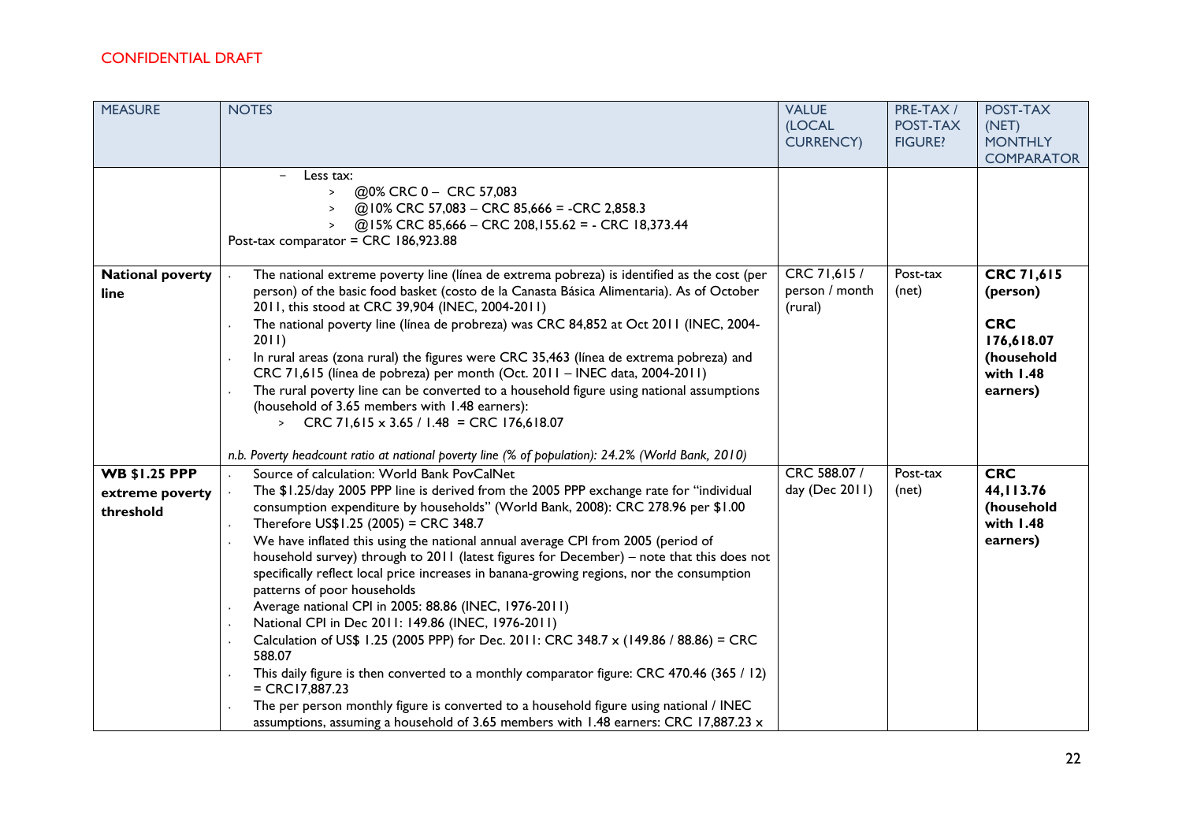CONFIDENTIAL DRAFT

| MEASURE | NOTES | VALUE (LOCAL CURRENCY) | PRE-TAX / POST-TAX FIGURE? | POST-TAX (NET) MONTHLY COMPARATOR |
|---|---|---|---|---|
| | – Less tax:<br>  > @0% CRC 0 – CRC 57,083<br>  > @10% CRC 57,083 – CRC 85,666 = -CRC 2,858.3<br>  > @15% CRC 85,666 – CRC 208,155.62 = - CRC 18,373.44<br>Post-tax comparator = CRC 186,923.88 | | | |
| **National poverty line** | · The national extreme poverty line (línea de extrema pobreza) is identified as the cost (per person) of the basic food basket (costo de la Canasta Básica Alimentaria). As of October 2011, this stood at CRC 39,904 (INEC, 2004-2011)<br>· The national poverty line (línea de probreza) was CRC 84,852 at Oct 2011 (INEC, 2004-2011)<br>· In rural areas (zona rural) the figures were CRC 35,463 (línea de extrema pobreza) and CRC 71,615 (línea de pobreza) per month (Oct. 2011 – INEC data, 2004-2011)<br>· The rural poverty line can be converted to a household figure using national assumptions (household of 3.65 members with 1.48 earners):<br>  > CRC 71,615 x 3.65 / 1.48 = CRC 176,618.07<br><br>*n.b. Poverty headcount ratio at national poverty line (% of population): 24.2% (World Bank, 2010)* | CRC 71,615 / person / month (rural) | Post-tax (net) | **CRC 71,615 (person)**<br><br>**CRC 176,618.07 (household with 1.48 earners)** |
| **WB $1.25 PPP extreme poverty threshold** | · Source of calculation: World Bank PovCalNet<br>· The $1.25/day 2005 PPP line is derived from the 2005 PPP exchange rate for "individual consumption expenditure by households" (World Bank, 2008): CRC 278.96 per $1.00<br>· Therefore US$1.25 (2005) = CRC 348.7<br>· We have inflated this using the national annual average CPI from 2005 (period of household survey) through to 2011 (latest figures for December) – note that this does not specifically reflect local price increases in banana-growing regions, nor the consumption patterns of poor households<br>· Average national CPI in 2005: 88.86 (INEC, 1976-2011)<br>· National CPI in Dec 2011: 149.86 (INEC, 1976-2011)<br>· Calculation of US$ 1.25 (2005 PPP) for Dec. 2011: CRC 348.7 x (149.86 / 88.86) = CRC 588.07<br>· This daily figure is then converted to a monthly comparator figure: CRC 470.46 (365 / 12) = CRC17,887.23<br>· The per person monthly figure is converted to a household figure using national / INEC assumptions, assuming a household of 3.65 members with 1.48 earners: CRC 17,887.23 x | CRC 588.07 / day (Dec 2011) | Post-tax (net) | **CRC 44,113.76 (household with 1.48 earners)** |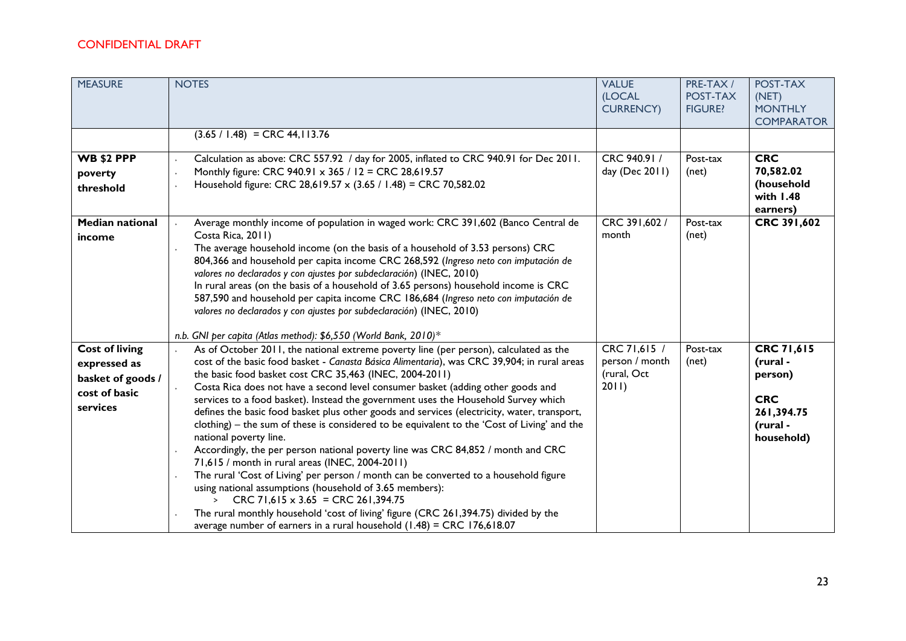CONFIDENTIAL DRAFT

| MEASURE | NOTES | VALUE (LOCAL CURRENCY) | PRE-TAX / POST-TAX FIGURE? | POST-TAX (NET) MONTHLY COMPARATOR |
|---|---|---|---|---|
| | (3.65 / 1.48) = CRC 44,113.76 | | | |
| **WB $2 PPP poverty threshold** | · Calculation as above: CRC 557.92 / day for 2005, inflated to CRC 940.91 for Dec 2011.<br>· Monthly figure: CRC 940.91 x 365 / 12 = CRC 28,619.57<br>· Household figure: CRC 28,619.57 x (3.65 / 1.48) = CRC 70,582.02 | CRC 940.91 / day (Dec 2011) | Post-tax (net) | **CRC 70,582.02 (household with 1.48 earners)** |
| **Median national income** | · Average monthly income of population in waged work: CRC 391,602 (Banco Central de Costa Rica, 2011)<br>· The average household income (on the basis of a household of 3.53 persons) CRC 804,366 and household per capita income CRC 268,592 (*Ingreso neto con imputación de valores no declarados y con ajustes por subdeclaración*) (INEC, 2010)<br>In rural areas (on the basis of a household of 3.65 persons) household income is CRC 587,590 and household per capita income CRC 186,684 (*Ingreso neto con imputación de valores no declarados y con ajustes por subdeclaración*) (INEC, 2010)<br><br>*n.b. GNI per capita (Atlas method): $6,550 (World Bank, 2010)** | CRC 391,602 / month | Post-tax (net) | **CRC 391,602** |
| **Cost of living expressed as basket of goods / cost of basic services** | · As of October 2011, the national extreme poverty line (per person), calculated as the cost of the basic food basket - *Canasta Básica Alimentaria*), was CRC 39,904; in rural areas the basic food basket cost CRC 35,463 (INEC, 2004-2011)<br>· Costa Rica does not have a second level consumer basket (adding other goods and services to a food basket). Instead the government uses the Household Survey which defines the basic food basket plus other goods and services (electricity, water, transport, clothing) – the sum of these is considered to be equivalent to the 'Cost of Living' and the national poverty line.<br>· Accordingly, the per person national poverty line was CRC 84,852 / month and CRC 71,615 / month in rural areas (INEC, 2004-2011)<br>· The rural 'Cost of Living' per person / month can be converted to a household figure using national assumptions (household of 3.65 members):<br>> CRC 71,615 x 3.65 = CRC 261,394.75<br>· The rural monthly household 'cost of living' figure (CRC 261,394.75) divided by the average number of earners in a rural household (1.48) = CRC 176,618.07 | CRC 71,615 / person / month (rural, Oct 2011) | Post-tax (net) | **CRC 71,615 (rural - person)**<br><br>**CRC 261,394.75 (rural - household)** |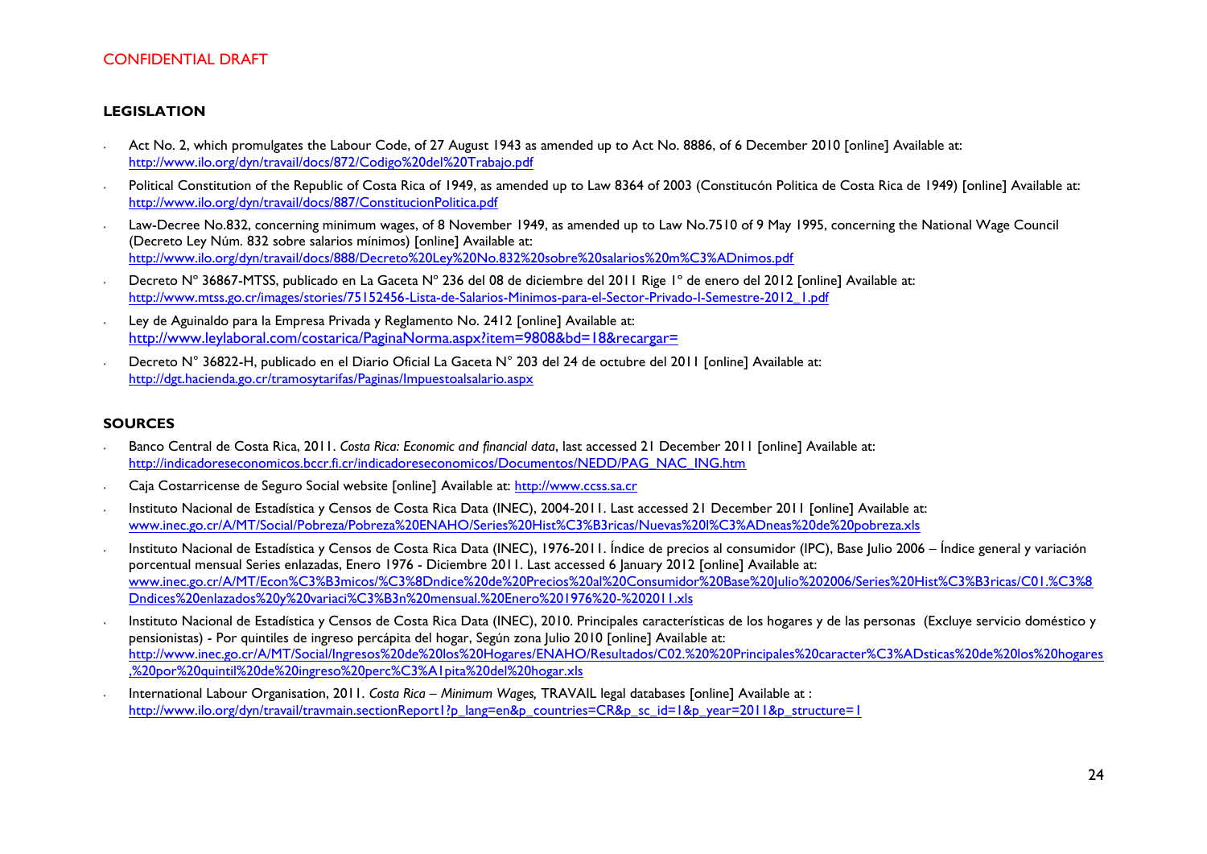CONFIDENTIAL DRAFT

## LEGISLATION

- Act No. 2, which promulgates the Labour Code, of 27 August 1943 as amended up to Act No. 8886, of 6 December 2010 [online] Available at: http://www.ilo.org/dyn/travail/docs/872/Codigo%20del%20Trabajo.pdf
- Political Constitution of the Republic of Costa Rica of 1949, as amended up to Law 8364 of 2003 (Constitucón Politica de Costa Rica de 1949) [online] Available at: http://www.ilo.org/dyn/travail/docs/887/ConstitucionPolitica.pdf
- Law-Decree No.832, concerning minimum wages, of 8 November 1949, as amended up to Law No.7510 of 9 May 1995, concerning the National Wage Council (Decreto Ley Núm. 832 sobre salarios mínimos) [online] Available at: http://www.ilo.org/dyn/travail/docs/888/Decreto%20Ley%20No.832%20sobre%20salarios%20m%C3%ADnimos.pdf
- Decreto Nº 36867-MTSS, publicado en La Gaceta Nº 236 del 08 de diciembre del 2011 Rige 1º de enero del 2012 [online] Available at: http://www.mtss.go.cr/images/stories/75152456-Lista-de-Salarios-Minimos-para-el-Sector-Privado-I-Semestre-2012_1.pdf
- Ley de Aguinaldo para la Empresa Privada y Reglamento No. 2412 [online] Available at: http://www.leylaboral.com/costarica/PaginaNorma.aspx?item=9808&bd=18&recargar=
- Decreto N° 36822-H, publicado en el Diario Oficial La Gaceta N° 203 del 24 de octubre del 2011 [online] Available at: http://dgt.hacienda.go.cr/tramosytarifas/Paginas/Impuestoalsalario.aspx

## SOURCES

- Banco Central de Costa Rica, 2011. *Costa Rica: Economic and financial data*, last accessed 21 December 2011 [online] Available at: http://indicadoreseconomicos.bccr.fi.cr/indicadoreseconomicos/Documentos/NEDD/PAG_NAC_ING.htm
- Caja Costarricense de Seguro Social website [online] Available at: http://www.ccss.sa.cr
- Instituto Nacional de Estadística y Censos de Costa Rica Data (INEC), 2004-2011. Last accessed 21 December 2011 [online] Available at: www.inec.go.cr/A/MT/Social/Pobreza/Pobreza%20ENAHO/Series%20Hist%C3%B3ricas/Nuevas%20l%C3%ADneas%20de%20pobreza.xls
- Instituto Nacional de Estadística y Censos de Costa Rica Data (INEC), 1976-2011. Índice de precios al consumidor (IPC), Base Julio 2006 – Índice general y variación porcentual mensual Series enlazadas, Enero 1976 - Diciembre 2011. Last accessed 6 January 2012 [online] Available at: www.inec.go.cr/A/MT/Econ%C3%B3micos/%C3%8Dndice%20de%20Precios%20al%20Consumidor%20Base%20Julio%202006/Series%20Hist%C3%B3ricas/C01.%C3%8Dndices%20enlazados%20y%20variaci%C3%B3n%20mensual.%20Enero%201976%20-%202011.xls
- Instituto Nacional de Estadística y Censos de Costa Rica Data (INEC), 2010. Principales características de los hogares y de las personas (Excluye servicio doméstico y pensionistas) - Por quintiles de ingreso percápita del hogar, Según zona Julio 2010 [online] Available at: http://www.inec.go.cr/A/MT/Social/Ingresos%20de%20los%20Hogares/ENAHO/Resultados/C02.%20%20Principales%20caracter%C3%ADsticas%20de%20los%20hogares,%20por%20quintil%20de%20ingreso%20perc%C3%A1pita%20del%20hogar.xls
- International Labour Organisation, 2011. *Costa Rica – Minimum Wages,* TRAVAIL legal databases [online] Available at : http://www.ilo.org/dyn/travail/travmain.sectionReport1?p_lang=en&p_countries=CR&p_sc_id=1&p_year=2011&p_structure=1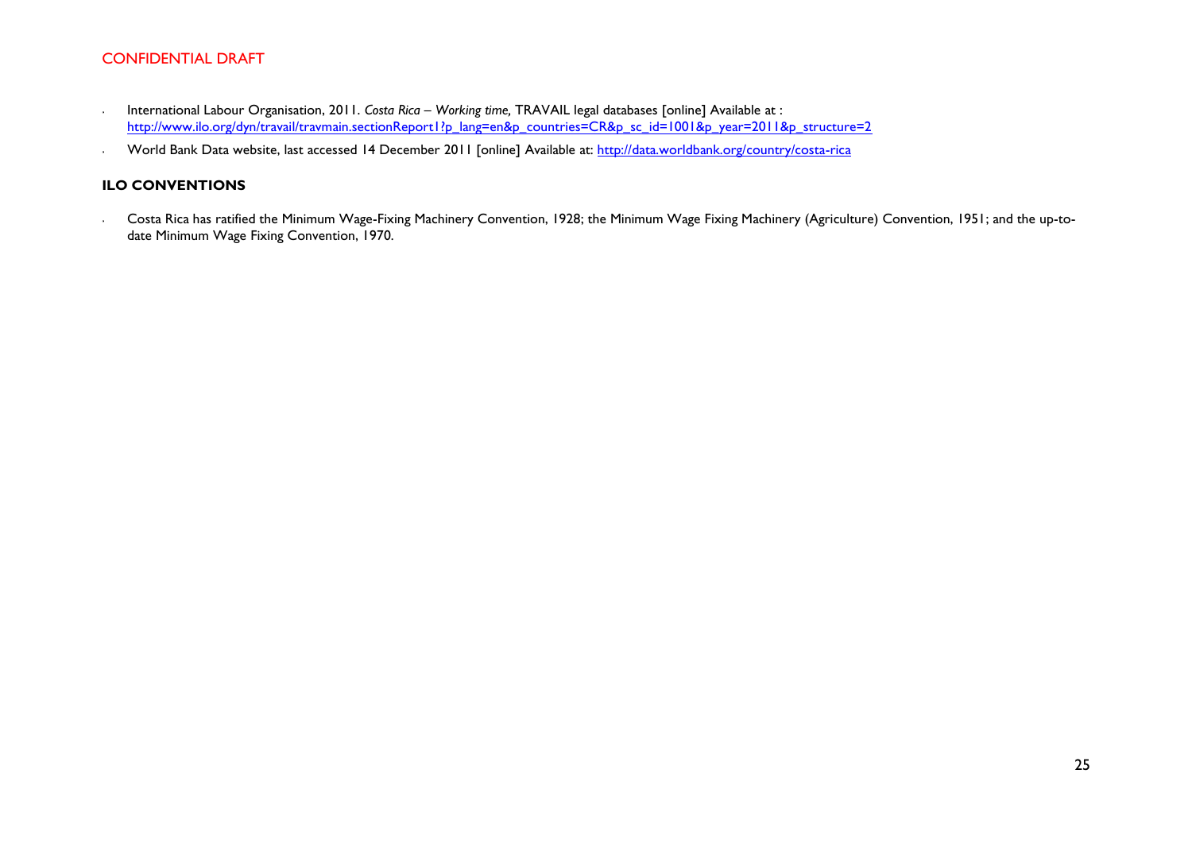- International Labour Organisation, 2011. *Costa Rica – Working time,* TRAVAIL legal databases [online] Available at : http://www.ilo.org/dyn/travail/travmain.sectionReport1?p_lang=en&p_countries=CR&p_sc_id=1001&p_year=2011&p_structure=2
- World Bank Data website, last accessed 14 December 2011 [online] Available at: http://data.worldbank.org/country/costa-rica

## ILO CONVENTIONS

- Costa Rica has ratified the Minimum Wage-Fixing Machinery Convention, 1928; the Minimum Wage Fixing Machinery (Agriculture) Convention, 1951; and the up-to-date Minimum Wage Fixing Convention, 1970.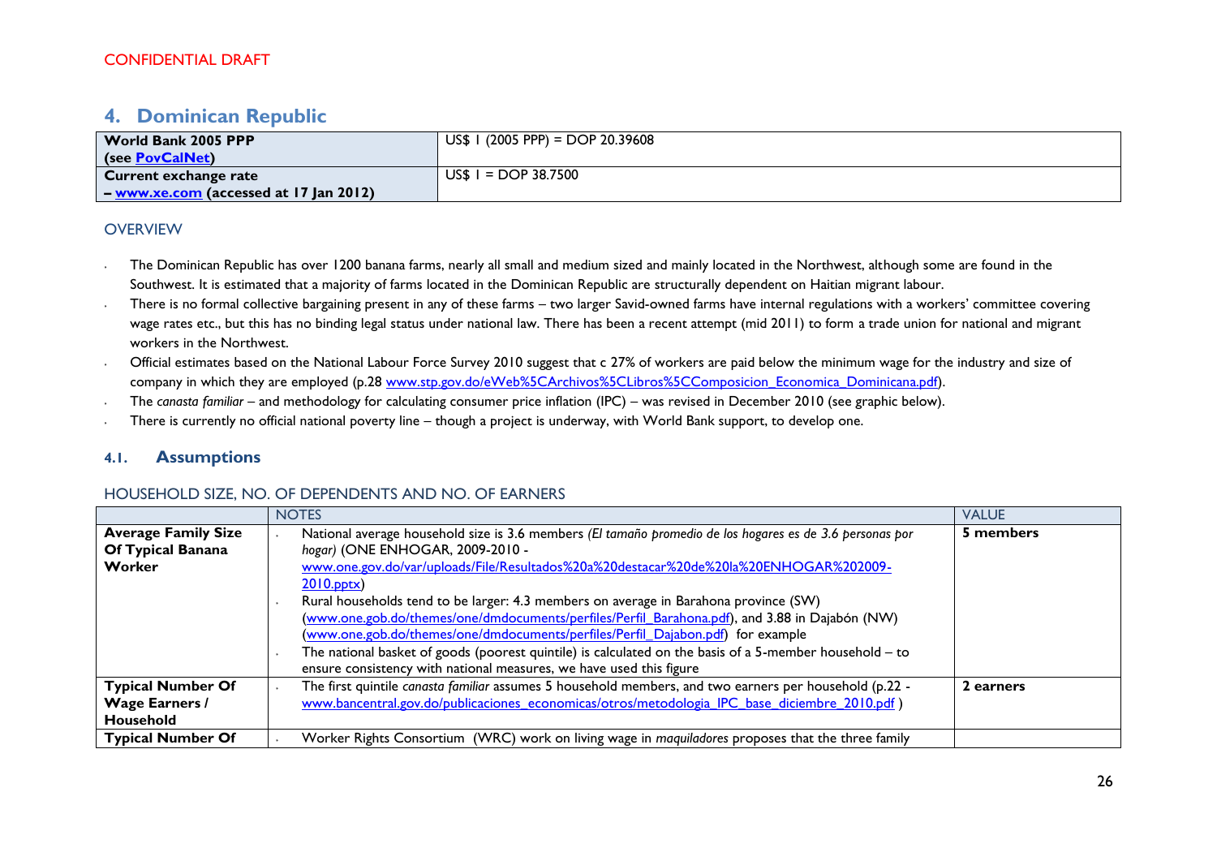CONFIDENTIAL DRAFT

# 4. Dominican Republic

| World Bank 2005 PPP (see [PovCalNet](PovCalNet)) | US$ 1 (2005 PPP) = DOP 20.39608 |
|---|---|
| Current exchange rate – [www.xe.com](http://www.xe.com) (accessed at 17 Jan 2012) | US$ 1 = DOP 38.7500 |

## OVERVIEW

- The Dominican Republic has over 1200 banana farms, nearly all small and medium sized and mainly located in the Northwest, although some are found in the Southwest. It is estimated that a majority of farms located in the Dominican Republic are structurally dependent on Haitian migrant labour.
- There is no formal collective bargaining present in any of these farms – two larger Savid-owned farms have internal regulations with a workers' committee covering wage rates etc., but this has no binding legal status under national law. There has been a recent attempt (mid 2011) to form a trade union for national and migrant workers in the Northwest.
- Official estimates based on the National Labour Force Survey 2010 suggest that c 27% of workers are paid below the minimum wage for the industry and size of company in which they are employed (p.28 www.stp.gov.do/eWeb%5CArchivos%5CLibros%5CComposicion_Economica_Dominicana.pdf).
- The *canasta familiar* – and methodology for calculating consumer price inflation (IPC) – was revised in December 2010 (see graphic below).
- There is currently no official national poverty line – though a project is underway, with World Bank support, to develop one.

## 4.1. Assumptions

### HOUSEHOLD SIZE, NO. OF DEPENDENTS AND NO. OF EARNERS

| | NOTES | VALUE |
|---|---|---|
| **Average Family Size Of Typical Banana Worker** | • National average household size is 3.6 members *(El tamaño promedio de los hogares es de 3.6 personas por hogar)* (ONE ENHOGAR, 2009-2010 - www.one.gov.do/var/uploads/File/Resultados%20a%20destacar%20de%20la%20ENHOGAR%202009-2010.pptx)<br>• Rural households tend to be larger: 4.3 members on average in Barahona province (SW) (www.one.gob.do/themes/one/dmdocuments/perfiles/Perfil_Barahona.pdf), and 3.88 in Dajabón (NW) (www.one.gob.do/themes/one/dmdocuments/perfiles/Perfil_Dajabon.pdf) for example<br>• The national basket of goods (poorest quintile) is calculated on the basis of a 5-member household – to ensure consistency with national measures, we have used this figure | **5 members** |
| **Typical Number Of Wage Earners / Household** | • The first quintile *canasta familiar* assumes 5 household members, and two earners per household (p.22 - www.bancentral.gov.do/publicaciones_economicas/otros/metodologia_IPC_base_diciembre_2010.pdf ) | **2 earners** |
| **Typical Number Of** | • Worker Rights Consortium (WRC) work on living wage in *maquiladores* proposes that the three family | |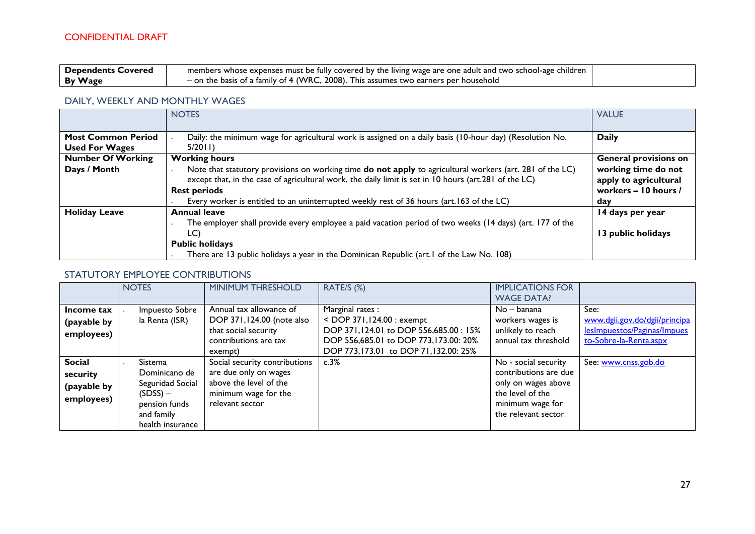CONFIDENTIAL DRAFT

| Dependents Covered By Wage | members whose expenses must be fully covered by the living wage are one adult and two school-age children – on the basis of a family of 4 (WRC, 2008). This assumes two earners per household | |
|---|---|---|

## DAILY, WEEKLY AND MONTHLY WAGES

| | NOTES | VALUE |
|---|---|---|
| **Most Common Period Used For Wages** | - Daily: the minimum wage for agricultural work is assigned on a daily basis (10-hour day) (Resolution No. 5/2011) | **Daily** |
| **Number Of Working Days / Month** | **Working hours**<br>- Note that statutory provisions on working time **do not apply** to agricultural workers (art. 281 of the LC) except that, in the case of agricultural work, the daily limit is set in 10 hours (art.281 of the LC)<br>**Rest periods**<br>- Every worker is entitled to an uninterrupted weekly rest of 36 hours (art.163 of the LC) | **General provisions on working time do not apply to agricultural workers – 10 hours / day** |
| **Holiday Leave** | **Annual leave**<br>- The employer shall provide every employee a paid vacation period of two weeks (14 days) (art. 177 of the LC)<br>**Public holidays**<br>- There are 13 public holidays a year in the Dominican Republic (art.1 of the Law No. 108) | **14 days per year**<br><br>**13 public holidays** |

## STATUTORY EMPLOYEE CONTRIBUTIONS

| | NOTES | MINIMUM THRESHOLD | RATE/S (%) | IMPLICATIONS FOR WAGE DATA? | |
|---|---|---|---|---|---|
| **Income tax (payable by employees)** | - Impuesto Sobre la Renta (ISR) | Annual tax allowance of DOP 371,124.00 (note also that social security contributions are tax exempt) | Marginal rates :<br>< DOP 371,124.00 : exempt<br>DOP 371,124.01 to DOP 556,685.00 : 15%<br>DOP 556,685.01 to DOP 773,173.00: 20%<br>DOP 773,173.01 to DOP 71,132.00: 25% | No – banana workers wages is unlikely to reach annual tax threshold | See: www.dgii.gov.do/dgii/principalesImpuestos/Paginas/Impuesto-Sobre-la-Renta.aspx |
| **Social security (payable by employees)** | - Sistema Dominicano de Seguridad Social (SDSS) – pension funds and family health insurance | Social security contributions are due only on wages above the level of the minimum wage for the relevant sector | c.3% | No - social security contributions are due only on wages above the level of the minimum wage for the relevant sector | See: www.cnss.gob.do |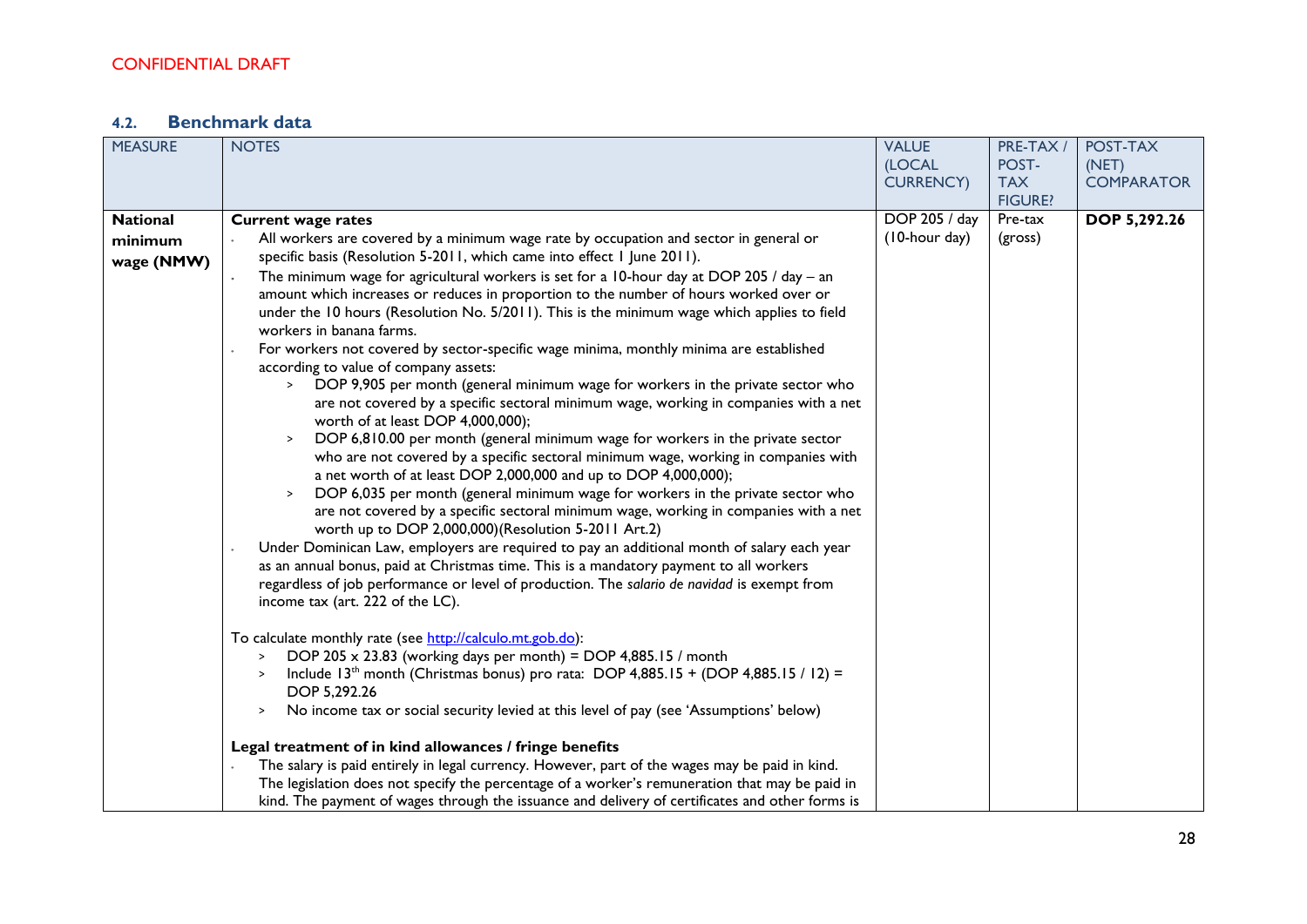CONFIDENTIAL DRAFT

### 4.2. Benchmark data

| MEASURE | NOTES | VALUE (LOCAL CURRENCY) | PRE-TAX / POST-TAX FIGURE? | POST-TAX (NET) COMPARATOR |
|---|---|---|---|---|
| **National minimum wage (NMW)** | **Current wage rates**<br>- All workers are covered by a minimum wage rate by occupation and sector in general or specific basis (Resolution 5-2011, which came into effect 1 June 2011).<br>- The minimum wage for agricultural workers is set for a 10-hour day at DOP 205 / day – an amount which increases or reduces in proportion to the number of hours worked over or under the 10 hours (Resolution No. 5/2011). This is the minimum wage which applies to field workers in banana farms.<br>- For workers not covered by sector-specific wage minima, monthly minima are established according to value of company assets:<br>&nbsp;&nbsp;> DOP 9,905 per month (general minimum wage for workers in the private sector who are not covered by a specific sectoral minimum wage, working in companies with a net worth of at least DOP 4,000,000);<br>&nbsp;&nbsp;> DOP 6,810.00 per month (general minimum wage for workers in the private sector who are not covered by a specific sectoral minimum wage, working in companies with a net worth of at least DOP 2,000,000 and up to DOP 4,000,000);<br>&nbsp;&nbsp;> DOP 6,035 per month (general minimum wage for workers in the private sector who are not covered by a specific sectoral minimum wage, working in companies with a net worth up to DOP 2,000,000)(Resolution 5-2011 Art.2)<br>- Under Dominican Law, employers are required to pay an additional month of salary each year as an annual bonus, paid at Christmas time. This is a mandatory payment to all workers regardless of job performance or level of production. The *salario de navidad* is exempt from income tax (art. 222 of the LC).<br><br>To calculate monthly rate (see http://calculo.mt.gob.do):<br>&nbsp;&nbsp;> DOP 205 x 23.83 (working days per month) = DOP 4,885.15 / month<br>&nbsp;&nbsp;> Include 13th month (Christmas bonus) pro rata: DOP 4,885.15 + (DOP 4,885.15 / 12) = DOP 5,292.26<br>&nbsp;&nbsp;> No income tax or social security levied at this level of pay (see 'Assumptions' below)<br><br>**Legal treatment of in kind allowances / fringe benefits**<br>- The salary is paid entirely in legal currency. However, part of the wages may be paid in kind. The legislation does not specify the percentage of a worker's remuneration that may be paid in kind. The payment of wages through the issuance and delivery of certificates and other forms is | DOP 205 / day (10-hour day) | Pre-tax (gross) | **DOP 5,292.26** |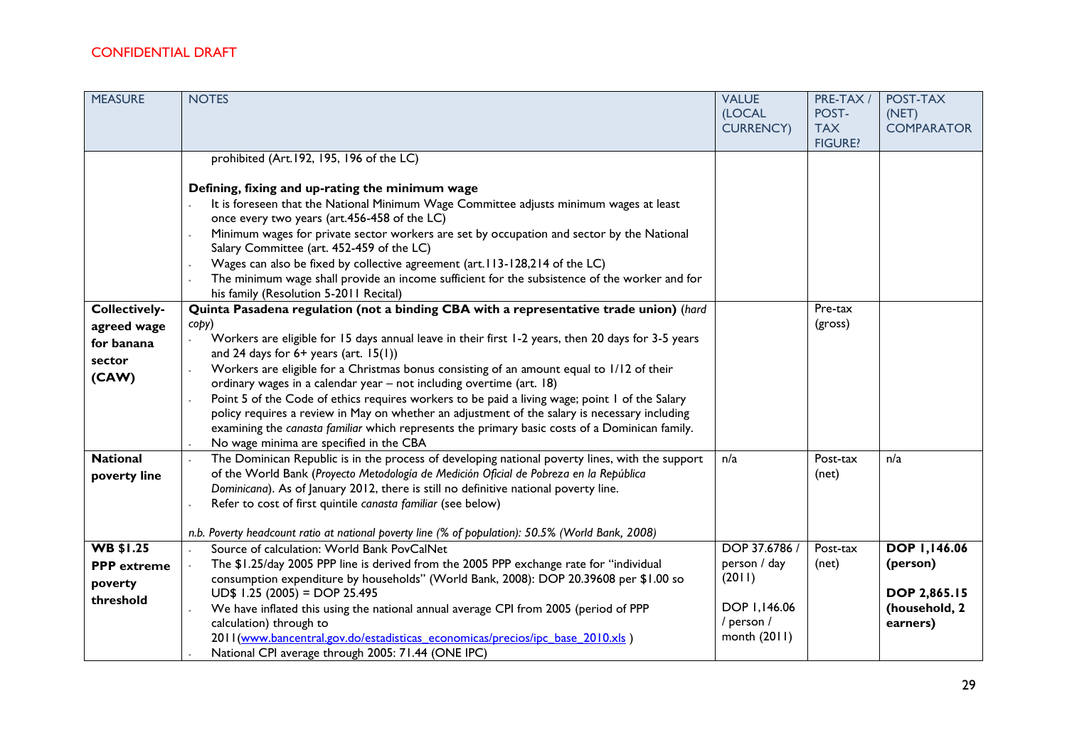CONFIDENTIAL DRAFT

| MEASURE | NOTES | VALUE (LOCAL CURRENCY) | PRE-TAX / POST-TAX FIGURE? | POST-TAX (NET) COMPARATOR |
|---|---|---|---|---|
| | prohibited (Art.192, 195, 196 of the LC)<br><br>**Defining, fixing and up-rating the minimum wage**<br>- It is foreseen that the National Minimum Wage Committee adjusts minimum wages at least once every two years (art.456-458 of the LC)<br>- Minimum wages for private sector workers are set by occupation and sector by the National Salary Committee (art. 452-459 of the LC)<br>- Wages can also be fixed by collective agreement (art.113-128,214 of the LC)<br>- The minimum wage shall provide an income sufficient for the subsistence of the worker and for his family (Resolution 5-2011 Recital) | | | |
| **Collectively-agreed wage for banana sector (CAW)** | **Quinta Pasadena regulation (not a binding CBA with a representative trade union)** (*hard copy*)<br>- Workers are eligible for 15 days annual leave in their first 1-2 years, then 20 days for 3-5 years and 24 days for 6+ years (art. 15(1))<br>- Workers are eligible for a Christmas bonus consisting of an amount equal to 1/12 of their ordinary wages in a calendar year – not including overtime (art. 18)<br>- Point 5 of the Code of ethics requires workers to be paid a living wage; point 1 of the Salary policy requires a review in May on whether an adjustment of the salary is necessary including examining the *canasta familiar* which represents the primary basic costs of a Dominican family.<br>- No wage minima are specified in the CBA | | Pre-tax (gross) | |
| **National poverty line** | - The Dominican Republic is in the process of developing national poverty lines, with the support of the World Bank (*Proyecto Metodología de Medición Oficial de Pobreza en la República Dominicana*). As of January 2012, there is still no definitive national poverty line.<br>- Refer to cost of first quintile *canasta familiar* (see below)<br><br>*n.b. Poverty headcount ratio at national poverty line (% of population): 50.5% (World Bank, 2008)* | n/a | Post-tax (net) | n/a |
| **WB $1.25 PPP extreme poverty threshold** | - Source of calculation: World Bank PovCalNet<br>- The $1.25/day 2005 PPP line is derived from the 2005 PPP exchange rate for "individual consumption expenditure by households" (World Bank, 2008): DOP 20.39608 per $1.00 so UD$ 1.25 (2005) = DOP 25.495<br>- We have inflated this using the national annual average CPI from 2005 (period of PPP calculation) through to 2011(www.bancentral.gov.do/estadisticas_economicas/precios/ipc_base_2010.xls )<br>- National CPI average through 2005: 71.44 (ONE IPC) | DOP 37.6786 / person / day (2011)<br><br>DOP 1,146.06 / person / month (2011) | Post-tax (net) | **DOP 1,146.06 (person)**<br><br>**DOP 2,865.15 (household, 2 earners)** |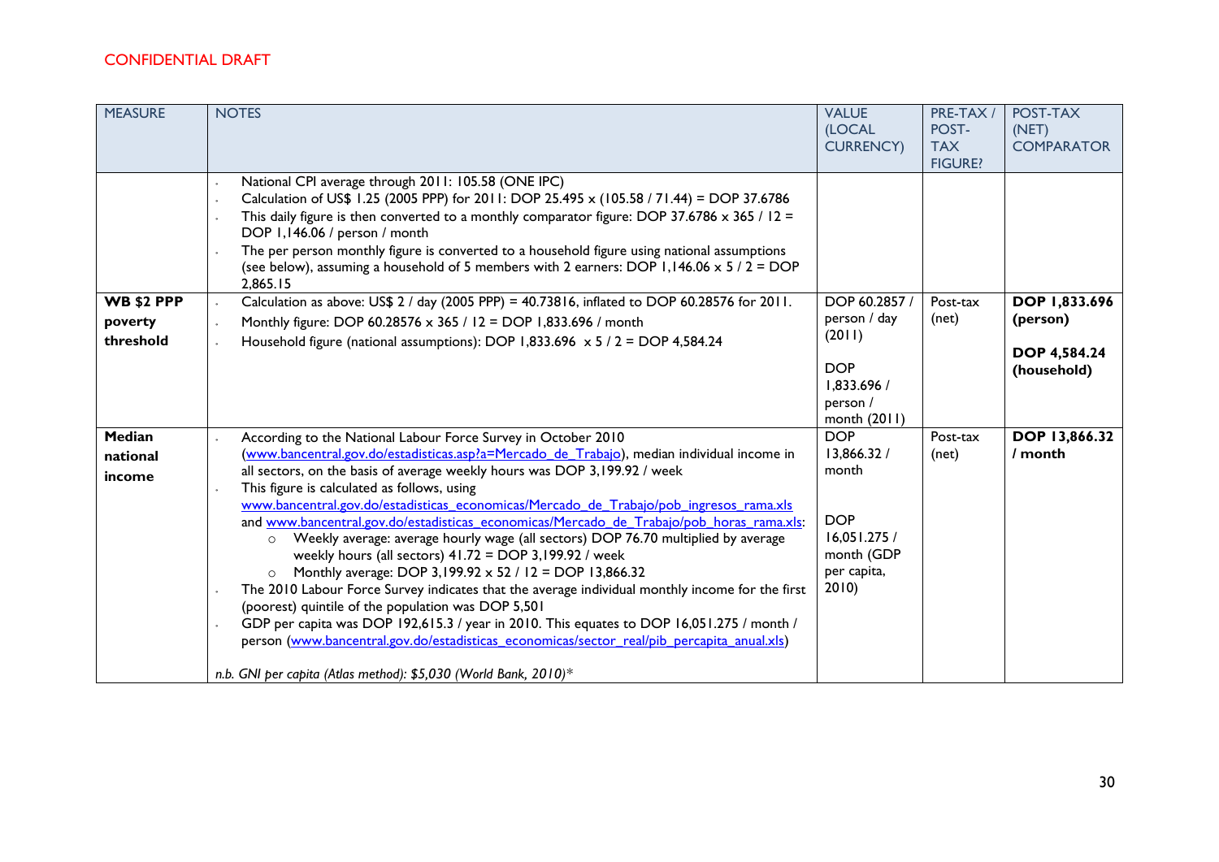CONFIDENTIAL DRAFT

| MEASURE | NOTES | VALUE (LOCAL CURRENCY) | PRE-TAX / POST-TAX FIGURE? | POST-TAX (NET) COMPARATOR |
|---|---|---|---|---|
| | • National CPI average through 2011: 105.58 (ONE IPC)<br>• Calculation of US$ 1.25 (2005 PPP) for 2011: DOP 25.495 x (105.58 / 71.44) = DOP 37.6786<br>• This daily figure is then converted to a monthly comparator figure: DOP 37.6786 x 365 / 12 = DOP 1,146.06 / person / month<br>• The per person monthly figure is converted to a household figure using national assumptions (see below), assuming a household of 5 members with 2 earners: DOP 1,146.06 x 5 / 2 = DOP 2,865.15 | | | |
| **WB $2 PPP poverty threshold** | • Calculation as above: US$ 2 / day (2005 PPP) = 40.73816, inflated to DOP 60.28576 for 2011.<br>• Monthly figure: DOP 60.28576 x 365 / 12 = DOP 1,833.696 / month<br>• Household figure (national assumptions): DOP 1,833.696 x 5 / 2 = DOP 4,584.24 | DOP 60.2857 / person / day (2011)<br><br>DOP 1,833.696 / person / month (2011) | Post-tax (net) | **DOP 1,833.696 (person)**<br><br>**DOP 4,584.24 (household)** |
| **Median national income** | • According to the National Labour Force Survey in October 2010 (www.bancentral.gov.do/estadisticas.asp?a=Mercado_de_Trabajo), median individual income in all sectors, on the basis of average weekly hours was DOP 3,199.92 / week<br>• This figure is calculated as follows, using www.bancentral.gov.do/estadisticas_economicas/Mercado_de_Trabajo/pob_ingresos_rama.xls and www.bancentral.gov.do/estadisticas_economicas/Mercado_de_Trabajo/pob_horas_rama.xls:<br>&nbsp;&nbsp;&nbsp;&nbsp;○ Weekly average: average hourly wage (all sectors) DOP 76.70 multiplied by average weekly hours (all sectors) 41.72 = DOP 3,199.92 / week<br>&nbsp;&nbsp;&nbsp;&nbsp;○ Monthly average: DOP 3,199.92 x 52 / 12 = DOP 13,866.32<br>• The 2010 Labour Force Survey indicates that the average individual monthly income for the first (poorest) quintile of the population was DOP 5,501<br>• GDP per capita was DOP 192,615.3 / year in 2010. This equates to DOP 16,051.275 / month / person (www.bancentral.gov.do/estadisticas_economicas/sector_real/pib_percapita_anual.xls)<br><br>*n.b. GNI per capita (Atlas method): $5,030 (World Bank, 2010)** | DOP 13,866.32 / month<br><br>DOP 16,051.275 / month (GDP per capita, 2010) | Post-tax (net) | **DOP 13,866.32 / month** |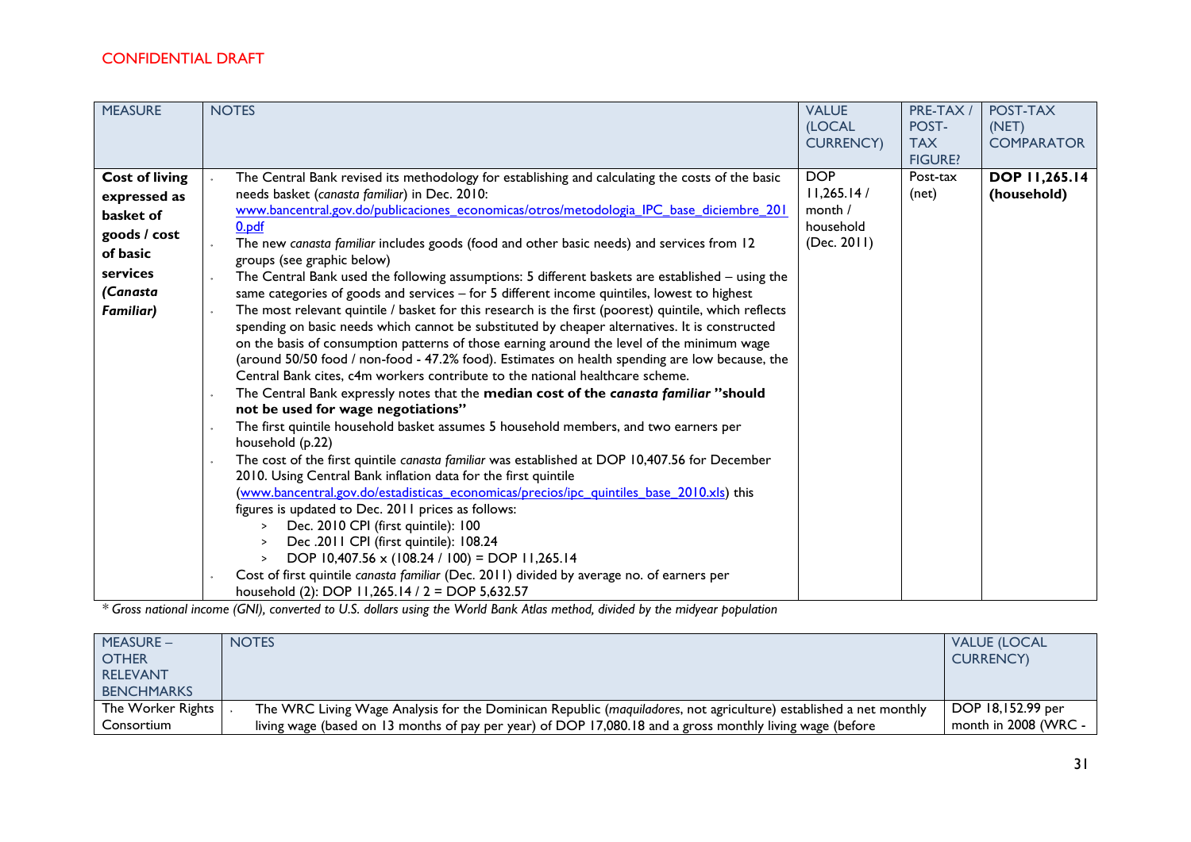CONFIDENTIAL DRAFT

| MEASURE | NOTES | VALUE (LOCAL CURRENCY) | PRE-TAX / POST-TAX FIGURE? | POST-TAX (NET) COMPARATOR |
|---|---|---|---|---|
| **Cost of living expressed as basket of goods / cost of basic services *(Canasta Familiar)*** | - The Central Bank revised its methodology for establishing and calculating the costs of the basic needs basket (*canasta familiar*) in Dec. 2010: www.bancentral.gov.do/publicaciones_economicas/otros/metodologia_IPC_base_diciembre_2010.pdf<br>- The new *canasta familiar* includes goods (food and other basic needs) and services from 12 groups (see graphic below)<br>- The Central Bank used the following assumptions: 5 different baskets are established – using the same categories of goods and services – for 5 different income quintiles, lowest to highest<br>- The most relevant quintile / basket for this research is the first (poorest) quintile, which reflects spending on basic needs which cannot be substituted by cheaper alternatives. It is constructed on the basis of consumption patterns of those earning around the level of the minimum wage (around 50/50 food / non-food - 47.2% food). Estimates on health spending are low because, the Central Bank cites, c4m workers contribute to the national healthcare scheme.<br>- The Central Bank expressly notes that the **median cost of the *canasta familiar* "should not be used for wage negotiations"**<br>- The first quintile household basket assumes 5 household members, and two earners per household (p.22)<br>- The cost of the first quintile *canasta familiar* was established at DOP 10,407.56 for December 2010. Using Central Bank inflation data for the first quintile (www.bancentral.gov.do/estadisticas_economicas/precios/ipc_quintiles_base_2010.xls) this figures is updated to Dec. 2011 prices as follows:<br>  > Dec. 2010 CPI (first quintile): 100<br>  > Dec .2011 CPI (first quintile): 108.24<br>  > DOP 10,407.56 x (108.24 / 100) = DOP 11,265.14<br>- Cost of first quintile *canasta familiar* (Dec. 2011) divided by average no. of earners per household (2): DOP 11,265.14 / 2 = DOP 5,632.57 | DOP 11,265.14 / month / household (Dec. 2011) | Post-tax (net) | **DOP 11,265.14 (household)** |

*\* Gross national income (GNI), converted to U.S. dollars using the World Bank Atlas method, divided by the midyear population*

| MEASURE – OTHER RELEVANT BENCHMARKS | NOTES | VALUE (LOCAL CURRENCY) |
|---|---|---|
| The Worker Rights Consortium | - The WRC Living Wage Analysis for the Dominican Republic (*maquiladores*, not agriculture) established a net monthly living wage (based on 13 months of pay per year) of DOP 17,080.18 and a gross monthly living wage (before | DOP 18,152.99 per month in 2008 (WRC - |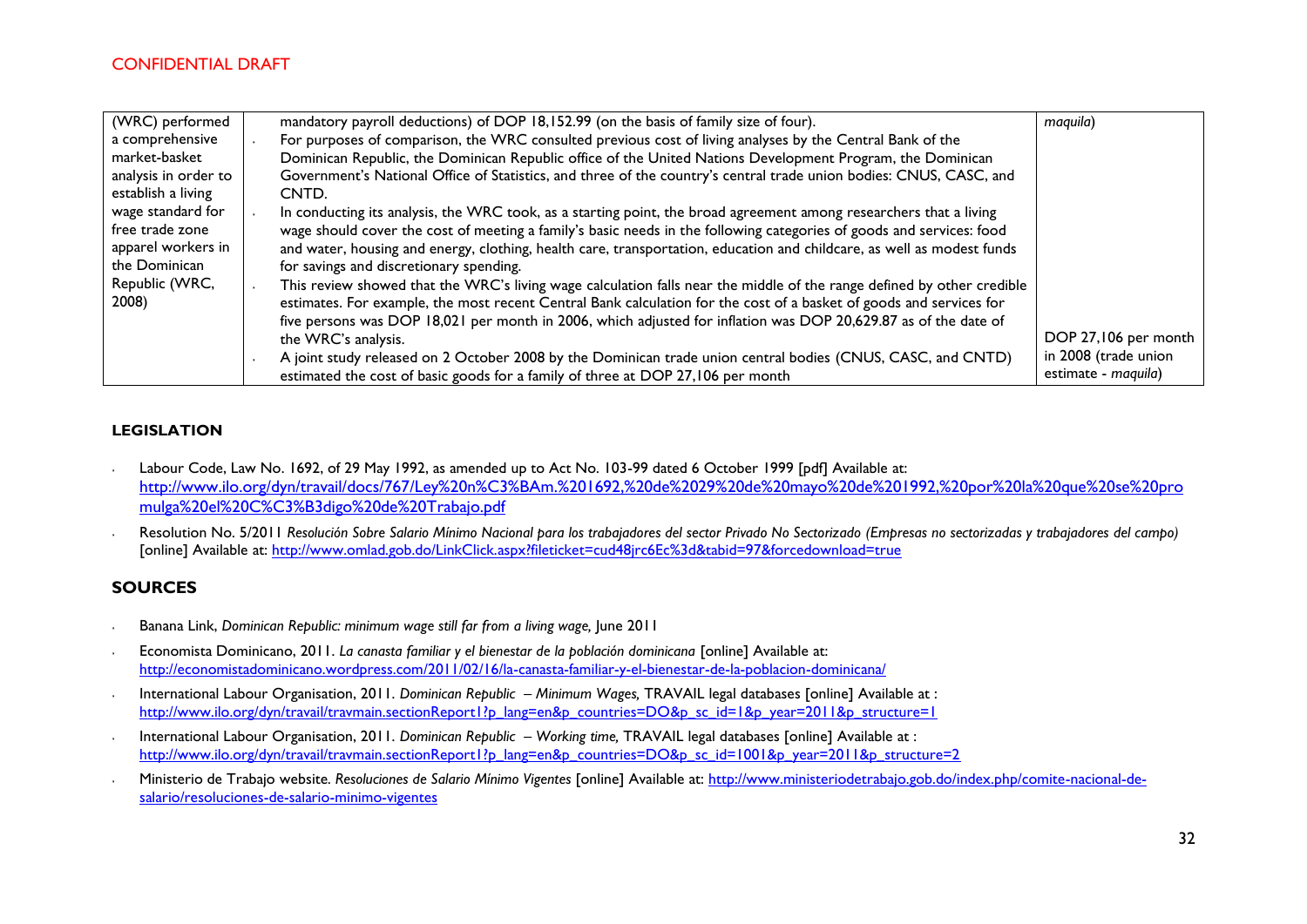CONFIDENTIAL DRAFT

| | | |
|---|---|---|
| (WRC) performed a comprehensive market-basket analysis in order to establish a living wage standard for free trade zone apparel workers in the Dominican Republic (WRC, 2008) | mandatory payroll deductions) of DOP 18,152.99 (on the basis of family size of four).<br>• For purposes of comparison, the WRC consulted previous cost of living analyses by the Central Bank of the Dominican Republic, the Dominican Republic office of the United Nations Development Program, the Dominican Government's National Office of Statistics, and three of the country's central trade union bodies: CNUS, CASC, and CNTD.<br>• In conducting its analysis, the WRC took, as a starting point, the broad agreement among researchers that a living wage should cover the cost of meeting a family's basic needs in the following categories of goods and services: food and water, housing and energy, clothing, health care, transportation, education and childcare, as well as modest funds for savings and discretionary spending.<br>• This review showed that the WRC's living wage calculation falls near the middle of the range defined by other credible estimates. For example, the most recent Central Bank calculation for the cost of a basket of goods and services for five persons was DOP 18,021 per month in 2006, which adjusted for inflation was DOP 20,629.87 as of the date of the WRC's analysis.<br>• A joint study released on 2 October 2008 by the Dominican trade union central bodies (CNUS, CASC, and CNTD) estimated the cost of basic goods for a family of three at DOP 27,106 per month | *maquila*)<br><br>DOP 27,106 per month in 2008 (trade union estimate - *maquila*) |

### LEGISLATION

- Labour Code, Law No. 1692, of 29 May 1992, as amended up to Act No. 103-99 dated 6 October 1999 [pdf] Available at: http://www.ilo.org/dyn/travail/docs/767/Ley%20n%C3%BAm.%201692,%20de%2029%20de%20mayo%20de%201992,%20por%20la%20que%20se%20promulga%20el%20C%C3%B3digo%20de%20Trabajo.pdf
- Resolution No. 5/2011 *Resolución Sobre Salario Mínimo Nacional para los trabajadores del sector Privado No Sectorizado (Empresas no sectorizadas y trabajadores del campo)* [online] Available at: http://www.omlad.gob.do/LinkClick.aspx?fileticket=cud48jrc6Ec%3d&tabid=97&forcedownload=true

## SOURCES

- Banana Link, *Dominican Republic: minimum wage still far from a living wage,* June 2011
- Economista Dominicano, 2011. *La canasta familiar y el bienestar de la población dominicana* [online] Available at: http://economistadominicano.wordpress.com/2011/02/16/la-canasta-familiar-y-el-bienestar-de-la-poblacion-dominicana/
- International Labour Organisation, 2011. *Dominican Republic – Minimum Wages,* TRAVAIL legal databases [online] Available at : http://www.ilo.org/dyn/travail/travmain.sectionReport1?p_lang=en&p_countries=DO&p_sc_id=1&p_year=2011&p_structure=1
- International Labour Organisation, 2011. *Dominican Republic – Working time,* TRAVAIL legal databases [online] Available at : http://www.ilo.org/dyn/travail/travmain.sectionReport1?p_lang=en&p_countries=DO&p_sc_id=1001&p_year=2011&p_structure=2
- Ministerio de Trabajo website. *Resoluciones de Salario Mínimo Vigentes* [online] Available at: http://www.ministeriodetrabajo.gob.do/index.php/comite-nacional-de-salario/resoluciones-de-salario-minimo-vigentes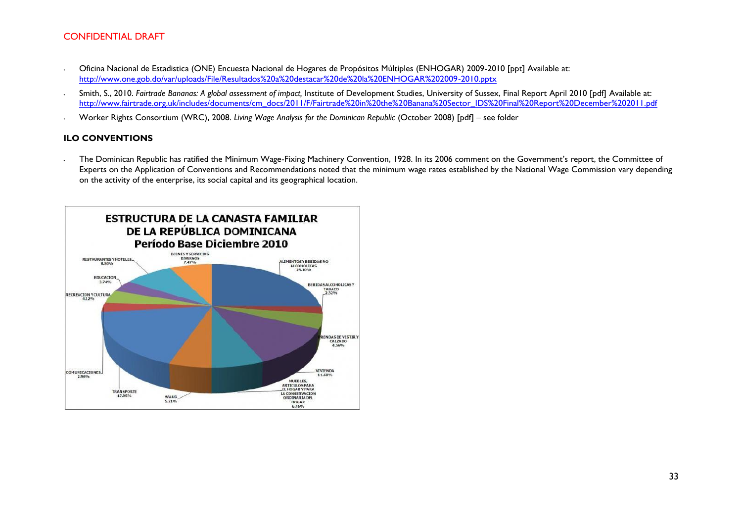- Oficina Nacional de Estadistica (ONE) Encuesta Nacional de Hogares de Propósitos Múltiples (ENHOGAR) 2009-2010 [ppt] Available at: http://www.one.gob.do/var/uploads/File/Resultados%20a%20destacar%20de%20la%20ENHOGAR%202009-2010.pptx
- Smith, S., 2010. *Fairtrade Bananas: A global assessment of impact,* Institute of Development Studies, University of Sussex, Final Report April 2010 [pdf] Available at: http://www.fairtrade.org.uk/includes/documents/cm_docs/2011/F/Fairtrade%20in%20the%20Banana%20Sector_IDS%20Final%20Report%20December%202011.pdf
- Worker Rights Consortium (WRC), 2008. *Living Wage Analysis for the Dominican Republic* (October 2008) [pdf] – see folder

**ILO CONVENTIONS**

- The Dominican Republic has ratified the Minimum Wage-Fixing Machinery Convention, 1928. In its 2006 comment on the Government's report, the Committee of Experts on the Application of Conventions and Recommendations noted that the minimum wage rates established by the National Wage Commission vary depending on the activity of the enterprise, its social capital and its geographical location.

**ESTRUCTURA DE LA CANASTA FAMILIAR DE LA REPÚBLICA DOMINICANA**
**Período Base Diciembre 2010**

| Categoría | % |
|---|---|
| ALIMENTOS Y BEBIDAS NO ALCOHOLICAS | 25.10% |
| BEBIDAS ALCOHOLICAS Y TABACO | 2.32% |
| PRENDAS DE VESTIR Y CALZADO | 4.56% |
| VIVIENDA | 11.60% |
| MUEBLES, ARTICULOS PARA EL HOGAR Y PARA LA CONSERVACION ORDINARIA DEL HOGAR | 6.46% |
| SALUD | 5.21% |
| TRANSPORTE | 17.95% |
| COMUNICACIONES | 2.96% |
| RECREACION Y CULTURA | 4.12% |
| EDUCACION | 3.74% |
| RESTAURANTES Y HOTELES | 8.50% |
| BIENES Y SERVICIOS DIVERSOS | 7.47% |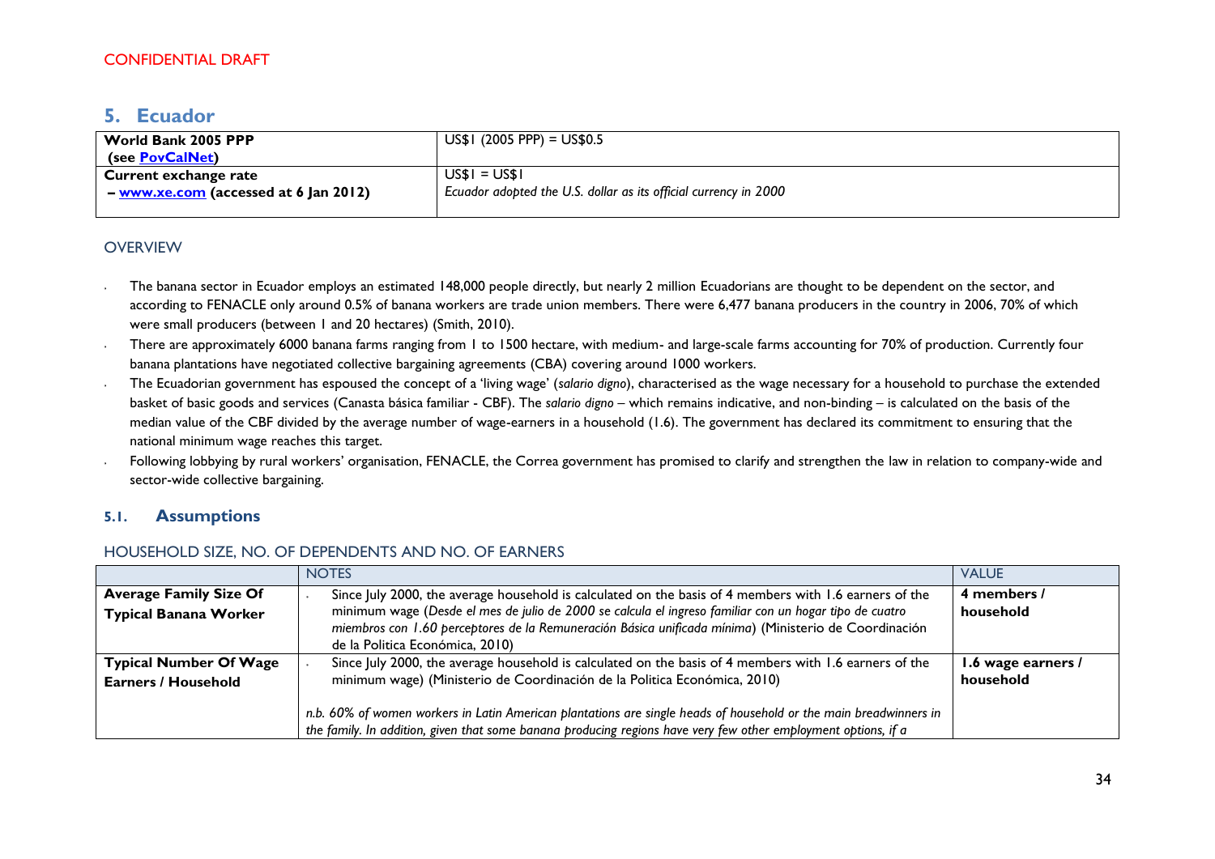CONFIDENTIAL DRAFT

## 5. Ecuador

| World Bank 2005 PPP (see [PovCalNet]) | US$1 (2005 PPP) = US$0.5 |
|---|---|
| **Current exchange rate – [www.xe.com] (accessed at 6 Jan 2012)** | US$1 = US$1 *Ecuador adopted the U.S. dollar as its official currency in 2000* |

### OVERVIEW

- The banana sector in Ecuador employs an estimated 148,000 people directly, but nearly 2 million Ecuadorians are thought to be dependent on the sector, and according to FENACLE only around 0.5% of banana workers are trade union members. There were 6,477 banana producers in the country in 2006, 70% of which were small producers (between 1 and 20 hectares) (Smith, 2010).
- There are approximately 6000 banana farms ranging from 1 to 1500 hectare, with medium- and large-scale farms accounting for 70% of production. Currently four banana plantations have negotiated collective bargaining agreements (CBA) covering around 1000 workers.
- The Ecuadorian government has espoused the concept of a 'living wage' (*salario digno*), characterised as the wage necessary for a household to purchase the extended basket of basic goods and services (Canasta básica familiar - CBF). The *salario digno* – which remains indicative, and non-binding – is calculated on the basis of the median value of the CBF divided by the average number of wage-earners in a household (1.6). The government has declared its commitment to ensuring that the national minimum wage reaches this target.
- Following lobbying by rural workers' organisation, FENACLE, the Correa government has promised to clarify and strengthen the law in relation to company-wide and sector-wide collective bargaining.

### 5.1. Assumptions

#### HOUSEHOLD SIZE, NO. OF DEPENDENTS AND NO. OF EARNERS

| | NOTES | VALUE |
|---|---|---|
| **Average Family Size Of Typical Banana Worker** | - Since July 2000, the average household is calculated on the basis of 4 members with 1.6 earners of the minimum wage (*Desde el mes de julio de 2000 se calcula el ingreso familiar con un hogar tipo de cuatro miembros con 1.60 perceptores de la Remuneración Básica unificada mínima*) (Ministerio de Coordinación de la Politica Económica, 2010) | **4 members / household** |
| **Typical Number Of Wage Earners / Household** | - Since July 2000, the average household is calculated on the basis of 4 members with 1.6 earners of the minimum wage) (Ministerio de Coordinación de la Politica Económica, 2010)<br><br>*n.b. 60% of women workers in Latin American plantations are single heads of household or the main breadwinners in the family. In addition, given that some banana producing regions have very few other employment options, if a* | **1.6 wage earners / household** |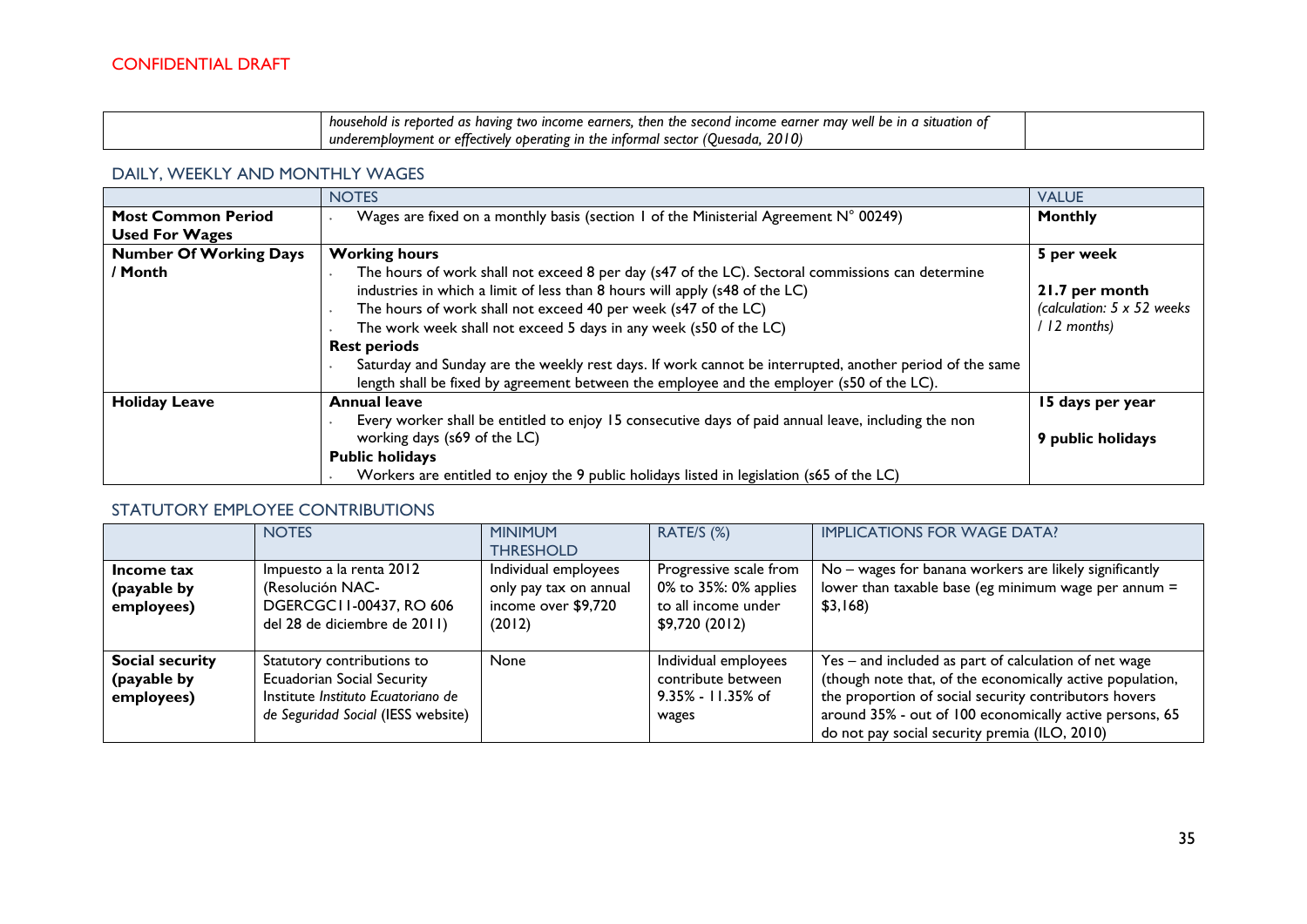CONFIDENTIAL DRAFT

| | | |
|---|---|---|
| | *household is reported as having two income earners, then the second income earner may well be in a situation of underemployment or effectively operating in the informal sector (Quesada, 2010)* | |

## DAILY, WEEKLY AND MONTHLY WAGES

| | NOTES | VALUE |
|---|---|---|
| **Most Common Period Used For Wages** | • Wages are fixed on a monthly basis (section 1 of the Ministerial Agreement N° 00249) | **Monthly** |
| **Number Of Working Days / Month** | **Working hours**<br>• The hours of work shall not exceed 8 per day (s47 of the LC). Sectoral commissions can determine industries in which a limit of less than 8 hours will apply (s48 of the LC)<br>• The hours of work shall not exceed 40 per week (s47 of the LC)<br>• The work week shall not exceed 5 days in any week (s50 of the LC)<br>**Rest periods**<br>• Saturday and Sunday are the weekly rest days. If work cannot be interrupted, another period of the same length shall be fixed by agreement between the employee and the employer (s50 of the LC). | **5 per week**<br><br>**21.7 per month**<br>*(calculation: 5 x 52 weeks / 12 months)* |
| **Holiday Leave** | **Annual leave**<br>• Every worker shall be entitled to enjoy 15 consecutive days of paid annual leave, including the non working days (s69 of the LC)<br>**Public holidays**<br>• Workers are entitled to enjoy the 9 public holidays listed in legislation (s65 of the LC) | **15 days per year**<br><br>**9 public holidays** |

## STATUTORY EMPLOYEE CONTRIBUTIONS

| | NOTES | MINIMUM THRESHOLD | RATE/S (%) | IMPLICATIONS FOR WAGE DATA? |
|---|---|---|---|---|
| **Income tax (payable by employees)** | Impuesto a la renta 2012 (Resolución NAC-DGERCGC11-00437, RO 606 del 28 de diciembre de 2011) | Individual employees only pay tax on annual income over $9,720 (2012) | Progressive scale from 0% to 35%: 0% applies to all income under $9,720 (2012) | No – wages for banana workers are likely significantly lower than taxable base (eg minimum wage per annum = $3,168) |
| **Social security (payable by employees)** | Statutory contributions to Ecuadorian Social Security Institute *Instituto Ecuatoriano de de Seguridad Social* (IESS website) | None | Individual employees contribute between 9.35% - 11.35% of wages | Yes – and included as part of calculation of net wage (though note that, of the economically active population, the proportion of social security contributors hovers around 35% - out of 100 economically active persons, 65 do not pay social security premia (ILO, 2010) |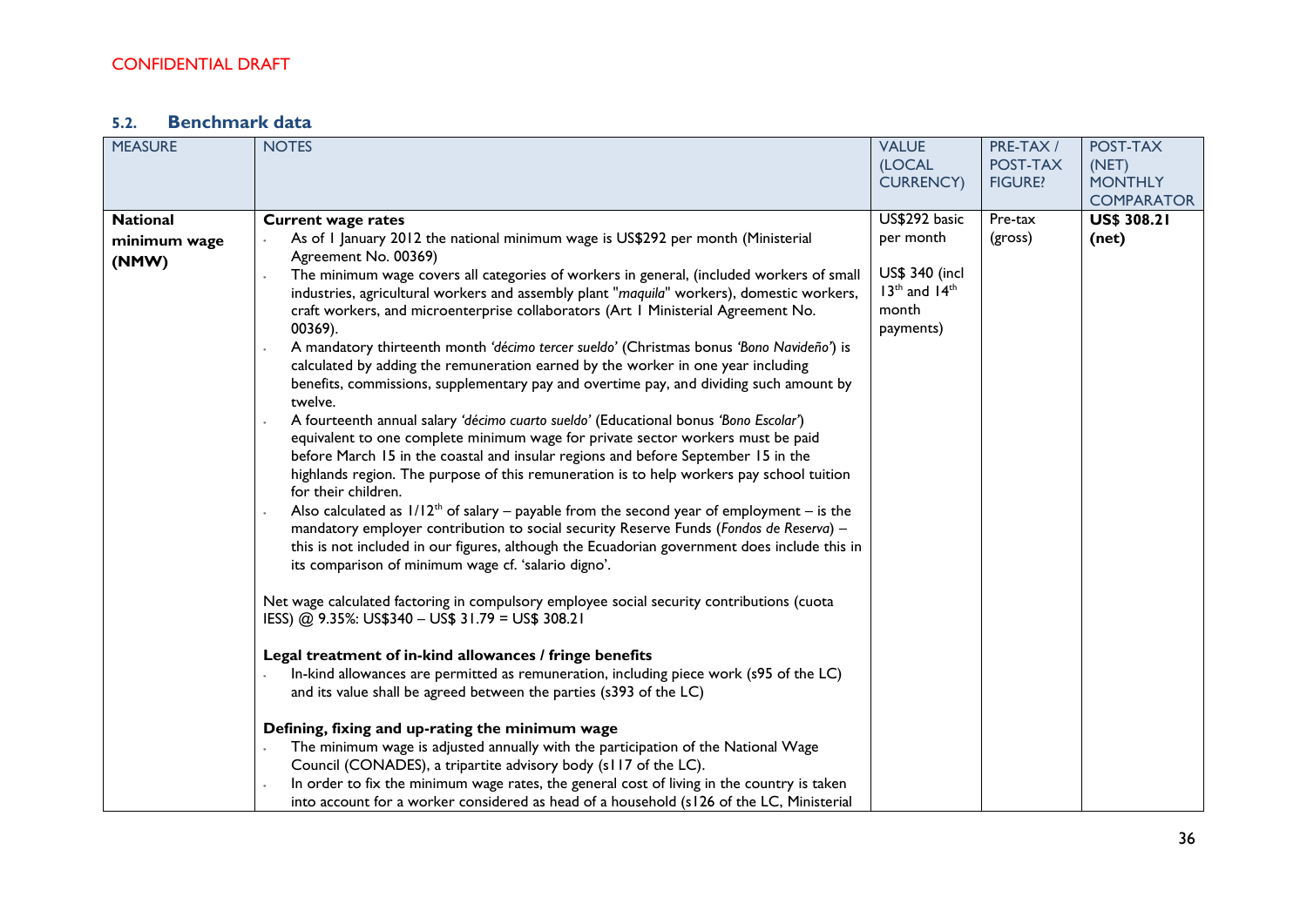CONFIDENTIAL DRAFT

## 5.2. Benchmark data

| MEASURE | NOTES | VALUE (LOCAL CURRENCY) | PRE-TAX / POST-TAX FIGURE? | POST-TAX (NET) MONTHLY COMPARATOR |
|---|---|---|---|---|
| **National minimum wage (NMW)** | **Current wage rates**<br>- As of 1 January 2012 the national minimum wage is US$292 per month (Ministerial Agreement No. 00369)<br>- The minimum wage covers all categories of workers in general, (included workers of small industries, agricultural workers and assembly plant "*maquila*" workers), domestic workers, craft workers, and microenterprise collaborators (Art 1 Ministerial Agreement No. 00369).<br>- A mandatory thirteenth month *'décimo tercer sueldo'* (Christmas bonus *'Bono Navideño'*) is calculated by adding the remuneration earned by the worker in one year including benefits, commissions, supplementary pay and overtime pay, and dividing such amount by twelve.<br>- A fourteenth annual salary *'décimo cuarto sueldo'* (Educational bonus *'Bono Escolar'*) equivalent to one complete minimum wage for private sector workers must be paid before March 15 in the coastal and insular regions and before September 15 in the highlands region. The purpose of this remuneration is to help workers pay school tuition for their children.<br>- Also calculated as 1/12th of salary – payable from the second year of employment – is the mandatory employer contribution to social security Reserve Funds (*Fondos de Reserva*) – this is not included in our figures, although the Ecuadorian government does include this in its comparison of minimum wage cf. 'salario digno'.<br><br>Net wage calculated factoring in compulsory employee social security contributions (cuota IESS) @ 9.35%: US$340 – US$ 31.79 = US$ 308.21<br><br>**Legal treatment of in-kind allowances / fringe benefits**<br>- In-kind allowances are permitted as remuneration, including piece work (s95 of the LC) and its value shall be agreed between the parties (s393 of the LC)<br><br>**Defining, fixing and up-rating the minimum wage**<br>- The minimum wage is adjusted annually with the participation of the National Wage Council (CONADES), a tripartite advisory body (s117 of the LC).<br>- In order to fix the minimum wage rates, the general cost of living in the country is taken into account for a worker considered as head of a household (s126 of the LC, Ministerial | US$292 basic per month<br><br>US$ 340 (incl 13th and 14th month payments) | Pre-tax (gross) | **US$ 308.21 (net)** |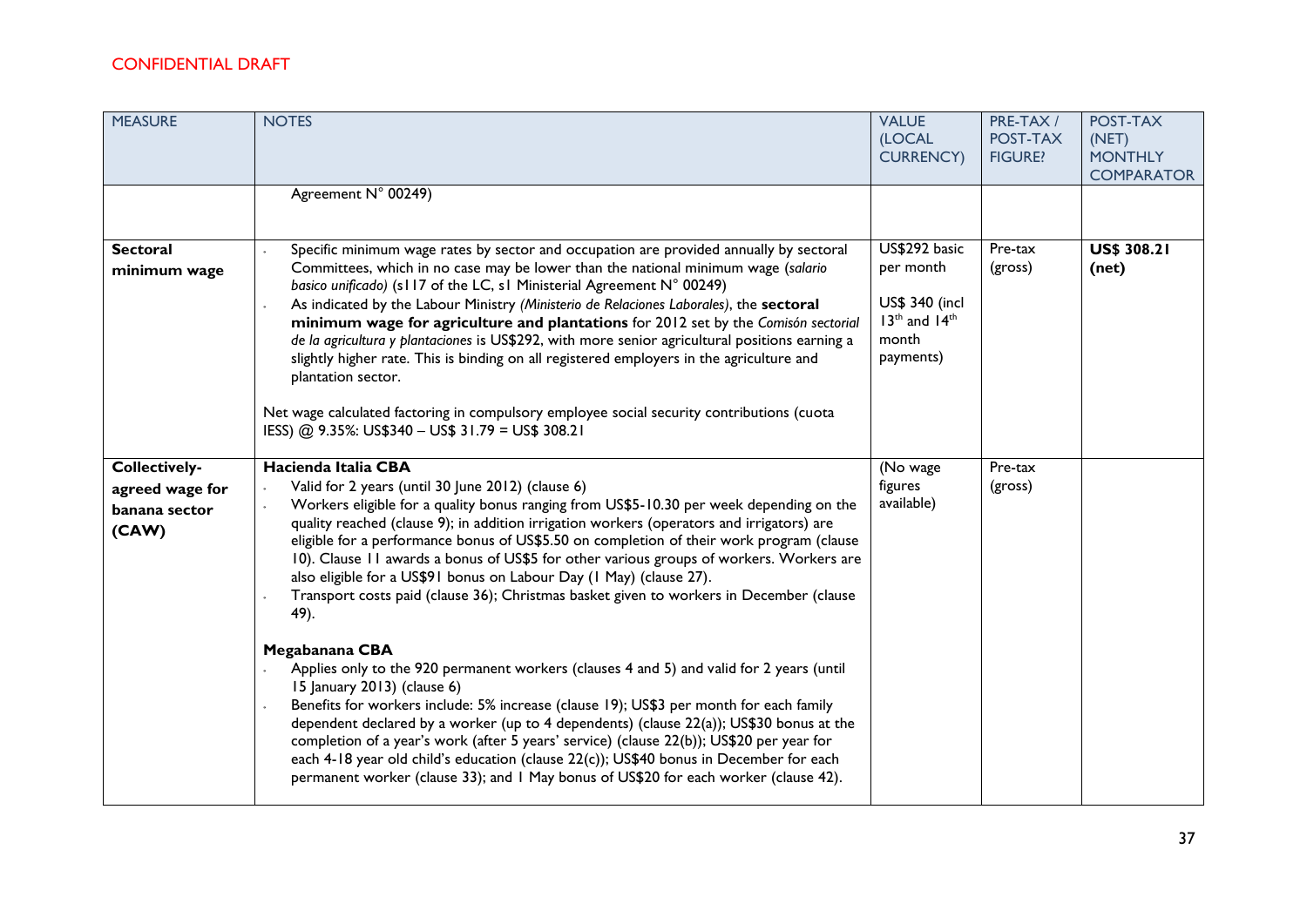CONFIDENTIAL DRAFT

| MEASURE | NOTES | VALUE (LOCAL CURRENCY) | PRE-TAX / POST-TAX FIGURE? | POST-TAX (NET) MONTHLY COMPARATOR |
|---|---|---|---|---|
| | Agreement N° 00249) | | | |
| **Sectoral minimum wage** | • Specific minimum wage rates by sector and occupation are provided annually by sectoral Committees, which in no case may be lower than the national minimum wage (*salario basico unificado*) (s117 of the LC, s1 Ministerial Agreement N° 00249)<br>• As indicated by the Labour Ministry *(Ministerio de Relaciones Laborales)*, the **sectoral minimum wage for agriculture and plantations** for 2012 set by the *Comisón sectorial de la agricultura y plantaciones* is US$292, with more senior agricultural positions earning a slightly higher rate. This is binding on all registered employers in the agriculture and plantation sector.<br><br>Net wage calculated factoring in compulsory employee social security contributions (cuota IESS) @ 9.35%: US$340 – US$ 31.79 = US$ 308.21 | US$292 basic per month<br><br>US$ 340 (incl 13th and 14th month payments) | Pre-tax (gross) | **US$ 308.21 (net)** |
| **Collectively-agreed wage for banana sector (CAW)** | **Hacienda Italia CBA**<br>• Valid for 2 years (until 30 June 2012) (clause 6)<br>• Workers eligible for a quality bonus ranging from US$5-10.30 per week depending on the quality reached (clause 9); in addition irrigation workers (operators and irrigators) are eligible for a performance bonus of US$5.50 on completion of their work program (clause 10). Clause 11 awards a bonus of US$5 for other various groups of workers. Workers are also eligible for a US$91 bonus on Labour Day (1 May) (clause 27).<br>• Transport costs paid (clause 36); Christmas basket given to workers in December (clause 49).<br><br>**Megabanana CBA**<br>• Applies only to the 920 permanent workers (clauses 4 and 5) and valid for 2 years (until 15 January 2013) (clause 6)<br>• Benefits for workers include: 5% increase (clause 19); US$3 per month for each family dependent declared by a worker (up to 4 dependents) (clause 22(a)); US$30 bonus at the completion of a year's work (after 5 years' service) (clause 22(b)); US$20 per year for each 4-18 year old child's education (clause 22(c)); US$40 bonus in December for each permanent worker (clause 33); and 1 May bonus of US$20 for each worker (clause 42). | (No wage figures available) | Pre-tax (gross) | |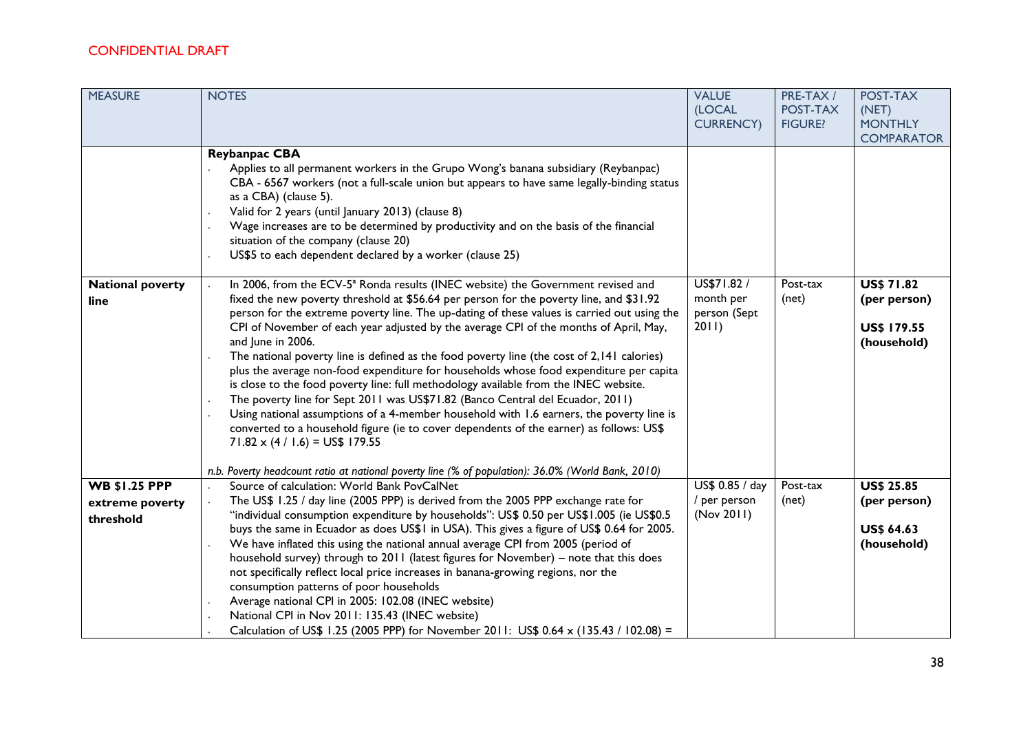CONFIDENTIAL DRAFT

| MEASURE | NOTES | VALUE (LOCAL CURRENCY) | PRE-TAX / POST-TAX FIGURE? | POST-TAX (NET) MONTHLY COMPARATOR |
|---|---|---|---|---|
| | **Reybanpac CBA**<br>- Applies to all permanent workers in the Grupo Wong's banana subsidiary (Reybanpac) CBA - 6567 workers (not a full-scale union but appears to have same legally-binding status as a CBA) (clause 5).<br>- Valid for 2 years (until January 2013) (clause 8)<br>- Wage increases are to be determined by productivity and on the basis of the financial situation of the company (clause 20)<br>- US$5 to each dependent declared by a worker (clause 25) | | | |
| **National poverty line** | - In 2006, from the ECV-5ª Ronda results (INEC website) the Government revised and fixed the new poverty threshold at $56.64 per person for the poverty line, and $31.92 person for the extreme poverty line. The up-dating of these values is carried out using the CPI of November of each year adjusted by the average CPI of the months of April, May, and June in 2006.<br>- The national poverty line is defined as the food poverty line (the cost of 2,141 calories) plus the average non-food expenditure for households whose food expenditure per capita is close to the food poverty line: full methodology available from the INEC website.<br>- The poverty line for Sept 2011 was US$71.82 (Banco Central del Ecuador, 2011)<br>- Using national assumptions of a 4-member household with 1.6 earners, the poverty line is converted to a household figure (ie to cover dependents of the earner) as follows: US$ 71.82 x (4 / 1.6) = US$ 179.55<br><br>*n.b. Poverty headcount ratio at national poverty line (% of population): 36.0% (World Bank, 2010)* | US$71.82 / month per person (Sept 2011) | Post-tax (net) | **US$ 71.82 (per person)**<br><br>**US$ 179.55 (household)** |
| **WB $1.25 PPP extreme poverty threshold** | - Source of calculation: World Bank PovCalNet<br>- The US$ 1.25 / day line (2005 PPP) is derived from the 2005 PPP exchange rate for "individual consumption expenditure by households": US$ 0.50 per US$1.005 (ie US$0.5 buys the same in Ecuador as does US$1 in USA). This gives a figure of US$ 0.64 for 2005.<br>- We have inflated this using the national annual average CPI from 2005 (period of household survey) through to 2011 (latest figures for November) – note that this does not specifically reflect local price increases in banana-growing regions, nor the consumption patterns of poor households<br>- Average national CPI in 2005: 102.08 (INEC website)<br>- National CPI in Nov 2011: 135.43 (INEC website)<br>- Calculation of US$ 1.25 (2005 PPP) for November 2011: US$ 0.64 x (135.43 / 102.08) = | US$ 0.85 / day / per person (Nov 2011) | Post-tax (net) | **US$ 25.85 (per person)**<br><br>**US$ 64.63 (household)** |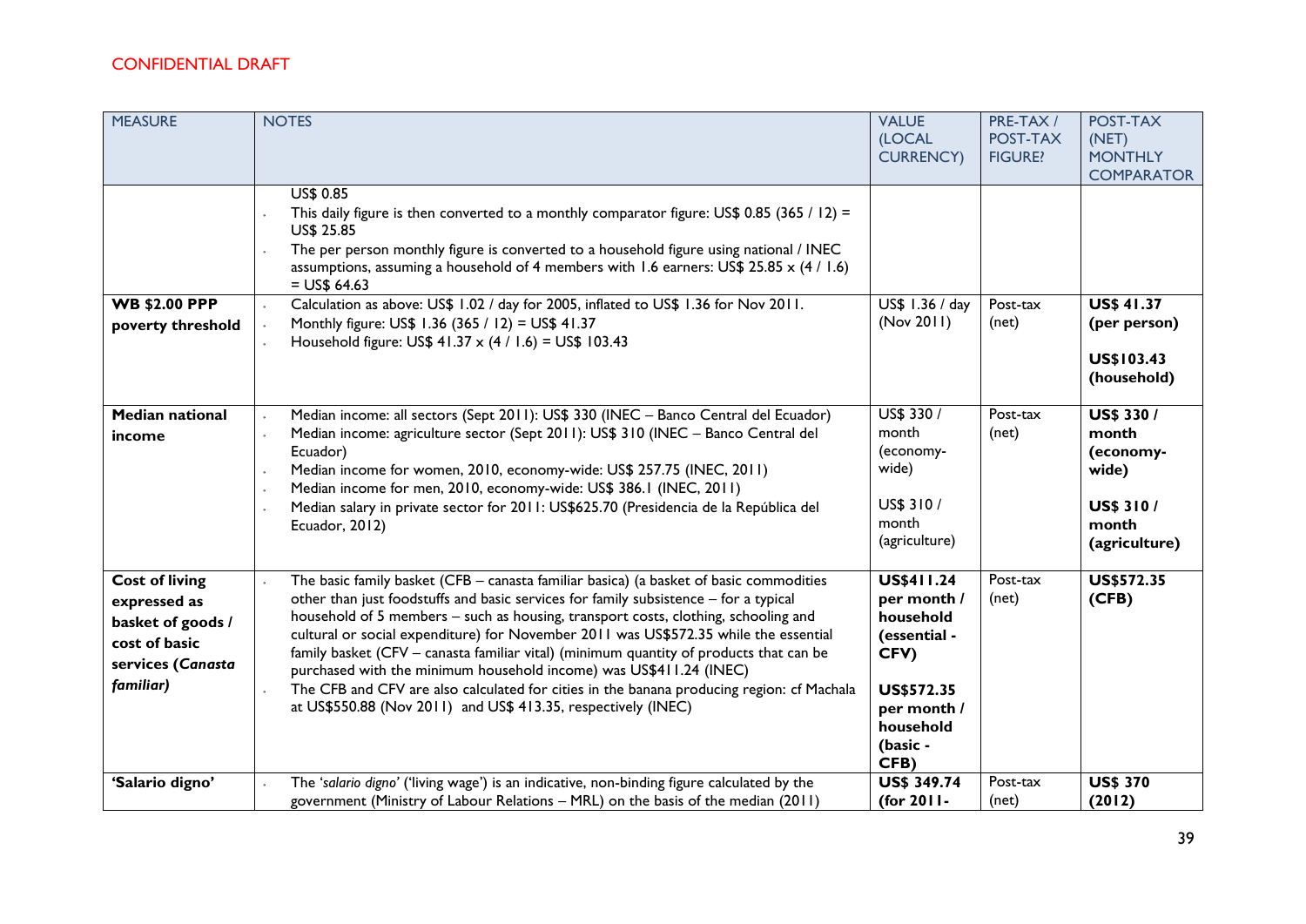CONFIDENTIAL DRAFT

| MEASURE | NOTES | VALUE (LOCAL CURRENCY) | PRE-TAX / POST-TAX FIGURE? | POST-TAX (NET) MONTHLY COMPARATOR |
|---|---|---|---|---|
| | US$ 0.85<br>- This daily figure is then converted to a monthly comparator figure: US$ 0.85 (365 / 12) = US$ 25.85<br>- The per person monthly figure is converted to a household figure using national / INEC assumptions, assuming a household of 4 members with 1.6 earners: US$ 25.85 x (4 / 1.6) = US$ 64.63 | | | |
| **WB $2.00 PPP poverty threshold** | - Calculation as above: US$ 1.02 / day for 2005, inflated to US$ 1.36 for Nov 2011.<br>- Monthly figure: US$ 1.36 (365 / 12) = US$ 41.37<br>- Household figure: US$ 41.37 x (4 / 1.6) = US$ 103.43 | US$ 1.36 / day (Nov 2011) | Post-tax (net) | **US$ 41.37 (per person)**<br><br>**US$103.43 (household)** |
| **Median national income** | - Median income: all sectors (Sept 2011): US$ 330 (INEC – Banco Central del Ecuador)<br>- Median income: agriculture sector (Sept 2011): US$ 310 (INEC – Banco Central del Ecuador)<br>- Median income for women, 2010, economy-wide: US$ 257.75 (INEC, 2011)<br>- Median income for men, 2010, economy-wide: US$ 386.1 (INEC, 2011)<br>- Median salary in private sector for 2011: US$625.70 (Presidencia de la República del Ecuador, 2012) | US$ 330 / month (economy-wide)<br><br>US$ 310 / month (agriculture) | Post-tax (net) | **US$ 330 / month (economy-wide)**<br><br>**US$ 310 / month (agriculture)** |
| **Cost of living expressed as basket of goods / cost of basic services (*Canasta familiar*)** | - The basic family basket (CFB – canasta familiar basica) (a basket of basic commodities other than just foodstuffs and basic services for family subsistence – for a typical household of 5 members – such as housing, transport costs, clothing, schooling and cultural or social expenditure) for November 2011 was US$572.35 while the essential family basket (CFV – canasta familiar vital) (minimum quantity of products that can be purchased with the minimum household income) was US$411.24 (INEC)<br>- The CFB and CFV are also calculated for cities in the banana producing region: cf Machala at US$550.88 (Nov 2011) and US$ 413.35, respectively (INEC) | **US$411.24 per month / household (essential - CFV)**<br><br>**US$572.35 per month / household (basic - CFB)** | Post-tax (net) | **US$572.35 (CFB)** |
| **'Salario digno'** | - The '*salario digno*' ('living wage') is an indicative, non-binding figure calculated by the government (Ministry of Labour Relations – MRL) on the basis of the median (2011) | **US$ 349.74 (for 2011-** | Post-tax (net) | **US$ 370 (2012)** |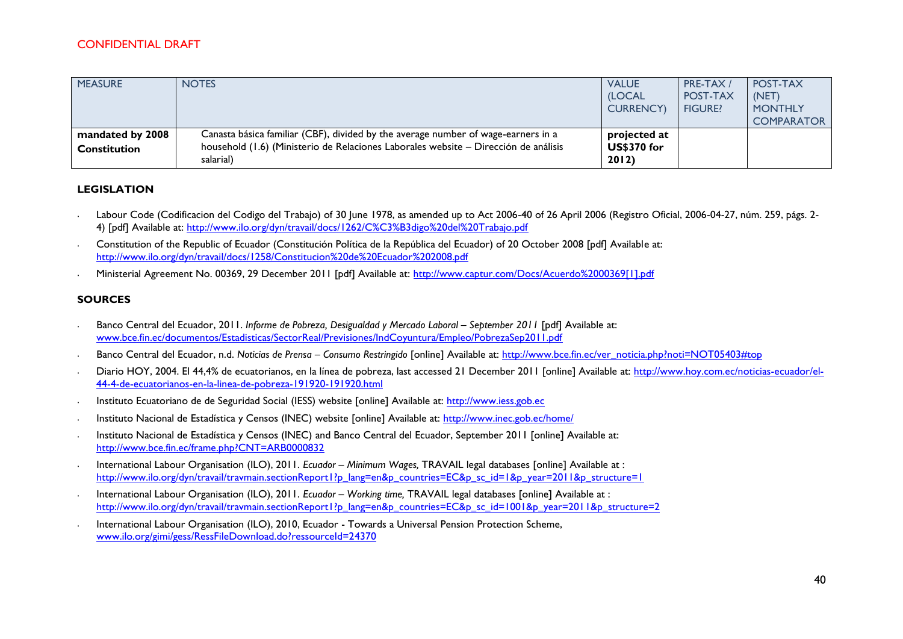CONFIDENTIAL DRAFT

| MEASURE | NOTES | VALUE (LOCAL CURRENCY) | PRE-TAX / POST-TAX FIGURE? | POST-TAX (NET) MONTHLY COMPARATOR |
|---|---|---|---|---|
| **mandated by 2008 Constitution** | Canasta básica familiar (CBF), divided by the average number of wage-earners in a household (1.6) (Ministerio de Relaciones Laborales website – Dirección de análisis salarial) | **projected at US$370 for 2012)** | | |

### LEGISLATION

- Labour Code (Codificacion del Codigo del Trabajo) of 30 June 1978, as amended up to Act 2006-40 of 26 April 2006 (Registro Oficial, 2006-04-27, núm. 259, págs. 2-4) [pdf] Available at: http://www.ilo.org/dyn/travail/docs/1262/C%C3%B3digo%20del%20Trabajo.pdf
- Constitution of the Republic of Ecuador (Constitución Política de la República del Ecuador) of 20 October 2008 [pdf] Available at: http://www.ilo.org/dyn/travail/docs/1258/Constitucion%20de%20Ecuador%202008.pdf
- Ministerial Agreement No. 00369, 29 December 2011 [pdf] Available at: http://www.captur.com/Docs/Acuerdo%2000369[1].pdf

### SOURCES

- Banco Central del Ecuador, 2011. *Informe de Pobreza, Desigualdad y Mercado Laboral – September 2011* [pdf] Available at: www.bce.fin.ec/documentos/Estadisticas/SectorReal/Previsiones/IndCoyuntura/Empleo/PobrezaSep2011.pdf
- Banco Central del Ecuador, n.d. *Noticias de Prensa – Consumo Restringido* [online] Available at: http://www.bce.fin.ec/ver_noticia.php?noti=NOT05403#top
- Diario HOY, 2004. El 44,4% de ecuatorianos, en la línea de pobreza, last accessed 21 December 2011 [online] Available at: http://www.hoy.com.ec/noticias-ecuador/el-44-4-de-ecuatorianos-en-la-linea-de-pobreza-191920-191920.html
- Instituto Ecuatoriano de de Seguridad Social (IESS) website [online] Available at: http://www.iess.gob.ec
- Instituto Nacional de Estadística y Censos (INEC) website [online] Available at: http://www.inec.gob.ec/home/
- Instituto Nacional de Estadística y Censos (INEC) and Banco Central del Ecuador, September 2011 [online] Available at: http://www.bce.fin.ec/frame.php?CNT=ARB0000832
- International Labour Organisation (ILO), 2011. *Ecuador – Minimum Wages,* TRAVAIL legal databases [online] Available at : http://www.ilo.org/dyn/travail/travmain.sectionReport1?p_lang=en&p_countries=EC&p_sc_id=1&p_year=2011&p_structure=1
- International Labour Organisation (ILO), 2011. *Ecuador – Working time,* TRAVAIL legal databases [online] Available at : http://www.ilo.org/dyn/travail/travmain.sectionReport1?p_lang=en&p_countries=EC&p_sc_id=1001&p_year=2011&p_structure=2
- International Labour Organisation (ILO), 2010, Ecuador - Towards a Universal Pension Protection Scheme, www.ilo.org/gimi/gess/RessFileDownload.do?ressourceId=24370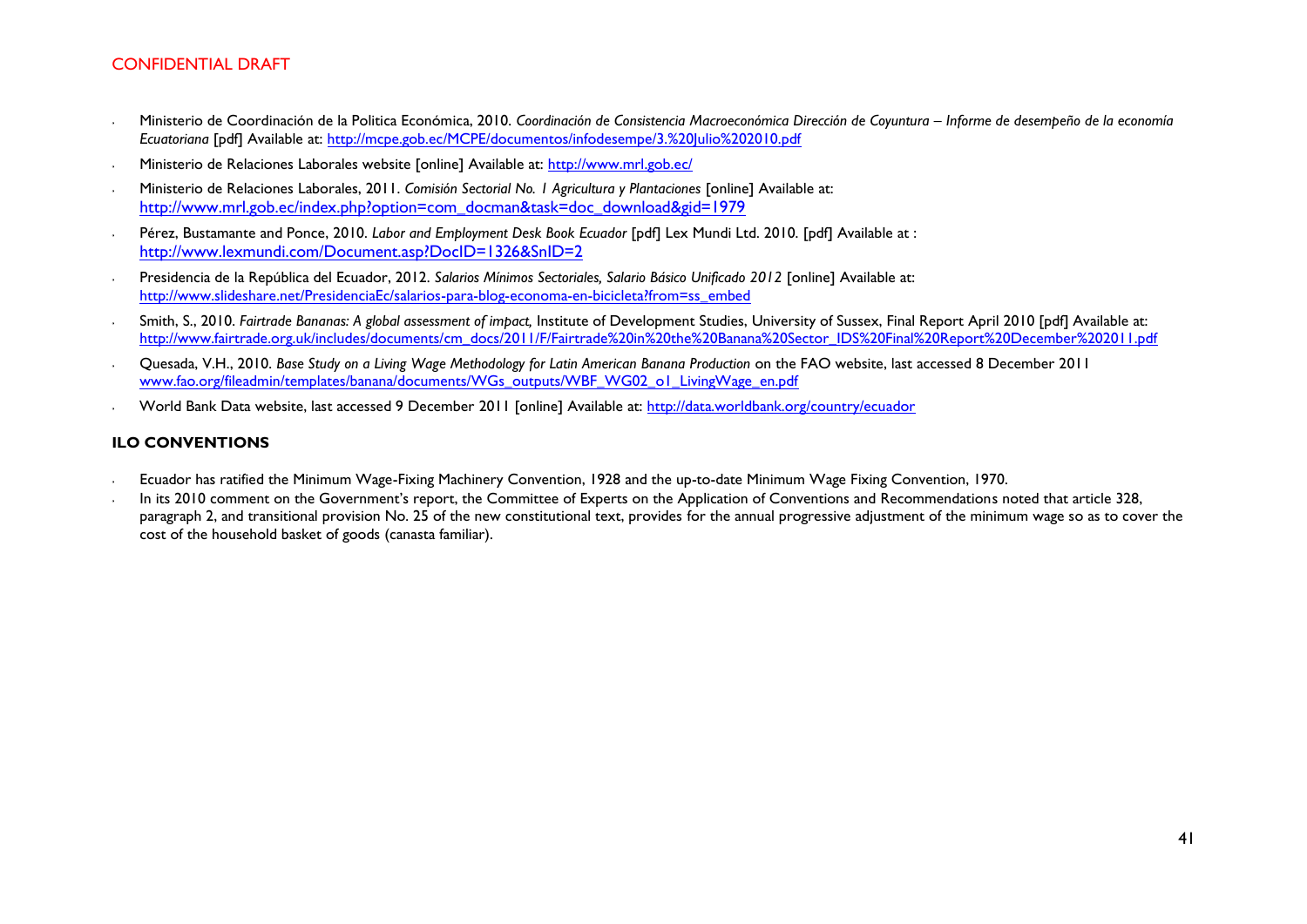- Ministerio de Coordinación de la Politica Económica, 2010. *Coordinación de Consistencia Macroeconómica Dirección de Coyuntura – Informe de desempeño de la economía Ecuatoriana* [pdf] Available at: http://mcpe.gob.ec/MCPE/documentos/infodesempe/3.%20Julio%202010.pdf
- Ministerio de Relaciones Laborales website [online] Available at: http://www.mrl.gob.ec/
- Ministerio de Relaciones Laborales, 2011. *Comisión Sectorial No. 1 Agricultura y Plantaciones* [online] Available at: http://www.mrl.gob.ec/index.php?option=com_docman&task=doc_download&gid=1979
- Pérez, Bustamante and Ponce, 2010. *Labor and Employment Desk Book Ecuador* [pdf] Lex Mundi Ltd. 2010. [pdf] Available at : http://www.lexmundi.com/Document.asp?DocID=1326&SnID=2
- Presidencia de la República del Ecuador, 2012. *Salarios Mínimos Sectoriales, Salario Básico Unificado 2012* [online] Available at: http://www.slideshare.net/PresidenciaEc/salarios-para-blog-economa-en-bicicleta?from=ss_embed
- Smith, S., 2010. *Fairtrade Bananas: A global assessment of impact,* Institute of Development Studies, University of Sussex, Final Report April 2010 [pdf] Available at: http://www.fairtrade.org.uk/includes/documents/cm_docs/2011/F/Fairtrade%20in%20the%20Banana%20Sector_IDS%20Final%20Report%20December%202011.pdf
- Quesada, V.H., 2010. *Base Study on a Living Wage Methodology for Latin American Banana Production* on the FAO website, last accessed 8 December 2011 www.fao.org/fileadmin/templates/banana/documents/WGs_outputs/WBF_WG02_o1_LivingWage_en.pdf
- World Bank Data website, last accessed 9 December 2011 [online] Available at: http://data.worldbank.org/country/ecuador

## ILO CONVENTIONS

- Ecuador has ratified the Minimum Wage-Fixing Machinery Convention, 1928 and the up-to-date Minimum Wage Fixing Convention, 1970.
- In its 2010 comment on the Government's report, the Committee of Experts on the Application of Conventions and Recommendations noted that article 328, paragraph 2, and transitional provision No. 25 of the new constitutional text, provides for the annual progressive adjustment of the minimum wage so as to cover the cost of the household basket of goods (canasta familiar).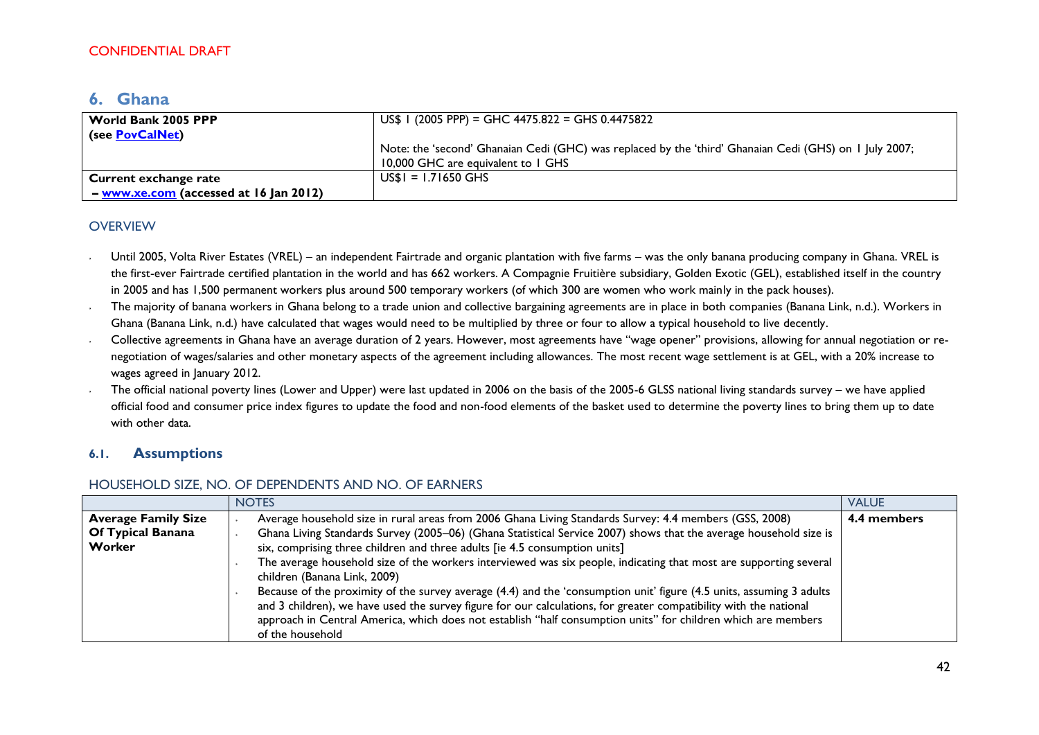CONFIDENTIAL DRAFT

## 6. Ghana

| World Band 2005 PPP | |
|---|---|
| **World Bank 2005 PPP (see [PovCalNet](PovCalNet))** | US$ 1 (2005 PPP) = GHC 4475.822 = GHS 0.4475822<br><br>Note: the 'second' Ghanaian Cedi (GHC) was replaced by the 'third' Ghanaian Cedi (GHS) on 1 July 2007; 10,000 GHC are equivalent to 1 GHS |
| **Current exchange rate – [www.xe.com](www.xe.com) (accessed at 16 Jan 2012)** | US$1 = 1.71650 GHS |

### OVERVIEW

- Until 2005, Volta River Estates (VREL) – an independent Fairtrade and organic plantation with five farms – was the only banana producing company in Ghana. VREL is the first-ever Fairtrade certified plantation in the world and has 662 workers. A Compagnie Fruitière subsidiary, Golden Exotic (GEL), established itself in the country in 2005 and has 1,500 permanent workers plus around 500 temporary workers (of which 300 are women who work mainly in the pack houses).
- The majority of banana workers in Ghana belong to a trade union and collective bargaining agreements are in place in both companies (Banana Link, n.d.). Workers in Ghana (Banana Link, n.d.) have calculated that wages would need to be multiplied by three or four to allow a typical household to live decently.
- Collective agreements in Ghana have an average duration of 2 years. However, most agreements have "wage opener" provisions, allowing for annual negotiation or re-negotiation of wages/salaries and other monetary aspects of the agreement including allowances. The most recent wage settlement is at GEL, with a 20% increase to wages agreed in January 2012.
- The official national poverty lines (Lower and Upper) were last updated in 2006 on the basis of the 2005-6 GLSS national living standards survey – we have applied official food and consumer price index figures to update the food and non-food elements of the basket used to determine the poverty lines to bring them up to date with other data.

### 6.1. Assumptions

#### HOUSEHOLD SIZE, NO. OF DEPENDENTS AND NO. OF EARNERS

| | NOTES | VALUE |
|---|---|---|
| **Average Family Size Of Typical Banana Worker** | - Average household size in rural areas from 2006 Ghana Living Standards Survey: 4.4 members (GSS, 2008)<br>- Ghana Living Standards Survey (2005–06) (Ghana Statistical Service 2007) shows that the average household size is six, comprising three children and three adults [ie 4.5 consumption units]<br>- The average household size of the workers interviewed was six people, indicating that most are supporting several children (Banana Link, 2009)<br>- Because of the proximity of the survey average (4.4) and the 'consumption unit' figure (4.5 units, assuming 3 adults and 3 children), we have used the survey figure for our calculations, for greater compatibility with the national approach in Central America, which does not establish "half consumption units" for children which are members of the household | **4.4 members** |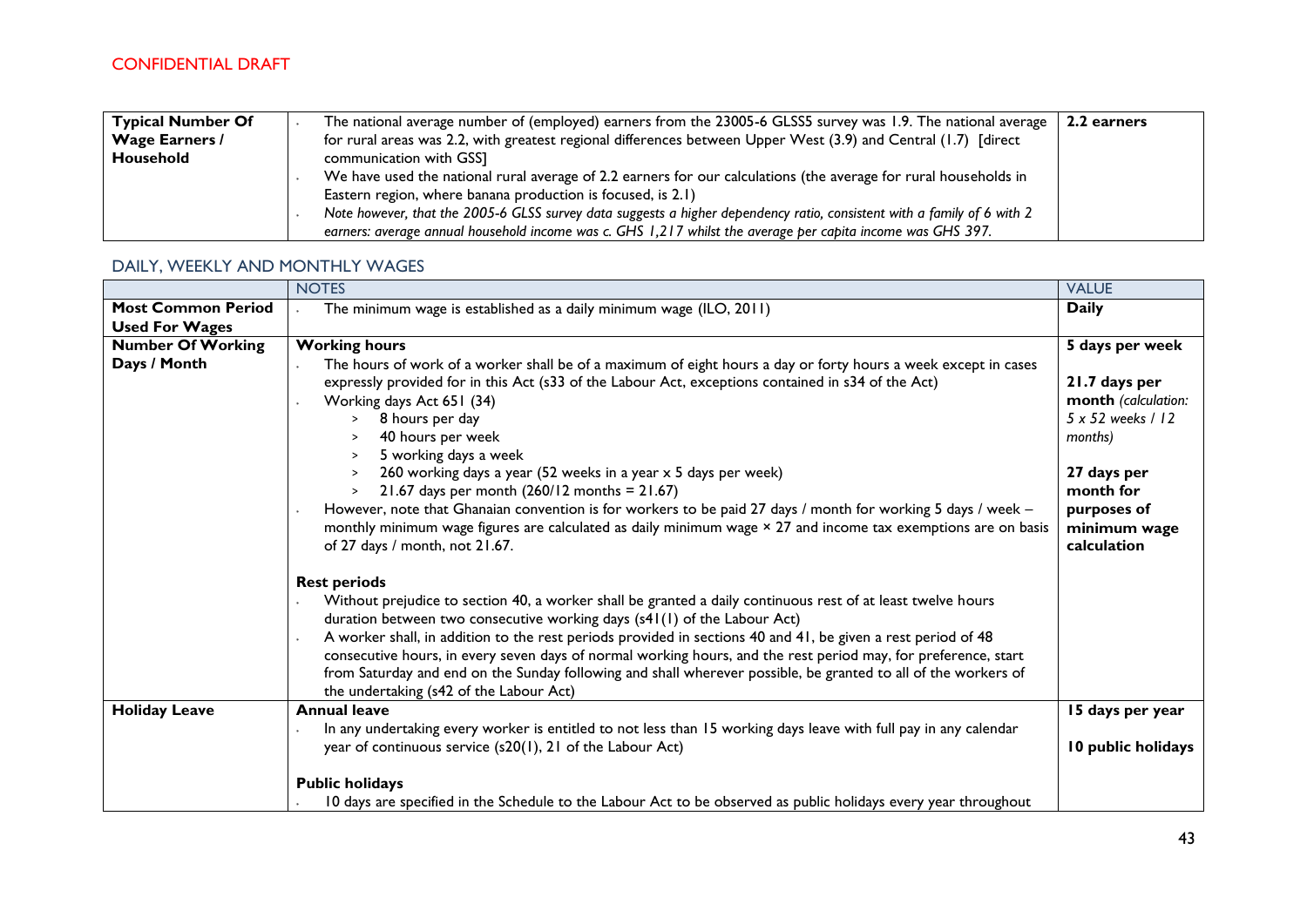CONFIDENTIAL DRAFT

| | | |
|---|---|---|
| **Typical Number Of Wage Earners / Household** | - The national average number of (employed) earners from the 23005-6 GLSS5 survey was 1.9. The national average for rural areas was 2.2, with greatest regional differences between Upper West (3.9) and Central (1.7) [direct communication with GSS]<br>- We have used the national rural average of 2.2 earners for our calculations (the average for rural households in Eastern region, where banana production is focused, is 2.1)<br>- *Note however, that the 2005-6 GLSS survey data suggests a higher dependency ratio, consistent with a family of 6 with 2 earners: average annual household income was c. GHS 1,217 whilst the average per capita income was GHS 397.* | **2.2 earners** |

## DAILY, WEEKLY AND MONTHLY WAGES

| | NOTES | VALUE |
|---|---|---|
| **Most Common Period Used For Wages** | - The minimum wage is established as a daily minimum wage (ILO, 2011) | **Daily** |
| **Number Of Working Days / Month** | **Working hours**<br>- The hours of work of a worker shall be of a maximum of eight hours a day or forty hours a week except in cases expressly provided for in this Act (s33 of the Labour Act, exceptions contained in s34 of the Act)<br>- Working days Act 651 (34)<br>&nbsp;&nbsp;> 8 hours per day<br>&nbsp;&nbsp;> 40 hours per week<br>&nbsp;&nbsp;> 5 working days a week<br>&nbsp;&nbsp;> 260 working days a year (52 weeks in a year x 5 days per week)<br>&nbsp;&nbsp;> 21.67 days per month (260/12 months = 21.67)<br>- However, note that Ghanaian convention is for workers to be paid 27 days / month for working 5 days / week – monthly minimum wage figures are calculated as daily minimum wage × 27 and income tax exemptions are on basis of 27 days / month, not 21.67.<br><br>**Rest periods**<br>- Without prejudice to section 40, a worker shall be granted a daily continuous rest of at least twelve hours duration between two consecutive working days (s41(1) of the Labour Act)<br>- A worker shall, in addition to the rest periods provided in sections 40 and 41, be given a rest period of 48 consecutive hours, in every seven days of normal working hours, and the rest period may, for preference, start from Saturday and end on the Sunday following and shall wherever possible, be granted to all of the workers of the undertaking (s42 of the Labour Act) | **5 days per week**<br><br>**21.7 days per month** *(calculation: 5 x 52 weeks / 12 months)*<br><br>**27 days per month for purposes of minimum wage calculation** |
| **Holiday Leave** | **Annual leave**<br>- In any undertaking every worker is entitled to not less than 15 working days leave with full pay in any calendar year of continuous service (s20(1), 21 of the Labour Act)<br><br>**Public holidays**<br>- 10 days are specified in the Schedule to the Labour Act to be observed as public holidays every year throughout | **15 days per year**<br><br>**10 public holidays** |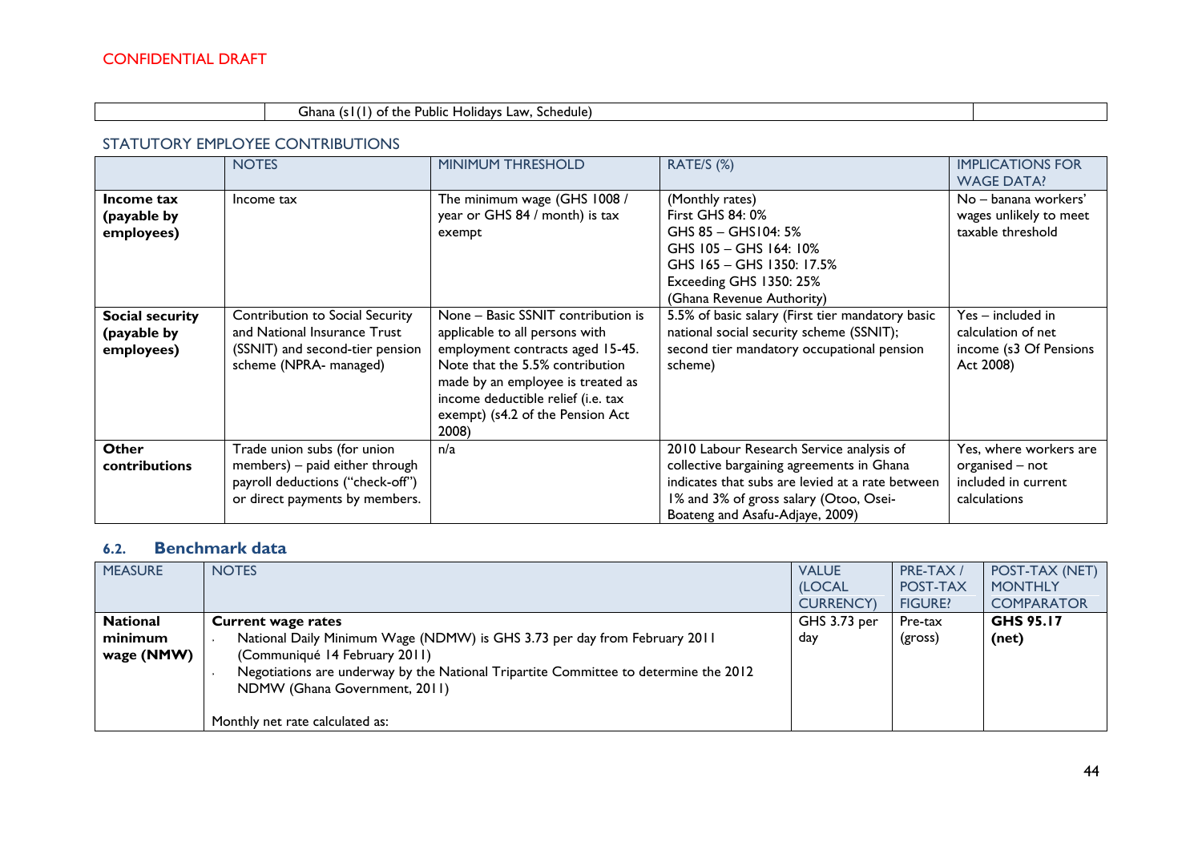CONFIDENTIAL DRAFT

| | Ghana (s1(1) of the Public Holidays Law, Schedule) | |
|---|---|---|

STATUTORY EMPLOYEE CONTRIBUTIONS

| | NOTES | MINIMUM THRESHOLD | RATE/S (%) | IMPLICATIONS FOR WAGE DATA? |
|---|---|---|---|---|
| **Income tax (payable by employees)** | Income tax | The minimum wage (GHS 1008 / year or GHS 84 / month) is tax exempt | (Monthly rates)<br>First GHS 84: 0%<br>GHS 85 – GHS104: 5%<br>GHS 105 – GHS 164: 10%<br>GHS 165 – GHS 1350: 17.5%<br>Exceeding GHS 1350: 25%<br>(Ghana Revenue Authority) | No – banana workers' wages unlikely to meet taxable threshold |
| **Social security (payable by employees)** | Contribution to Social Security and National Insurance Trust (SSNIT) and second-tier pension scheme (NPRA- managed) | None – Basic SSNIT contribution is applicable to all persons with employment contracts aged 15-45. Note that the 5.5% contribution made by an employee is treated as income deductible relief (i.e. tax exempt) (s4.2 of the Pension Act 2008) | 5.5% of basic salary (First tier mandatory basic national social security scheme (SSNIT); second tier mandatory occupational pension scheme) | Yes – included in calculation of net income (s3 Of Pensions Act 2008) |
| **Other contributions** | Trade union subs (for union members) – paid either through payroll deductions ("check-off") or direct payments by members. | n/a | 2010 Labour Research Service analysis of collective bargaining agreements in Ghana indicates that subs are levied at a rate between 1% and 3% of gross salary (Otoo, Osei-Boateng and Asafu-Adjaye, 2009) | Yes, where workers are organised – not included in current calculations |

## 6.2. Benchmark data

| MEASURE | NOTES | VALUE (LOCAL CURRENCY) | PRE-TAX / POST-TAX FIGURE? | POST-TAX (NET) MONTHLY COMPARATOR |
|---|---|---|---|---|
| **National minimum wage (NMW)** | **Current wage rates**<br>- National Daily Minimum Wage (NDMW) is GHS 3.73 per day from February 2011 (Communiqué 14 February 2011)<br>- Negotiations are underway by the National Tripartite Committee to determine the 2012 NDMW (Ghana Government, 2011)<br><br>Monthly net rate calculated as: | GHS 3.73 per day | Pre-tax (gross) | **GHS 95.17 (net)** |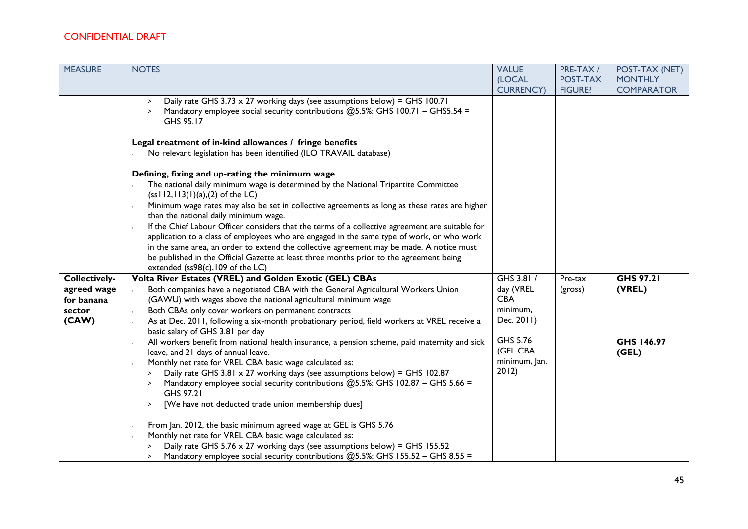CONFIDENTIAL DRAFT

| MEASURE | NOTES | VALUE (LOCAL CURRENCY) | PRE-TAX / POST-TAX FIGURE? | POST-TAX (NET) MONTHLY COMPARATOR |
|---|---|---|---|---|
| | > Daily rate GHS 3.73 x 27 working days (see assumptions below) = GHS 100.71<br>> Mandatory employee social security contributions @5.5%: GHS 100.71 – GHS5.54 = GHS 95.17<br><br>**Legal treatment of in-kind allowances / fringe benefits**<br>· No relevant legislation has been identified (ILO TRAVAIL database)<br><br>**Defining, fixing and up-rating the minimum wage**<br>· The national daily minimum wage is determined by the National Tripartite Committee (ss112,113(1)(a),(2) of the LC)<br>· Minimum wage rates may also be set in collective agreements as long as these rates are higher than the national daily minimum wage.<br>· If the Chief Labour Officer considers that the terms of a collective agreement are suitable for application to a class of employees who are engaged in the same type of work, or who work in the same area, an order to extend the collective agreement may be made. A notice must be published in the Official Gazette at least three months prior to the agreement being extended (ss98(c),109 of the LC) | | | |
| **Collectively-agreed wage for banana sector (CAW)** | **Volta River Estates (VREL) and Golden Exotic (GEL) CBAs**<br>· Both companies have a negotiated CBA with the General Agricultural Workers Union (GAWU) with wages above the national agricultural minimum wage<br>· Both CBAs only cover workers on permanent contracts<br>· As at Dec. 2011, following a six-month probationary period, field workers at VREL receive a basic salary of GHS 3.81 per day<br>· All workers benefit from national health insurance, a pension scheme, paid maternity and sick leave, and 21 days of annual leave.<br>· Monthly net rate for VREL CBA basic wage calculated as:<br>> Daily rate GHS 3.81 x 27 working days (see assumptions below) = GHS 102.87<br>> Mandatory employee social security contributions @5.5%: GHS 102.87 – GHS 5.66 = GHS 97.21<br>> [We have not deducted trade union membership dues]<br><br>· From Jan. 2012, the basic minimum agreed wage at GEL is GHS 5.76<br>· Monthly net rate for VREL CBA basic wage calculated as:<br>> Daily rate GHS 5.76 x 27 working days (see assumptions below) = GHS 155.52<br>> Mandatory employee social security contributions @5.5%: GHS 155.52 – GHS 8.55 = | GHS 3.81 / day (VREL CBA minimum, Dec. 2011)<br><br>GHS 5.76 (GEL CBA minimum, Jan. 2012) | Pre-tax (gross) | **GHS 97.21 (VREL)**<br><br>**GHS 146.97 (GEL)** |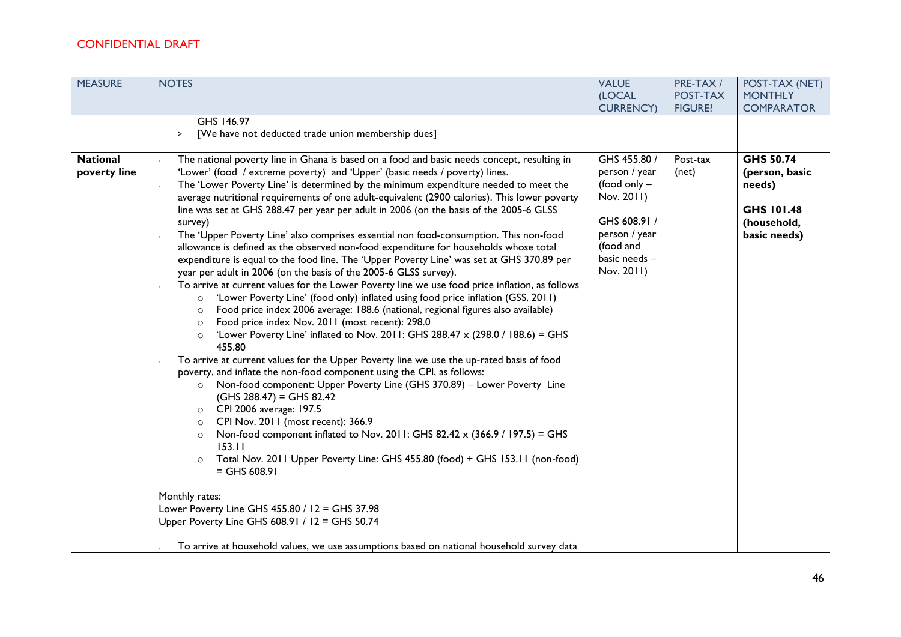CONFIDENTIAL DRAFT

| MEASURE | NOTES | VALUE (LOCAL CURRENCY) | PRE-TAX / POST-TAX FIGURE? | POST-TAX (NET) MONTHLY COMPARATOR |
|---|---|---|---|---|
| | GHS 146.97<br>> [We have not deducted trade union membership dues] | | | |
| **National poverty line** | · The national poverty line in Ghana is based on a food and basic needs concept, resulting in 'Lower' (food / extreme poverty) and 'Upper' (basic needs / poverty) lines.<br>· The 'Lower Poverty Line' is determined by the minimum expenditure needed to meet the average nutritional requirements of one adult-equivalent (2900 calories). This lower poverty line was set at GHS 288.47 per year per adult in 2006 (on the basis of the 2005-6 GLSS survey)<br>· The 'Upper Poverty Line' also comprises essential non food-consumption. This non-food allowance is defined as the observed non-food expenditure for households whose total expenditure is equal to the food line. The 'Upper Poverty Line' was set at GHS 370.89 per year per adult in 2006 (on the basis of the 2005-6 GLSS survey).<br>· To arrive at current values for the Lower Poverty line we use food price inflation, as follows<br>  ○ 'Lower Poverty Line' (food only) inflated using food price inflation (GSS, 2011)<br>  ○ Food price index 2006 average: 188.6 (national, regional figures also available)<br>  ○ Food price index Nov. 2011 (most recent): 298.0<br>  ○ 'Lower Poverty Line' inflated to Nov. 2011: GHS 288.47 x (298.0 / 188.6) = GHS 455.80<br>· To arrive at current values for the Upper Poverty line we use the up-rated basis of food poverty, and inflate the non-food component using the CPI, as follows:<br>  ○ Non-food component: Upper Poverty Line (GHS 370.89) – Lower Poverty Line (GHS 288.47) = GHS 82.42<br>  ○ CPI 2006 average: 197.5<br>  ○ CPI Nov. 2011 (most recent): 366.9<br>  ○ Non-food component inflated to Nov. 2011: GHS 82.42 x (366.9 / 197.5) = GHS 153.11<br>  ○ Total Nov. 2011 Upper Poverty Line: GHS 455.80 (food) + GHS 153.11 (non-food) = GHS 608.91<br><br>Monthly rates:<br>Lower Poverty Line GHS 455.80 / 12 = GHS 37.98<br>Upper Poverty Line GHS 608.91 / 12 = GHS 50.74<br><br>· To arrive at household values, we use assumptions based on national household survey data | GHS 455.80 / person / year (food only – Nov. 2011)<br><br>GHS 608.91 / person / year (food and basic needs – Nov. 2011) | Post-tax (net) | **GHS 50.74 (person, basic needs)**<br><br>**GHS 101.48 (household, basic needs)** |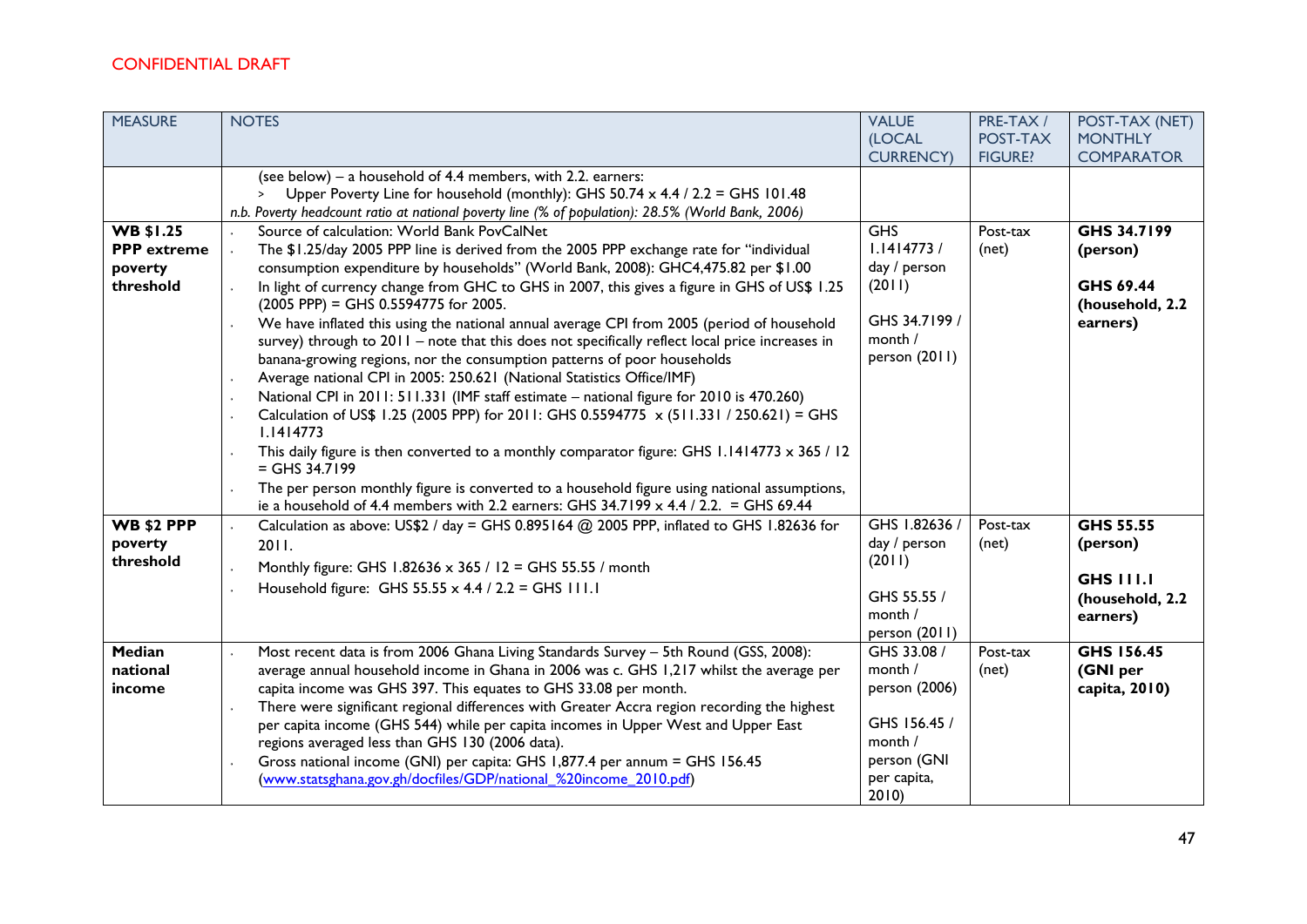CONFIDENTIAL DRAFT

| MEASURE | NOTES | VALUE (LOCAL CURRENCY) | PRE-TAX / POST-TAX FIGURE? | POST-TAX (NET) MONTHLY COMPARATOR |
|---|---|---|---|---|
| | (see below) – a household of 4.4 members, with 2.2. earners:<br>> Upper Poverty Line for household (monthly): GHS 50.74 x 4.4 / 2.2 = GHS 101.48<br>*n.b. Poverty headcount ratio at national poverty line (% of population): 28.5% (World Bank, 2006)* | | | |
| **WB $1.25 PPP extreme poverty threshold** | · Source of calculation: World Bank PovCalNet<br>· The $1.25/day 2005 PPP line is derived from the 2005 PPP exchange rate for "individual consumption expenditure by households" (World Bank, 2008): GHC4,475.82 per $1.00<br>· In light of currency change from GHC to GHS in 2007, this gives a figure in GHS of US$ 1.25 (2005 PPP) = GHS 0.5594775 for 2005.<br>· We have inflated this using the national annual average CPI from 2005 (period of household survey) through to 2011 – note that this does not specifically reflect local price increases in banana-growing regions, nor the consumption patterns of poor households<br>· Average national CPI in 2005: 250.621 (National Statistics Office/IMF)<br>· National CPI in 2011: 511.331 (IMF staff estimate – national figure for 2010 is 470.260)<br>· Calculation of US$ 1.25 (2005 PPP) for 2011: GHS 0.5594775 x (511.331 / 250.621) = GHS 1.1414773<br>· This daily figure is then converted to a monthly comparator figure: GHS 1.1414773 x 365 / 12 = GHS 34.7199<br>· The per person monthly figure is converted to a household figure using national assumptions, ie a household of 4.4 members with 2.2 earners: GHS 34.7199 x 4.4 / 2.2. = GHS 69.44 | GHS 1.1414773 / day / person (2011)<br><br>GHS 34.7199 / month / person (2011) | Post-tax (net) | **GHS 34.7199 (person)**<br><br>**GHS 69.44 (household, 2.2 earners)** |
| **WB $2 PPP poverty threshold** | · Calculation as above: US$2 / day = GHS 0.895164 @ 2005 PPP, inflated to GHS 1.82636 for 2011.<br>· Monthly figure: GHS 1.82636 x 365 / 12 = GHS 55.55 / month<br>· Household figure: GHS 55.55 x 4.4 / 2.2 = GHS 111.1 | GHS 1.82636 / day / person (2011)<br><br>GHS 55.55 / month / person (2011) | Post-tax (net) | **GHS 55.55 (person)**<br><br>**GHS 111.1 (household, 2.2 earners)** |
| **Median national income** | · Most recent data is from 2006 Ghana Living Standards Survey – 5th Round (GSS, 2008): average annual household income in Ghana in 2006 was c. GHS 1,217 whilst the average per capita income was GHS 397. This equates to GHS 33.08 per month.<br>· There were significant regional differences with Greater Accra region recording the highest per capita income (GHS 544) while per capita incomes in Upper West and Upper East regions averaged less than GHS 130 (2006 data).<br>· Gross national income (GNI) per capita: GHS 1,877.4 per annum = GHS 156.45 (www.statsghana.gov.gh/docfiles/GDP/national_%20income_2010.pdf) | GHS 33.08 / month / person (2006)<br><br>GHS 156.45 / month / person (GNI per capita, 2010) | Post-tax (net) | **GHS 156.45 (GNI per capita, 2010)** |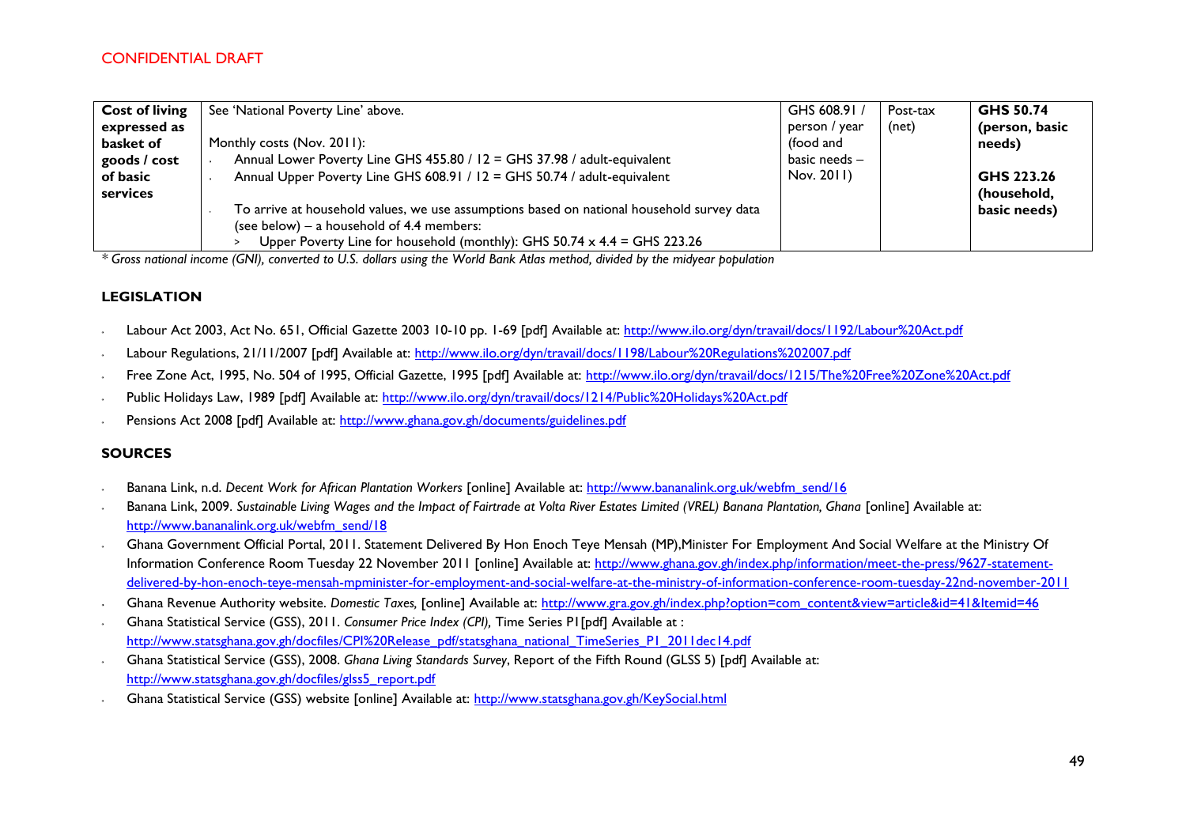CONFIDENTIAL DRAFT

| **Cost of living expressed as basket of goods / cost of basic services** | See 'National Poverty Line' above.<br><br>Monthly costs (Nov. 2011):<br>- Annual Lower Poverty Line GHS 455.80 / 12 = GHS 37.98 / adult-equivalent<br>- Annual Upper Poverty Line GHS 608.91 / 12 = GHS 50.74 / adult-equivalent<br><br>- To arrive at household values, we use assumptions based on national household survey data (see below) – a household of 4.4 members:<br>  > Upper Poverty Line for household (monthly): GHS 50.74 x 4.4 = GHS 223.26 | GHS 608.91 / person / year (food and basic needs – Nov. 2011) | Post-tax (net) | **GHS 50.74 (person, basic needs)**<br><br>**GHS 223.26 (household, basic needs)** |
|---|---|---|---|---|

* *Gross national income (GNI), converted to U.S. dollars using the World Bank Atlas method, divided by the midyear population*

## LEGISLATION

- Labour Act 2003, Act No. 651, Official Gazette 2003 10-10 pp. 1-69 [pdf] Available at: http://www.ilo.org/dyn/travail/docs/1192/Labour%20Act.pdf
- Labour Regulations, 21/11/2007 [pdf] Available at: http://www.ilo.org/dyn/travail/docs/1198/Labour%20Regulations%202007.pdf
- Free Zone Act, 1995, No. 504 of 1995, Official Gazette, 1995 [pdf] Available at: http://www.ilo.org/dyn/travail/docs/1215/The%20Free%20Zone%20Act.pdf
- Public Holidays Law, 1989 [pdf] Available at: http://www.ilo.org/dyn/travail/docs/1214/Public%20Holidays%20Act.pdf
- Pensions Act 2008 [pdf] Available at: http://www.ghana.gov.gh/documents/guidelines.pdf

## SOURCES

- Banana Link, n.d. *Decent Work for African Plantation Workers* [online] Available at: http://www.bananalink.org.uk/webfm_send/16
- Banana Link, 2009. *Sustainable Living Wages and the Impact of Fairtrade at Volta River Estates Limited (VREL) Banana Plantation, Ghana* [online] Available at: http://www.bananalink.org.uk/webfm_send/18
- Ghana Government Official Portal, 2011. Statement Delivered By Hon Enoch Teye Mensah (MP),Minister For Employment And Social Welfare at the Ministry Of Information Conference Room Tuesday 22 November 2011 [online] Available at: http://www.ghana.gov.gh/index.php/information/meet-the-press/9627-statement-delivered-by-hon-enoch-teye-mensah-mpminister-for-employment-and-social-welfare-at-the-ministry-of-information-conference-room-tuesday-22nd-november-2011
- Ghana Revenue Authority website. *Domestic Taxes,* [online] Available at: http://www.gra.gov.gh/index.php?option=com_content&view=article&id=41&Itemid=46
- Ghana Statistical Service (GSS), 2011. *Consumer Price Index (CPI),* Time Series P1[pdf] Available at : http://www.statsghana.gov.gh/docfiles/CPI%20Release_pdf/statsghana_national_TimeSeries_P1_2011dec14.pdf
- Ghana Statistical Service (GSS), 2008. *Ghana Living Standards Survey*, Report of the Fifth Round (GLSS 5) [pdf] Available at: http://www.statsghana.gov.gh/docfiles/glss5_report.pdf
- Ghana Statistical Service (GSS) website [online] Available at: http://www.statsghana.gov.gh/KeySocial.html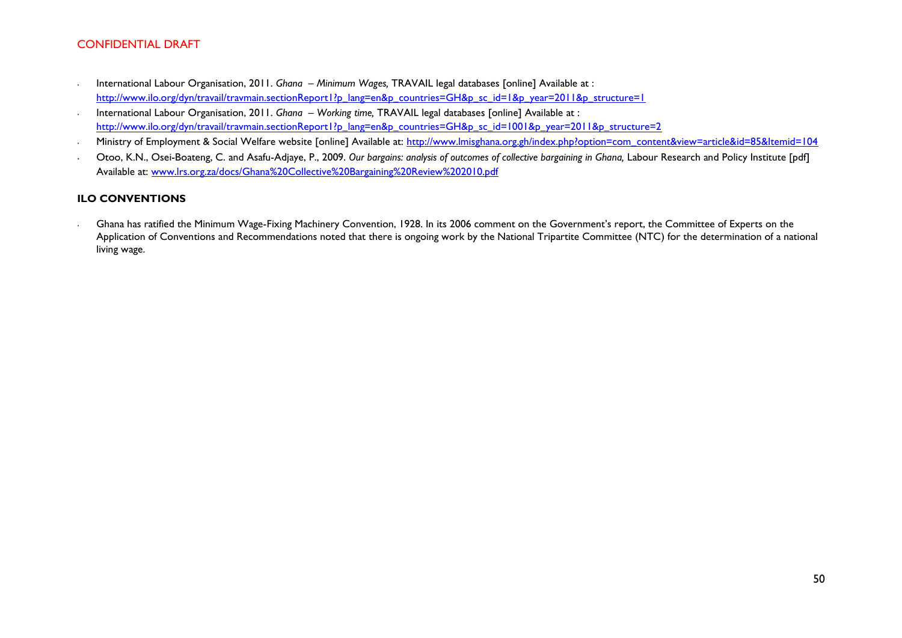CONFIDENTIAL DRAFT

- International Labour Organisation, 2011. *Ghana – Minimum Wages,* TRAVAIL legal databases [online] Available at : http://www.ilo.org/dyn/travail/travmain.sectionReport1?p_lang=en&p_countries=GH&p_sc_id=1&p_year=2011&p_structure=1
- International Labour Organisation, 2011. *Ghana – Working time,* TRAVAIL legal databases [online] Available at : http://www.ilo.org/dyn/travail/travmain.sectionReport1?p_lang=en&p_countries=GH&p_sc_id=1001&p_year=2011&p_structure=2
- Ministry of Employment & Social Welfare website [online] Available at: http://www.lmisghana.org.gh/index.php?option=com_content&view=article&id=85&Itemid=104
- Otoo, K.N., Osei-Boateng, C. and Asafu-Adjaye, P., 2009. *Our bargains: analysis of outcomes of collective bargaining in Ghana,* Labour Research and Policy Institute [pdf] Available at: www.lrs.org.za/docs/Ghana%20Collective%20Bargaining%20Review%202010.pdf

## ILO CONVENTIONS

- Ghana has ratified the Minimum Wage-Fixing Machinery Convention, 1928. In its 2006 comment on the Government's report, the Committee of Experts on the Application of Conventions and Recommendations noted that there is ongoing work by the National Tripartite Committee (NTC) for the determination of a national living wage.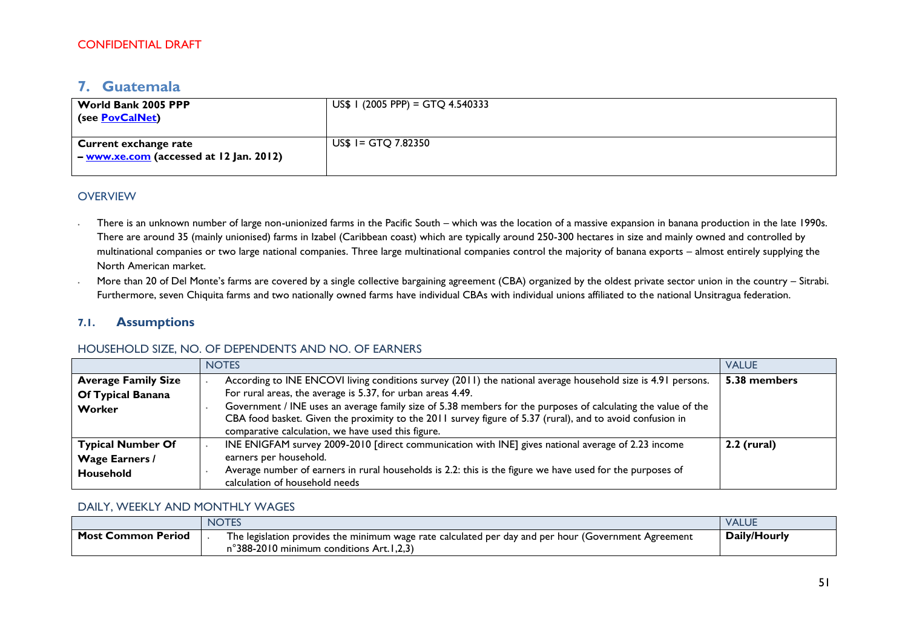CONFIDENTIAL DRAFT

# 7. Guatemala

| World Bank 2005 PPP (see PovCalNet) | US$ 1 (2005 PPP) = GTQ 4.540333 |
|---|---|
| **Current exchange rate – www.xe.com (accessed at 12 Jan. 2012)** | US$ 1= GTQ 7.82350 |

OVERVIEW

- There is an unknown number of large non-unionized farms in the Pacific South – which was the location of a massive expansion in banana production in the late 1990s. There are around 35 (mainly unionised) farms in Izabel (Caribbean coast) which are typically around 250-300 hectares in size and mainly owned and controlled by multinational companies or two large national companies. Three large multinational companies control the majority of banana exports – almost entirely supplying the North American market.
- More than 20 of Del Monte's farms are covered by a single collective bargaining agreement (CBA) organized by the oldest private sector union in the country – Sitrabi. Furthermore, seven Chiquita farms and two nationally owned farms have individual CBAs with individual unions affiliated to the national Unsitragua federation.

## 7.1. Assumptions

HOUSEHOLD SIZE, NO. OF DEPENDENTS AND NO. OF EARNERS

| | NOTES | VALUE |
|---|---|---|
| **Average Family Size Of Typical Banana Worker** | • According to INE ENCOVI living conditions survey (2011) the national average household size is 4.91 persons. For rural areas, the average is 5.37, for urban areas 4.49. <br> • Government / INE uses an average family size of 5.38 members for the purposes of calculating the value of the CBA food basket. Given the proximity to the 2011 survey figure of 5.37 (rural), and to avoid confusion in comparative calculation, we have used this figure. | **5.38 members** |
| **Typical Number Of Wage Earners / Household** | • INE ENIGFAM survey 2009-2010 [direct communication with INE] gives national average of 2.23 income earners per household. <br> • Average number of earners in rural households is 2.2: this is the figure we have used for the purposes of calculation of household needs | **2.2 (rural)** |

DAILY, WEEKLY AND MONTHLY WAGES

| | NOTES | VALUE |
|---|---|---|
| **Most Common Period** | • The legislation provides the minimum wage rate calculated per day and per hour (Government Agreement n°388-2010 minimum conditions Art.1,2,3) | **Daily/Hourly** |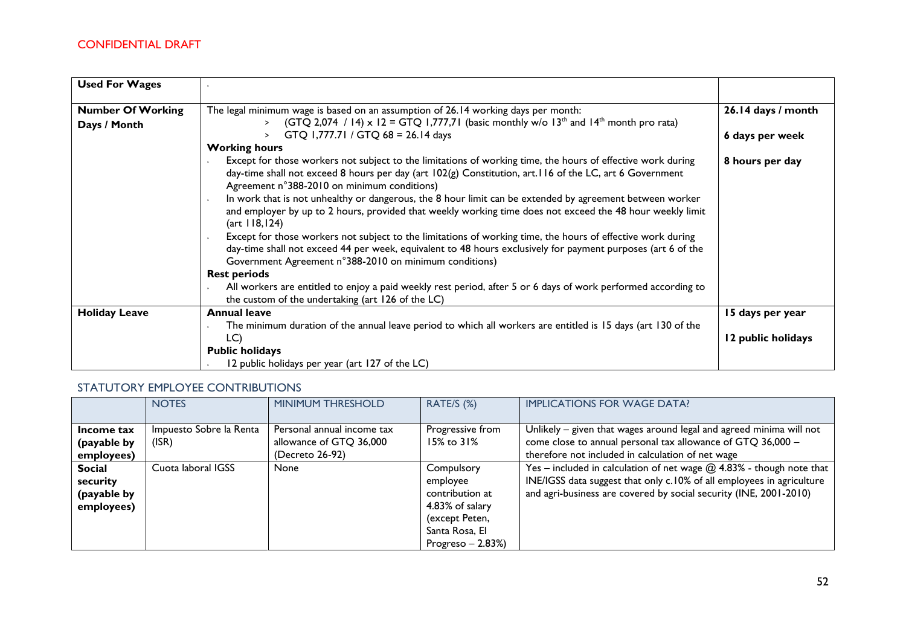CONFIDENTIAL DRAFT

| Used For Wages | · | |
|---|---|---|
| **Number Of Working Days / Month** | The legal minimum wage is based on an assumption of 26.14 working days per month:<br>> (GTQ 2,074 / 14) x 12 = GTQ 1,777,71 (basic monthly w/o 13[th] and 14[th] month pro rata)<br>> GTQ 1,777.71 / GTQ 68 = 26.14 days<br>**Working hours**<br>· Except for those workers not subject to the limitations of working time, the hours of effective work during day-time shall not exceed 8 hours per day (art 102(g) Constitution, art.116 of the LC, art 6 Government Agreement n°388-2010 on minimum conditions)<br>· In work that is not unhealthy or dangerous, the 8 hour limit can be extended by agreement between worker and employer by up to 2 hours, provided that weekly working time does not exceed the 48 hour weekly limit (art 118,124)<br>· Except for those workers not subject to the limitations of working time, the hours of effective work during day-time shall not exceed 44 per week, equivalent to 48 hours exclusively for payment purposes (art 6 of the Government Agreement n°388-2010 on minimum conditions)<br>**Rest periods**<br>· All workers are entitled to enjoy a paid weekly rest period, after 5 or 6 days of work performed according to the custom of the undertaking (art 126 of the LC) | **26.14 days / month**<br><br>**6 days per week**<br><br>**8 hours per day** |
| **Holiday Leave** | **Annual leave**<br>· The minimum duration of the annual leave period to which all workers are entitled is 15 days (art 130 of the LC)<br>**Public holidays**<br>· 12 public holidays per year (art 127 of the LC) | **15 days per year**<br><br>**12 public holidays** |

## STATUTORY EMPLOYEE CONTRIBUTIONS

| | NOTES | MINIMUM THRESHOLD | RATE/S (%) | IMPLICATIONS FOR WAGE DATA? |
|---|---|---|---|---|
| **Income tax (payable by employees)** | Impuesto Sobre la Renta (ISR) | Personal annual income tax allowance of GTQ 36,000 (Decreto 26-92) | Progressive from 15% to 31% | Unlikely – given that wages around legal and agreed minima will not come close to annual personal tax allowance of GTQ 36,000 – therefore not included in calculation of net wage |
| **Social security (payable by employees)** | Cuota laboral IGSS | None | Compulsory employee contribution at 4.83% of salary (except Peten, Santa Rosa, El Progreso – 2.83%) | Yes – included in calculation of net wage @ 4.83% - though note that INE/IGSS data suggest that only c.10% of all employees in agriculture and agri-business are covered by social security (INE, 2001-2010) |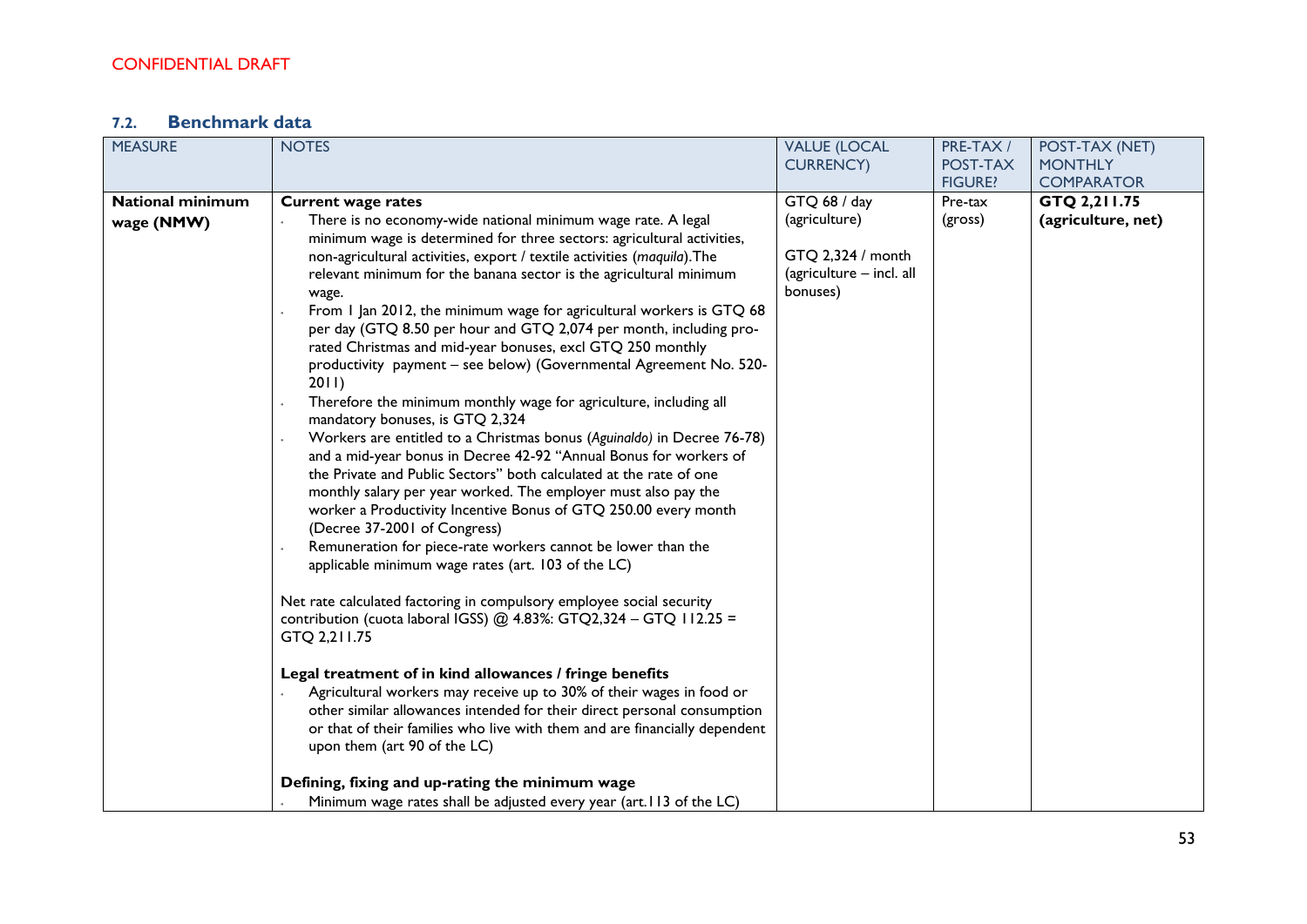CONFIDENTIAL DRAFT

### 7.2. Benchmark data

| MEASURE | NOTES | VALUE (LOCAL CURRENCY) | PRE-TAX / POST-TAX FIGURE? | POST-TAX (NET) MONTHLY COMPARATOR |
|---|---|---|---|---|
| **National minimum wage (NMW)** | **Current wage rates**<br>- There is no economy-wide national minimum wage rate. A legal minimum wage is determined for three sectors: agricultural activities, non-agricultural activities, export / textile activities (*maquila*).The relevant minimum for the banana sector is the agricultural minimum wage.<br>- From 1 Jan 2012, the minimum wage for agricultural workers is GTQ 68 per day (GTQ 8.50 per hour and GTQ 2,074 per month, including pro-rated Christmas and mid-year bonuses, excl GTQ 250 monthly productivity payment – see below) (Governmental Agreement No. 520-2011)<br>- Therefore the minimum monthly wage for agriculture, including all mandatory bonuses, is GTQ 2,324<br>- Workers are entitled to a Christmas bonus (*Aguinaldo)* in Decree 76-78) and a mid-year bonus in Decree 42-92 "Annual Bonus for workers of the Private and Public Sectors" both calculated at the rate of one monthly salary per year worked. The employer must also pay the worker a Productivity Incentive Bonus of GTQ 250.00 every month (Decree 37-2001 of Congress)<br>- Remuneration for piece-rate workers cannot be lower than the applicable minimum wage rates (art. 103 of the LC)<br><br>Net rate calculated factoring in compulsory employee social security contribution (cuota laboral IGSS) @ 4.83%: GTQ2,324 – GTQ 112.25 = GTQ 2,211.75<br><br>**Legal treatment of in kind allowances / fringe benefits**<br>- Agricultural workers may receive up to 30% of their wages in food or other similar allowances intended for their direct personal consumption or that of their families who live with them and are financially dependent upon them (art 90 of the LC)<br><br>**Defining, fixing and up-rating the minimum wage**<br>- Minimum wage rates shall be adjusted every year (art.113 of the LC) | GTQ 68 / day (agriculture)<br><br>GTQ 2,324 / month (agriculture – incl. all bonuses) | Pre-tax (gross) | **GTQ 2,211.75 (agriculture, net)** |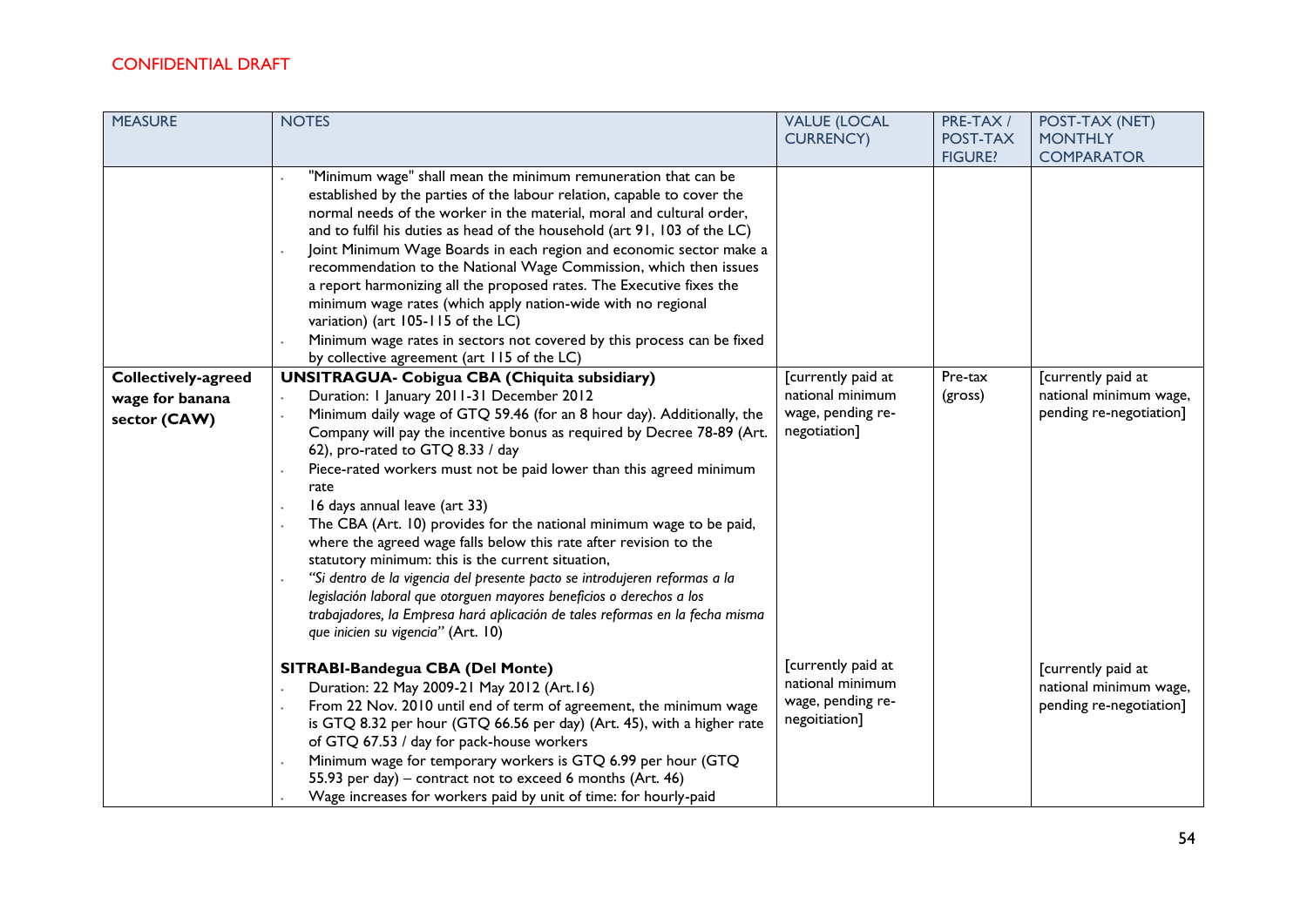CONFIDENTIAL DRAFT

| MEASURE | NOTES | VALUE (LOCAL CURRENCY) | PRE-TAX / POST-TAX FIGURE? | POST-TAX (NET) MONTHLY COMPARATOR |
|---|---|---|---|---|
| | • "Minimum wage" shall mean the minimum remuneration that can be established by the parties of the labour relation, capable to cover the normal needs of the worker in the material, moral and cultural order, and to fulfil his duties as head of the household (art 91, 103 of the LC)<br>• Joint Minimum Wage Boards in each region and economic sector make a recommendation to the National Wage Commission, which then issues a report harmonizing all the proposed rates. The Executive fixes the minimum wage rates (which apply nation-wide with no regional variation) (art 105-115 of the LC)<br>• Minimum wage rates in sectors not covered by this process can be fixed by collective agreement (art 115 of the LC) | | | |
| **Collectively-agreed wage for banana sector (CAW)** | **UNSITRAGUA- Cobigua CBA (Chiquita subsidiary)**<br>• Duration: 1 January 2011-31 December 2012<br>• Minimum daily wage of GTQ 59.46 (for an 8 hour day). Additionally, the Company will pay the incentive bonus as required by Decree 78-89 (Art. 62), pro-rated to GTQ 8.33 / day<br>• Piece-rated workers must not be paid lower than this agreed minimum rate<br>• 16 days annual leave (art 33)<br>• The CBA (Art. 10) provides for the national minimum wage to be paid, where the agreed wage falls below this rate after revision to the statutory minimum: this is the current situation,<br>• *"Si dentro de la vigencia del presente pacto se introdujeren reformas a la legislación laboral que otorguen mayores beneficios o derechos a los trabajadores, la Empresa hará aplicación de tales reformas en la fecha misma que inicien su vigencia"* (Art. 10) | [currently paid at national minimum wage, pending re-negotiation] | Pre-tax (gross) | [currently paid at national minimum wage, pending re-negotiation] |
| | **SITRABI-Bandegua CBA (Del Monte)**<br>• Duration: 22 May 2009-21 May 2012 (Art.16)<br>• From 22 Nov. 2010 until end of term of agreement, the minimum wage is GTQ 8.32 per hour (GTQ 66.56 per day) (Art. 45), with a higher rate of GTQ 67.53 / day for pack-house workers<br>• Minimum wage for temporary workers is GTQ 6.99 per hour (GTQ 55.93 per day) – contract not to exceed 6 months (Art. 46)<br>• Wage increases for workers paid by unit of time: for hourly-paid | [currently paid at national minimum wage, pending re-negoitiation] | | [currently paid at national minimum wage, pending re-negotiation] |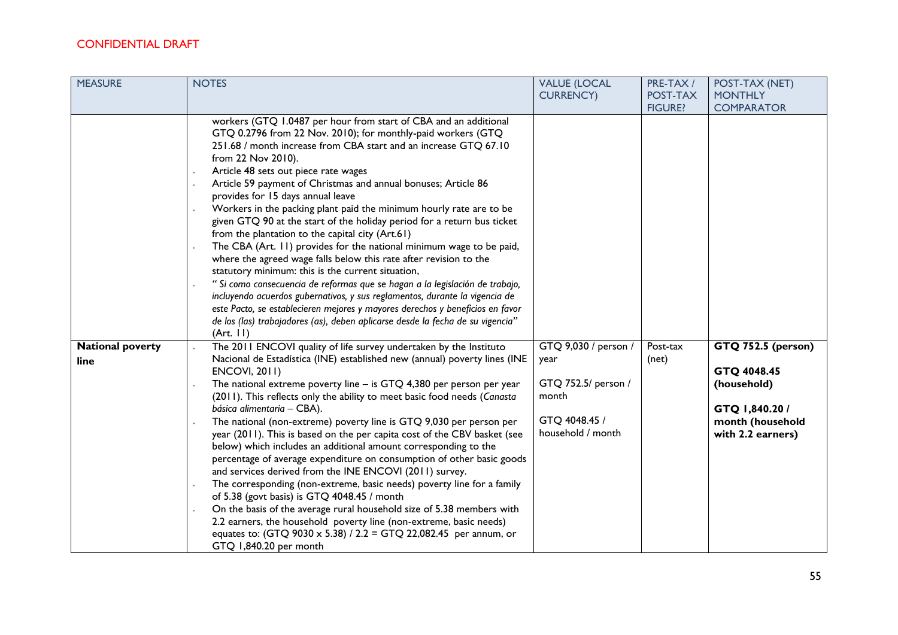CONFIDENTIAL DRAFT

| MEASURE | NOTES | VALUE (LOCAL CURRENCY) | PRE-TAX / POST-TAX FIGURE? | POST-TAX (NET) MONTHLY COMPARATOR |
|---|---|---|---|---|
| | workers (GTQ 1.0487 per hour from start of CBA and an additional GTQ 0.2796 from 22 Nov. 2010); for monthly-paid workers (GTQ 251.68 / month increase from CBA start and an increase GTQ 67.10 from 22 Nov 2010).<br>- Article 48 sets out piece rate wages<br>- Article 59 payment of Christmas and annual bonuses; Article 86 provides for 15 days annual leave<br>- Workers in the packing plant paid the minimum hourly rate are to be given GTQ 90 at the start of the holiday period for a return bus ticket from the plantation to the capital city (Art.61)<br>- The CBA (Art. 11) provides for the national minimum wage to be paid, where the agreed wage falls below this rate after revision to the statutory minimum: this is the current situation,<br>- *" Si como consecuencia de reformas que se hagan a la legislación de trabajo, incluyendo acuerdos gubernativos, y sus reglamentos, durante la vigencia de este Pacto, se establecieren mejores y mayores derechos y beneficios en favor de los (las) trabajadores (as), deben aplicarse desde la fecha de su vigencia"* (Art. 11) | | | |
| **National poverty line** | - The 2011 ENCOVI quality of life survey undertaken by the Instituto Nacional de Estadística (INE) established new (annual) poverty lines (INE ENCOVI, 2011)<br>- The national extreme poverty line – is GTQ 4,380 per person per year (2011). This reflects only the ability to meet basic food needs (*Canasta básica alimentaria* – CBA).<br>- The national (non-extreme) poverty line is GTQ 9,030 per person per year (2011). This is based on the per capita cost of the CBV basket (see below) which includes an additional amount corresponding to the percentage of average expenditure on consumption of other basic goods and services derived from the INE ENCOVI (2011) survey.<br>- The corresponding (non-extreme, basic needs) poverty line for a family of 5.38 (govt basis) is GTQ 4048.45 / month<br>- On the basis of the average rural household size of 5.38 members with 2.2 earners, the household poverty line (non-extreme, basic needs) equates to: (GTQ 9030 x 5.38) / 2.2 = GTQ 22,082.45 per annum, or GTQ 1,840.20 per month | GTQ 9,030 / person / year<br><br>GTQ 752.5/ person / month<br><br>GTQ 4048.45 / household / month | Post-tax (net) | **GTQ 752.5 (person)**<br><br>**GTQ 4048.45 (household)**<br><br>**GTQ 1,840.20 / month (household with 2.2 earners)** |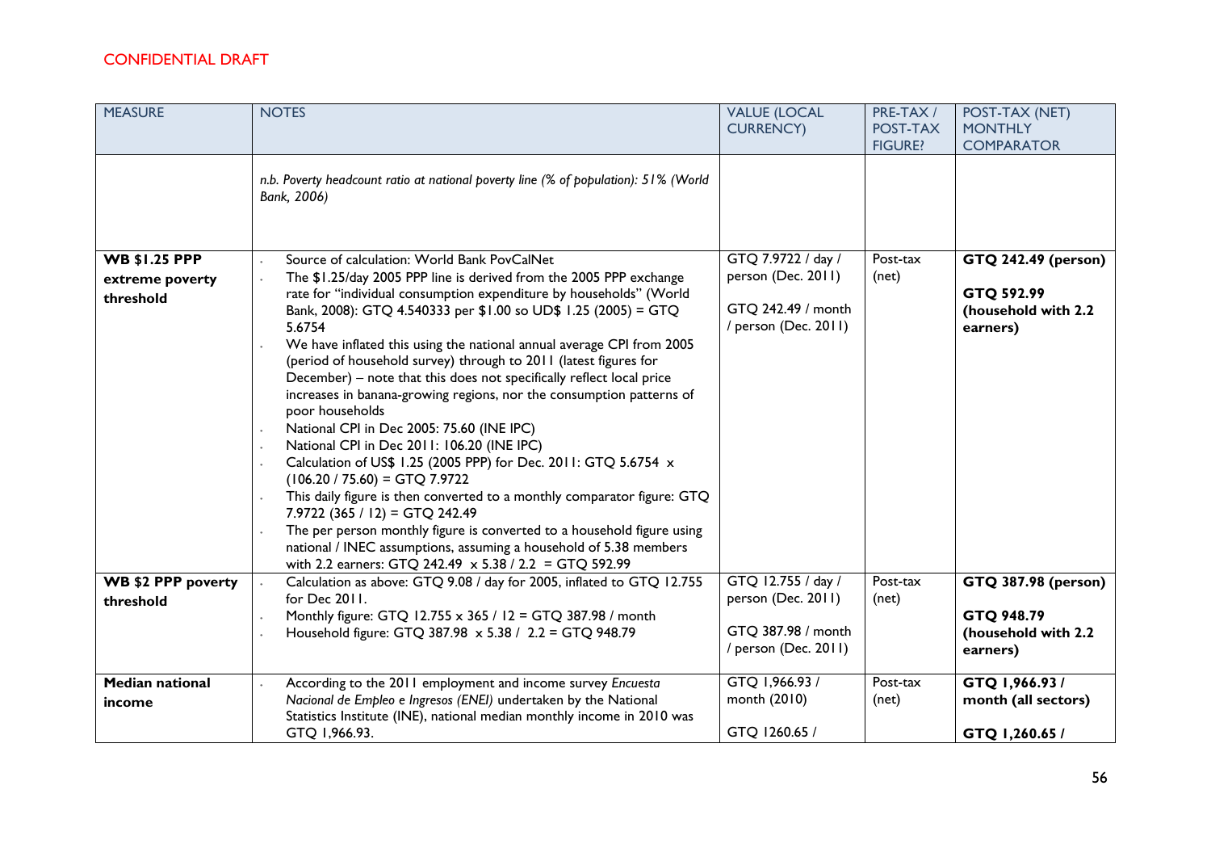CONFIDENTIAL DRAFT

| MEASURE | NOTES | VALUE (LOCAL CURRENCY) | PRE-TAX / POST-TAX FIGURE? | POST-TAX (NET) MONTHLY COMPARATOR |
|---|---|---|---|---|
| | *n.b. Poverty headcount ratio at national poverty line (% of population): 51% (World Bank, 2006)* | | | |
| **WB $1.25 PPP extreme poverty threshold** | • Source of calculation: World Bank PovCalNet<br>• The $1.25/day 2005 PPP line is derived from the 2005 PPP exchange rate for "individual consumption expenditure by households" (World Bank, 2008): GTQ 4.540333 per $1.00 so UD$ 1.25 (2005) = GTQ 5.6754<br>• We have inflated this using the national annual average CPI from 2005 (period of household survey) through to 2011 (latest figures for December) – note that this does not specifically reflect local price increases in banana-growing regions, nor the consumption patterns of poor households<br>• National CPI in Dec 2005: 75.60 (INE IPC)<br>• National CPI in Dec 2011: 106.20 (INE IPC)<br>• Calculation of US$ 1.25 (2005 PPP) for Dec. 2011: GTQ 5.6754 x (106.20 / 75.60) = GTQ 7.9722<br>• This daily figure is then converted to a monthly comparator figure: GTQ 7.9722 (365 / 12) = GTQ 242.49<br>• The per person monthly figure is converted to a household figure using national / INEC assumptions, assuming a household of 5.38 members with 2.2 earners: GTQ 242.49 x 5.38 / 2.2 = GTQ 592.99 | GTQ 7.9722 / day / person (Dec. 2011)<br><br>GTQ 242.49 / month / person (Dec. 2011) | Post-tax (net) | **GTQ 242.49 (person)**<br><br>**GTQ 592.99 (household with 2.2 earners)** |
| **WB $2 PPP poverty threshold** | • Calculation as above: GTQ 9.08 / day for 2005, inflated to GTQ 12.755 for Dec 2011.<br>• Monthly figure: GTQ 12.755 x 365 / 12 = GTQ 387.98 / month<br>• Household figure: GTQ 387.98 x 5.38 / 2.2 = GTQ 948.79 | GTQ 12.755 / day / person (Dec. 2011)<br><br>GTQ 387.98 / month / person (Dec. 2011) | Post-tax (net) | **GTQ 387.98 (person)**<br><br>**GTQ 948.79 (household with 2.2 earners)** |
| **Median national income** | • According to the 2011 employment and income survey *Encuesta Nacional de Empleo e Ingresos (ENEI)* undertaken by the National Statistics Institute (INE), national median monthly income in 2010 was GTQ 1,966.93. | GTQ 1,966.93 / month (2010)<br><br>GTQ 1260.65 / | Post-tax (net) | **GTQ 1,966.93 / month (all sectors)**<br><br>**GTQ 1,260.65 /** |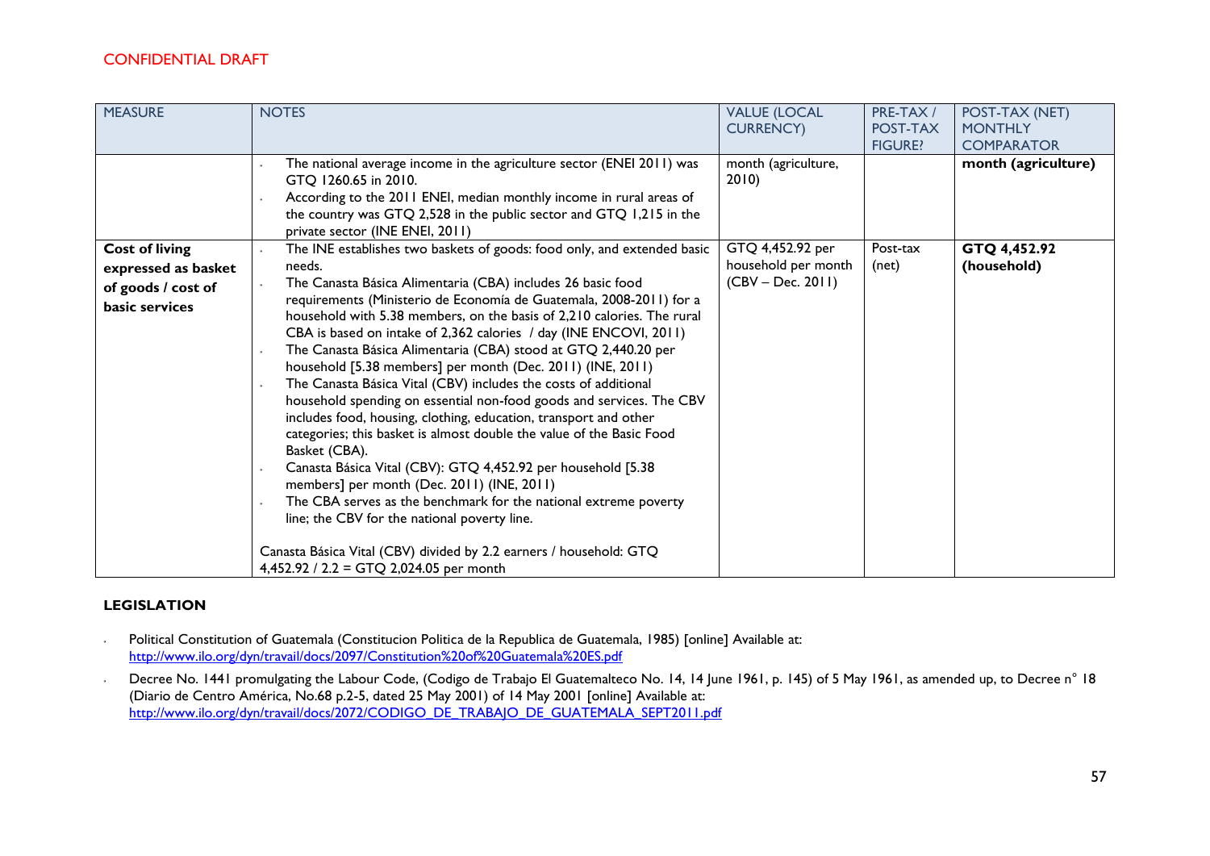CONFIDENTIAL DRAFT

| MEASURE | NOTES | VALUE (LOCAL CURRENCY) | PRE-TAX / POST-TAX FIGURE? | POST-TAX (NET) MONTHLY COMPARATOR |
|---|---|---|---|---|
| | - The national average income in the agriculture sector (ENEI 2011) was GTQ 1260.65 in 2010.<br>- According to the 2011 ENEI, median monthly income in rural areas of the country was GTQ 2,528 in the public sector and GTQ 1,215 in the private sector (INE ENEI, 2011) | month (agriculture, 2010) | | **month (agriculture)** |
| **Cost of living expressed as basket of goods / cost of basic services** | - The INE establishes two baskets of goods: food only, and extended basic needs.<br>- The Canasta Básica Alimentaria (CBA) includes 26 basic food requirements (Ministerio de Economía de Guatemala, 2008-2011) for a household with 5.38 members, on the basis of 2,210 calories. The rural CBA is based on intake of 2,362 calories / day (INE ENCOVI, 2011)<br>- The Canasta Básica Alimentaria (CBA) stood at GTQ 2,440.20 per household [5.38 members] per month (Dec. 2011) (INE, 2011)<br>- The Canasta Básica Vital (CBV) includes the costs of additional household spending on essential non-food goods and services. The CBV includes food, housing, clothing, education, transport and other categories; this basket is almost double the value of the Basic Food Basket (CBA).<br>- Canasta Básica Vital (CBV): GTQ 4,452.92 per household [5.38 members] per month (Dec. 2011) (INE, 2011)<br>- The CBA serves as the benchmark for the national extreme poverty line; the CBV for the national poverty line.<br><br>Canasta Básica Vital (CBV) divided by 2.2 earners / household: GTQ 4,452.92 / 2.2 = GTQ 2,024.05 per month | GTQ 4,452.92 per household per month (CBV – Dec. 2011) | Post-tax (net) | **GTQ 4,452.92 (household)** |

## LEGISLATION

- Political Constitution of Guatemala (Constitucion Politica de la Republica de Guatemala, 1985) [online] Available at: http://www.ilo.org/dyn/travail/docs/2097/Constitution%20of%20Guatemala%20ES.pdf
- Decree No. 1441 promulgating the Labour Code, (Codigo de Trabajo El Guatemalteco No. 14, 14 June 1961, p. 145) of 5 May 1961, as amended up, to Decree n° 18 (Diario de Centro América, No.68 p.2-5, dated 25 May 2001) of 14 May 2001 [online] Available at: http://www.ilo.org/dyn/travail/docs/2072/CODIGO_DE_TRABAJO_DE_GUATEMALA_SEPT2011.pdf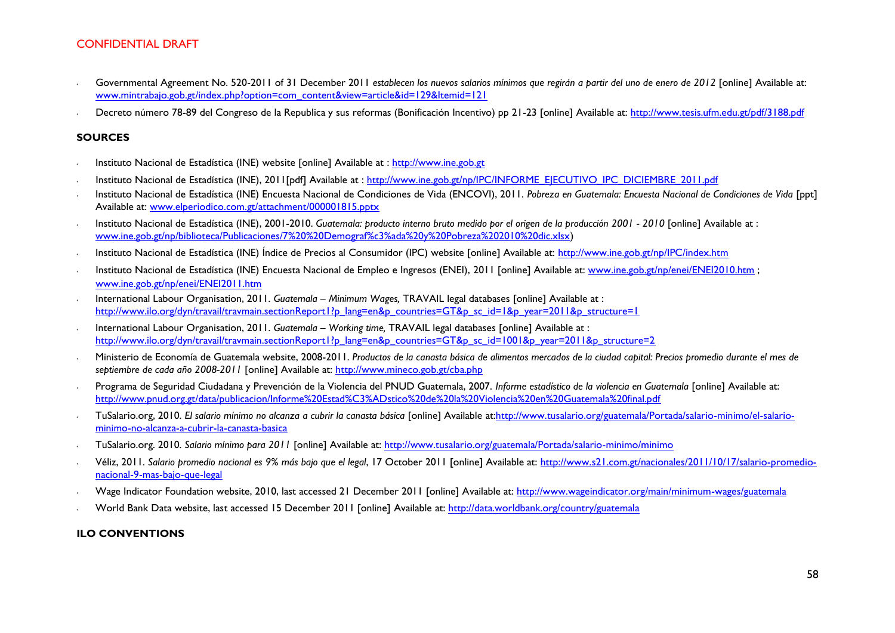CONFIDENTIAL DRAFT

- Governmental Agreement No. 520-2011 of 31 December 2011 *establecen los nuevos salarios mínimos que regirán a partir del uno de enero de 2012* [online] Available at: www.mintrabajo.gob.gt/index.php?option=com_content&view=article&id=129&Itemid=121
- Decreto número 78-89 del Congreso de la Republica y sus reformas (Bonificación Incentivo) pp 21-23 [online] Available at: http://www.tesis.ufm.edu.gt/pdf/3188.pdf

## SOURCES

- Instituto Nacional de Estadística (INE) website [online] Available at : http://www.ine.gob.gt
- Instituto Nacional de Estadística (INE), 2011[pdf] Available at : http://www.ine.gob.gt/np/IPC/INFORME_EJECUTIVO_IPC_DICIEMBRE_2011.pdf
- Instituto Nacional de Estadística (INE) Encuesta Nacional de Condiciones de Vida (ENCOVI), 2011. *Pobreza en Guatemala: Encuesta Nacional de Condiciones de Vida* [ppt] Available at: www.elperiodico.com.gt/attachment/000001815.pptx
- Instituto Nacional de Estadística (INE), 2001-2010. *Guatemala: producto interno bruto medido por el origen de la producción 2001 - 2010* [online] Available at : www.ine.gob.gt/np/biblioteca/Publicaciones/7%20%20Demograf%c3%ada%20y%20Pobreza%202010%20dic.xlsx)
- Instituto Nacional de Estadística (INE) Índice de Precios al Consumidor (IPC) website [online] Available at: http://www.ine.gob.gt/np/IPC/index.htm
- Instituto Nacional de Estadística (INE) Encuesta Nacional de Empleo e Ingresos (ENEI), 2011 [online] Available at: www.ine.gob.gt/np/enei/ENEI2010.htm ; www.ine.gob.gt/np/enei/ENEI2011.htm
- International Labour Organisation, 2011. *Guatemala – Minimum Wages,* TRAVAIL legal databases [online] Available at : http://www.ilo.org/dyn/travail/travmain.sectionReport1?p_lang=en&p_countries=GT&p_sc_id=1&p_year=2011&p_structure=1
- International Labour Organisation, 2011. *Guatemala – Working time,* TRAVAIL legal databases [online] Available at : http://www.ilo.org/dyn/travail/travmain.sectionReport1?p_lang=en&p_countries=GT&p_sc_id=1001&p_year=2011&p_structure=2
- Ministerio de Economía de Guatemala website, 2008-2011. *Productos de la canasta básica de alimentos mercados de la ciudad capital: Precios promedio durante el mes de septiembre de cada año 2008-2011* [online] Available at: http://www.mineco.gob.gt/cba.php
- Programa de Seguridad Ciudadana y Prevención de la Violencia del PNUD Guatemala, 2007. *Informe estadístico de la violencia en Guatemala* [online] Available at: http://www.pnud.org.gt/data/publicacion/Informe%20Estad%C3%ADstico%20de%20la%20Violencia%20en%20Guatemala%20final.pdf
- TuSalario.org, 2010. *El salario mínimo no alcanza a cubrir la canasta básica* [online] Available at:http://www.tusalario.org/guatemala/Portada/salario-minimo/el-salario-minimo-no-alcanza-a-cubrir-la-canasta-basica
- TuSalario.org. 2010. *Salario mínimo para 2011* [online] Available at: http://www.tusalario.org/guatemala/Portada/salario-minimo/minimo
- Véliz, 2011. *Salario promedio nacional es 9% más bajo que el legal*, 17 October 2011 [online] Available at: http://www.s21.com.gt/nacionales/2011/10/17/salario-promedio-nacional-9-mas-bajo-que-legal
- Wage Indicator Foundation website, 2010, last accessed 21 December 2011 [online] Available at: http://www.wageindicator.org/main/minimum-wages/guatemala
- World Bank Data website, last accessed 15 December 2011 [online] Available at: http://data.worldbank.org/country/guatemala

## ILO CONVENTIONS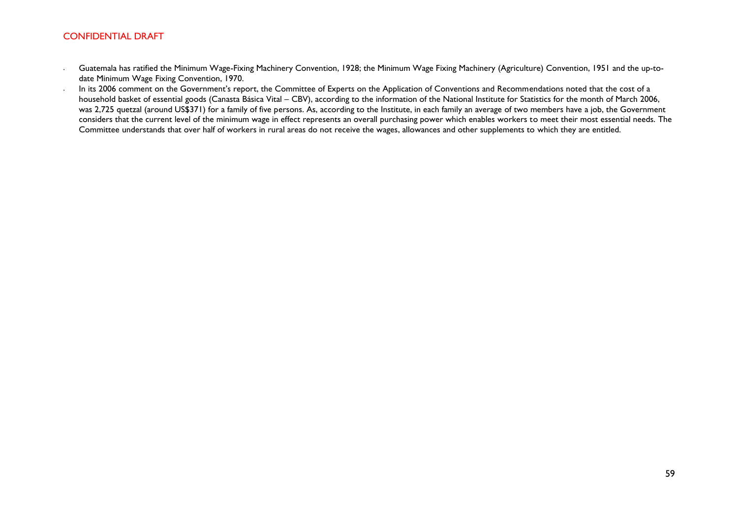- Guatemala has ratified the Minimum Wage-Fixing Machinery Convention, 1928; the Minimum Wage Fixing Machinery (Agriculture) Convention, 1951 and the up-to-date Minimum Wage Fixing Convention, 1970.
- In its 2006 comment on the Government's report, the Committee of Experts on the Application of Conventions and Recommendations noted that the cost of a household basket of essential goods (Canasta Básica Vital – CBV), according to the information of the National Institute for Statistics for the month of March 2006, was 2,725 quetzal (around US$371) for a family of five persons. As, according to the Institute, in each family an average of two members have a job, the Government considers that the current level of the minimum wage in effect represents an overall purchasing power which enables workers to meet their most essential needs. The Committee understands that over half of workers in rural areas do not receive the wages, allowances and other supplements to which they are entitled.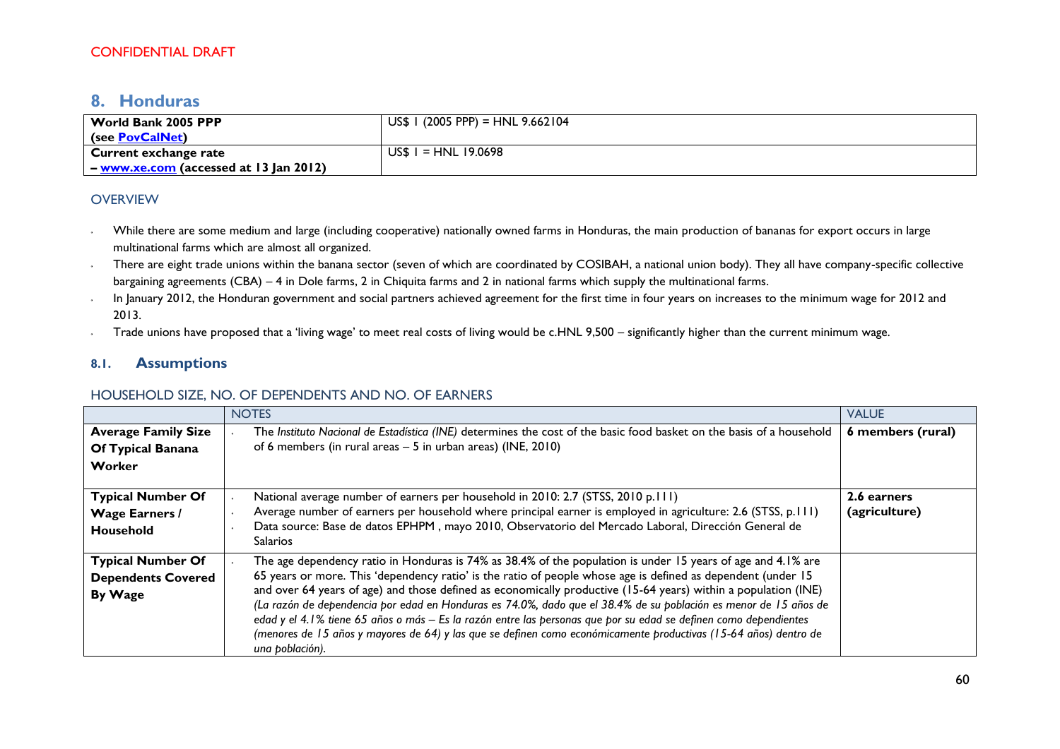CONFIDENTIAL DRAFT

## 8. Honduras

| World Bank 2005 PPP (see [PovCalNet](PovCalNet)) | US$ 1 (2005 PPP) = HNL 9.662104 |
|---|---|
| **Current exchange rate – [www.xe.com](www.xe.com) (accessed at 13 Jan 2012)** | US$ 1 = HNL 19.0698 |

### OVERVIEW

- While there are some medium and large (including cooperative) nationally owned farms in Honduras, the main production of bananas for export occurs in large multinational farms which are almost all organized.
- There are eight trade unions within the banana sector (seven of which are coordinated by COSIBAH, a national union body). They all have company-specific collective bargaining agreements (CBA) – 4 in Dole farms, 2 in Chiquita farms and 2 in national farms which supply the multinational farms.
- In January 2012, the Honduran government and social partners achieved agreement for the first time in four years on increases to the minimum wage for 2012 and 2013.
- Trade unions have proposed that a 'living wage' to meet real costs of living would be c.HNL 9,500 – significantly higher than the current minimum wage.

### 8.1. Assumptions

#### HOUSEHOLD SIZE, NO. OF DEPENDENTS AND NO. OF EARNERS

| | NOTES | VALUE |
|---|---|---|
| **Average Family Size Of Typical Banana Worker** | • The *Instituto Nacional de Estadística (INE)* determines the cost of the basic food basket on the basis of a household of 6 members (in rural areas – 5 in urban areas) (INE, 2010) | **6 members (rural)** |
| **Typical Number Of Wage Earners / Household** | • National average number of earners per household in 2010: 2.7 (STSS, 2010 p.111)<br>• Average number of earners per household where principal earner is employed in agriculture: 2.6 (STSS, p.111)<br>• Data source: Base de datos EPHPM , mayo 2010, Observatorio del Mercado Laboral, Dirección General de Salarios | **2.6 earners (agriculture)** |
| **Typical Number Of Dependents Covered By Wage** | • The age dependency ratio in Honduras is 74% as 38.4% of the population is under 15 years of age and 4.1% are 65 years or more. This 'dependency ratio' is the ratio of people whose age is defined as dependent (under 15 and over 64 years of age) and those defined as economically productive (15-64 years) within a population (INE) *(La razón de dependencia por edad en Honduras es 74.0%, dado que el 38.4% de su población es menor de 15 años de edad y el 4.1% tiene 65 años o más – Es la razón entre las personas que por su edad se definen como dependientes (menores de 15 años y mayores de 64) y las que se definen como económicamente productivas (15-64 años) dentro de una población).* | |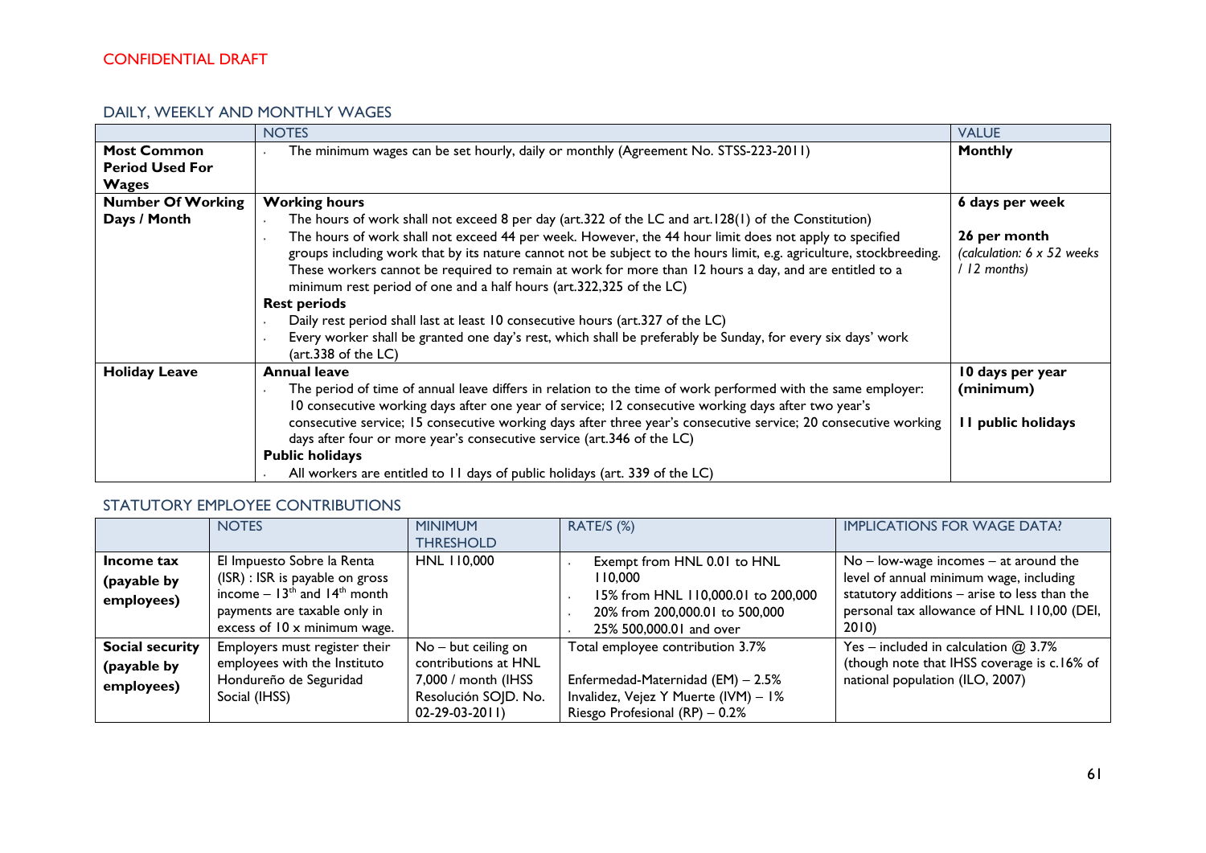CONFIDENTIAL DRAFT

## DAILY, WEEKLY AND MONTHLY WAGES

| | NOTES | VALUE |
|---|---|---|
| **Most Common Period Used For Wages** | - The minimum wages can be set hourly, daily or monthly (Agreement No. STSS-223-2011) | **Monthly** |
| **Number Of Working Days / Month** | **Working hours**<br>- The hours of work shall not exceed 8 per day (art.322 of the LC and art.128(1) of the Constitution)<br>- The hours of work shall not exceed 44 per week. However, the 44 hour limit does not apply to specified groups including work that by its nature cannot not be subject to the hours limit, e.g. agriculture, stockbreeding. These workers cannot be required to remain at work for more than 12 hours a day, and are entitled to a minimum rest period of one and a half hours (art.322,325 of the LC)<br>**Rest periods**<br>- Daily rest period shall last at least 10 consecutive hours (art.327 of the LC)<br>- Every worker shall be granted one day's rest, which shall be preferably be Sunday, for every six days' work (art.338 of the LC) | **6 days per week**<br><br>**26 per month**<br>*(calculation: 6 x 52 weeks / 12 months)* |
| **Holiday Leave** | **Annual leave**<br>- The period of time of annual leave differs in relation to the time of work performed with the same employer: 10 consecutive working days after one year of service; 12 consecutive working days after two year's consecutive service; 15 consecutive working days after three year's consecutive service; 20 consecutive working days after four or more year's consecutive service (art.346 of the LC)<br>**Public holidays**<br>- All workers are entitled to 11 days of public holidays (art. 339 of the LC) | **10 days per year (minimum)**<br><br>**11 public holidays** |

## STATUTORY EMPLOYEE CONTRIBUTIONS

| | NOTES | MINIMUM THRESHOLD | RATE/S (%) | IMPLICATIONS FOR WAGE DATA? |
|---|---|---|---|---|
| **Income tax (payable by employees)** | El Impuesto Sobre la Renta (ISR) : ISR is payable on gross income – 13th and 14th month payments are taxable only in excess of 10 x minimum wage. | HNL 110,000 | - Exempt from HNL 0.01 to HNL 110,000<br>- 15% from HNL 110,000.01 to 200,000<br>- 20% from 200,000.01 to 500,000<br>- 25% 500,000.01 and over | No – low-wage incomes – at around the level of annual minimum wage, including statutory additions – arise to less than the personal tax allowance of HNL 110,00 (DEI, 2010) |
| **Social security (payable by employees)** | Employers must register their employees with the Instituto Hondureño de Seguridad Social (IHSS) | No – but ceiling on contributions at HNL 7,000 / month (IHSS Resolución SOJD. No. 02-29-03-2011) | Total employee contribution 3.7%<br><br>Enfermedad-Maternidad (EM) – 2.5%<br>Invalidez, Vejez Y Muerte (IVM) – 1%<br>Riesgo Profesional (RP) – 0.2% | Yes – included in calculation @ 3.7% (though note that IHSS coverage is c.16% of national population (ILO, 2007) |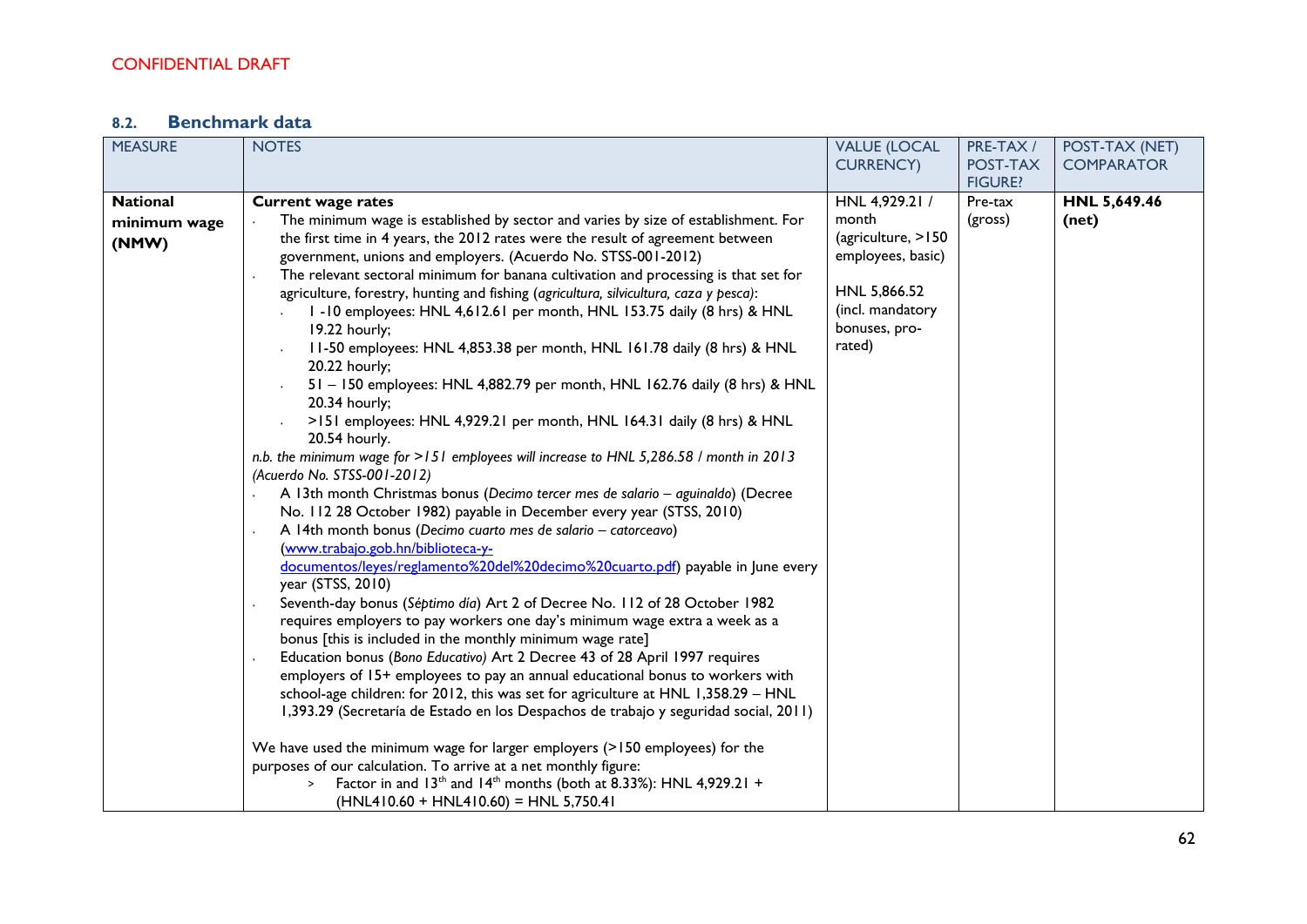CONFIDENTIAL DRAFT

### 8.2. Benchmark data

| MEASURE | NOTES | VALUE (LOCAL CURRENCY) | PRE-TAX / POST-TAX FIGURE? | POST-TAX (NET) COMPARATOR |
|---|---|---|---|---|
| **National minimum wage (NMW)** | **Current wage rates**<br>· The minimum wage is established by sector and varies by size of establishment. For the first time in 4 years, the 2012 rates were the result of agreement between government, unions and employers. (Acuerdo No. STSS-001-2012)<br>· The relevant sectoral minimum for banana cultivation and processing is that set for agriculture, forestry, hunting and fishing (*agricultura, silvicultura, caza y pesca)*:<br>  · 1 -10 employees: HNL 4,612.61 per month, HNL 153.75 daily (8 hrs) & HNL 19.22 hourly;<br>  · 11-50 employees: HNL 4,853.38 per month, HNL 161.78 daily (8 hrs) & HNL 20.22 hourly;<br>  · 51 – 150 employees: HNL 4,882.79 per month, HNL 162.76 daily (8 hrs) & HNL 20.34 hourly;<br>  · >151 employees: HNL 4,929.21 per month, HNL 164.31 daily (8 hrs) & HNL 20.54 hourly.<br>*n.b. the minimum wage for >151 employees will increase to HNL 5,286.58 / month in 2013 (Acuerdo No. STSS-001-2012)*<br>· A 13th month Christmas bonus (*Decimo tercer mes de salario – aguinaldo*) (Decree No. 112 28 October 1982) payable in December every year (STSS, 2010)<br>· A 14th month bonus (*Decimo cuarto mes de salario – catorceavo*) (www.trabajo.gob.hn/biblioteca-y-documentos/leyes/reglamento%20del%20decimo%20cuarto.pdf) payable in June every year (STSS, 2010)<br>· Seventh-day bonus (*Séptimo día*) Art 2 of Decree No. 112 of 28 October 1982 requires employers to pay workers one day's minimum wage extra a week as a bonus [this is included in the monthly minimum wage rate]<br>· Education bonus (*Bono Educativo)* Art 2 Decree 43 of 28 April 1997 requires employers of 15+ employees to pay an annual educational bonus to workers with school-age children: for 2012, this was set for agriculture at HNL 1,358.29 – HNL 1,393.29 (Secretaría de Estado en los Despachos de trabajo y seguridad social, 2011)<br><br>We have used the minimum wage for larger employers (>150 employees) for the purposes of our calculation. To arrive at a net monthly figure:<br>  > Factor in and 13th and 14th months (both at 8.33%): HNL 4,929.21 + (HNL410.60 + HNL410.60) = HNL 5,750.41 | HNL 4,929.21 / month (agriculture, >150 employees, basic)<br><br>HNL 5,866.52 (incl. mandatory bonuses, pro-rated) | Pre-tax (gross) | **HNL 5,649.46 (net)** |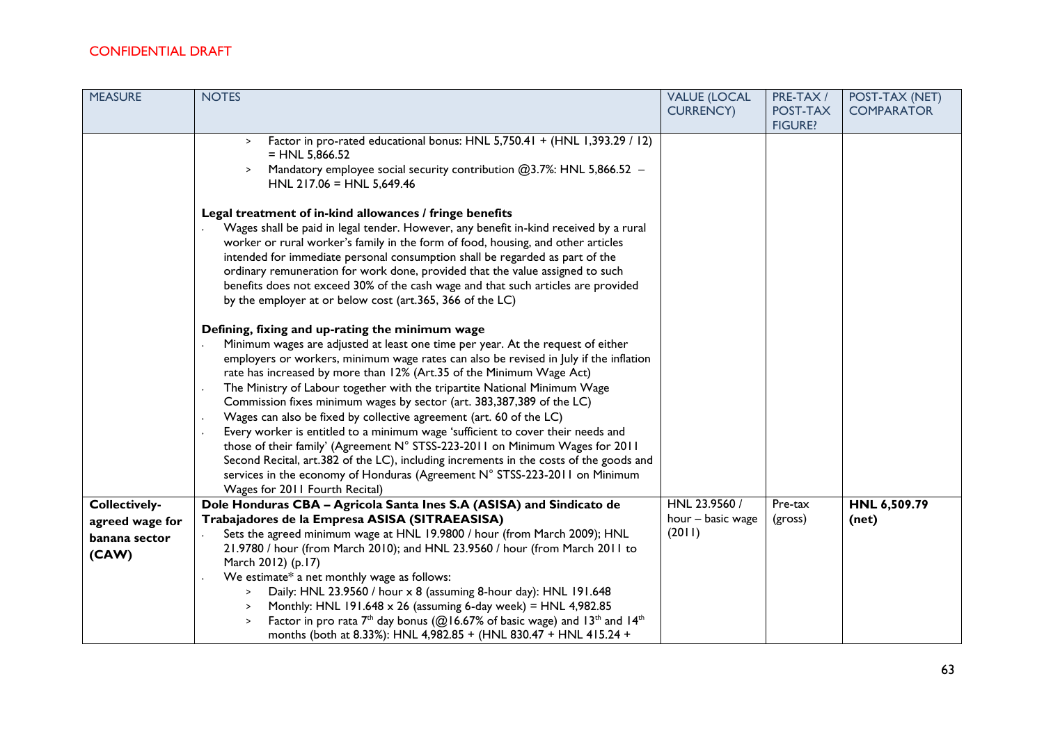CONFIDENTIAL DRAFT

| MEASURE | NOTES | VALUE (LOCAL CURRENCY) | PRE-TAX / POST-TAX FIGURE? | POST-TAX (NET) COMPARATOR |
|---|---|---|---|---|
| | > Factor in pro-rated educational bonus: HNL 5,750.41 + (HNL 1,393.29 / 12) = HNL 5,866.52<br>> Mandatory employee social security contribution @3.7%: HNL 5,866.52 – HNL 217.06 = HNL 5,649.46<br><br>**Legal treatment of in-kind allowances / fringe benefits**<br>· Wages shall be paid in legal tender. However, any benefit in-kind received by a rural worker or rural worker's family in the form of food, housing, and other articles intended for immediate personal consumption shall be regarded as part of the ordinary remuneration for work done, provided that the value assigned to such benefits does not exceed 30% of the cash wage and that such articles are provided by the employer at or below cost (art.365, 366 of the LC)<br><br>**Defining, fixing and up-rating the minimum wage**<br>· Minimum wages are adjusted at least one time per year. At the request of either employers or workers, minimum wage rates can also be revised in July if the inflation rate has increased by more than 12% (Art.35 of the Minimum Wage Act)<br>· The Ministry of Labour together with the tripartite National Minimum Wage Commission fixes minimum wages by sector (art. 383,387,389 of the LC)<br>· Wages can also be fixed by collective agreement (art. 60 of the LC)<br>· Every worker is entitled to a minimum wage 'sufficient to cover their needs and those of their family' (Agreement N° STSS-223-2011 on Minimum Wages for 2011 Second Recital, art.382 of the LC), including increments in the costs of the goods and services in the economy of Honduras (Agreement N° STSS-223-2011 on Minimum Wages for 2011 Fourth Recital) | | | |
| **Collectively-agreed wage for banana sector (CAW)** | **Dole Honduras CBA – Agricola Santa Ines S.A (ASISA) and Sindicato de Trabajadores de la Empresa ASISA (SITRAEASISA)**<br>· Sets the agreed minimum wage at HNL 19.9800 / hour (from March 2009); HNL 21.9780 / hour (from March 2010); and HNL 23.9560 / hour (from March 2011 to March 2012) (p.17)<br>· We estimate* a net monthly wage as follows:<br>> Daily: HNL 23.9560 / hour x 8 (assuming 8-hour day): HNL 191.648<br>> Monthly: HNL 191.648 x 26 (assuming 6-day week) = HNL 4,982.85<br>> Factor in pro rata 7th day bonus (@16.67% of basic wage) and 13th and 14th months (both at 8.33%): HNL 4,982.85 + (HNL 830.47 + HNL 415.24 + | HNL 23.9560 / hour – basic wage (2011) | Pre-tax (gross) | **HNL 6,509.79 (net)** |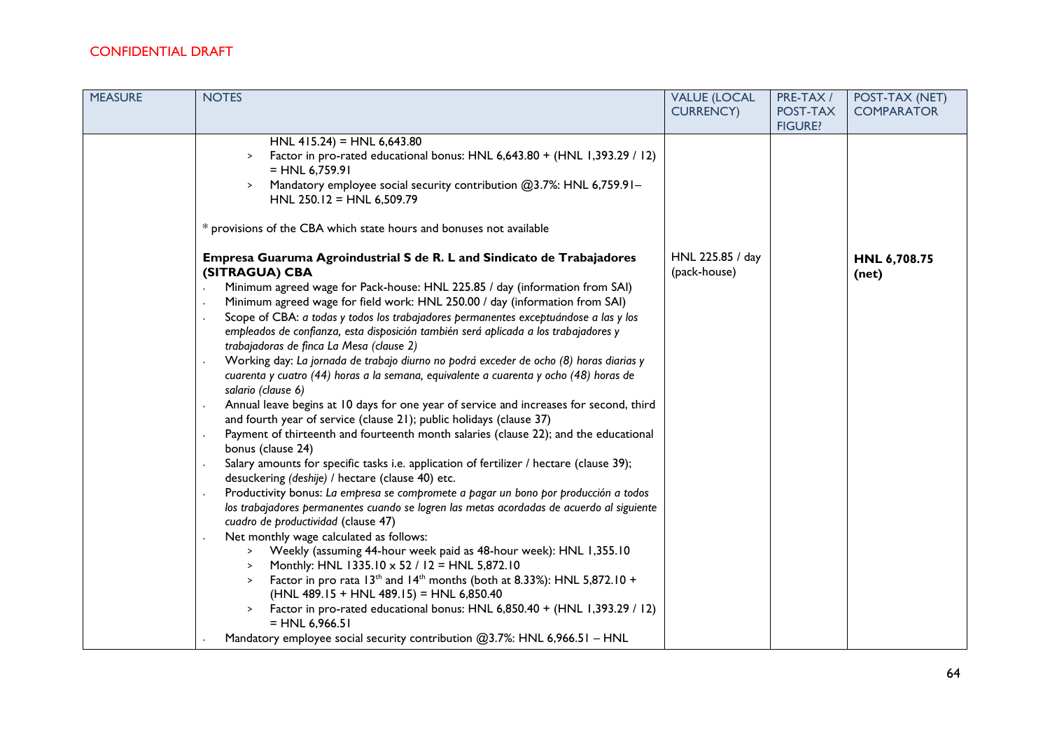CONFIDENTIAL DRAFT

| MEASURE | NOTES | VALUE (LOCAL CURRENCY) | PRE-TAX / POST-TAX FIGURE? | POST-TAX (NET) COMPARATOR |
|---|---|---|---|---|
| | HNL 415.24) = HNL 6,643.80<br>> Factor in pro-rated educational bonus: HNL 6,643.80 + (HNL 1,393.29 / 12) = HNL 6,759.91<br>> Mandatory employee social security contribution @3.7%: HNL 6,759.91– HNL 250.12 = HNL 6,509.79<br><br>* provisions of the CBA which state hours and bonuses not available | | | |
| | **Empresa Guaruma Agroindustrial S de R. L and Sindicato de Trabajadores (SITRAGUA) CBA**<br>· Minimum agreed wage for Pack-house: HNL 225.85 / day (information from SAI)<br>· Minimum agreed wage for field work: HNL 250.00 / day (information from SAI)<br>· Scope of CBA: *a todas y todos los trabajadores permanentes exceptuándose a las y los empleados de confianza, esta disposición también será aplicada a los trabajadores y trabajadoras de finca La Mesa (clause 2)*<br>· Working day: *La jornada de trabajo diurno no podrá exceder de ocho (8) horas diarias y cuarenta y cuatro (44) horas a la semana, equivalente a cuarenta y ocho (48) horas de salario (clause 6)*<br>· Annual leave begins at 10 days for one year of service and increases for second, third and fourth year of service (clause 21); public holidays (clause 37)<br>· Payment of thirteenth and fourteenth month salaries (clause 22); and the educational bonus (clause 24)<br>· Salary amounts for specific tasks i.e. application of fertilizer / hectare (clause 39); desuckering *(deshije)* / hectare (clause 40) etc.<br>· Productivity bonus: *La empresa se compromete a pagar un bono por producción a todos los trabajadores permanentes cuando se logren las metas acordadas de acuerdo al siguiente cuadro de productividad* (clause 47)<br>· Net monthly wage calculated as follows:<br>> Weekly (assuming 44-hour week paid as 48-hour week): HNL 1,355.10<br>> Monthly: HNL 1335.10 x 52 / 12 = HNL 5,872.10<br>> Factor in pro rata 13th and 14th months (both at 8.33%): HNL 5,872.10 + (HNL 489.15 + HNL 489.15) = HNL 6,850.40<br>> Factor in pro-rated educational bonus: HNL 6,850.40 + (HNL 1,393.29 / 12) = HNL 6,966.51<br>· Mandatory employee social security contribution @3.7%: HNL 6,966.51 – HNL | HNL 225.85 / day (pack-house) | | **HNL 6,708.75 (net)** |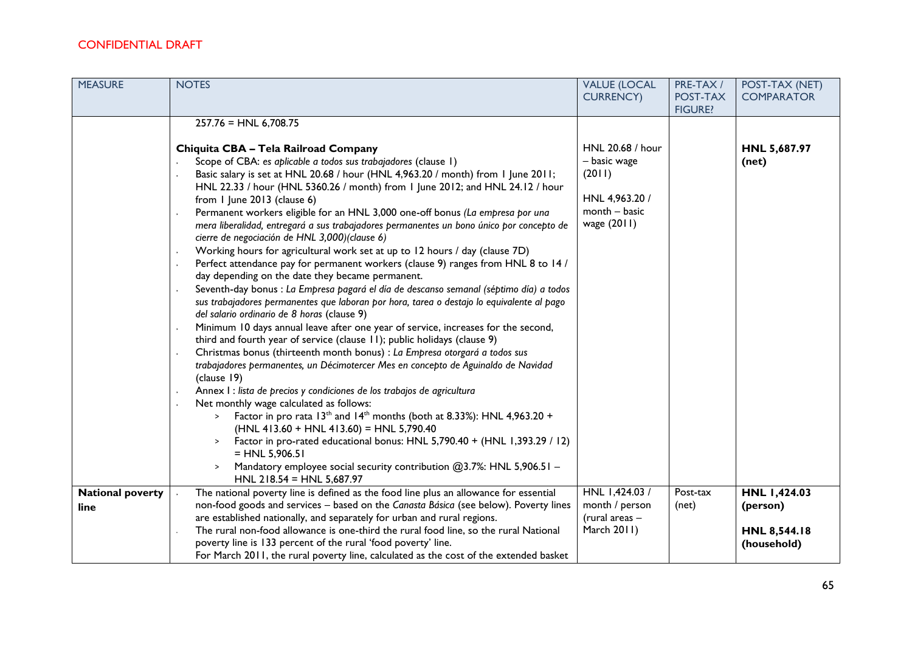CONFIDENTIAL DRAFT

| MEASURE | NOTES | VALUE (LOCAL CURRENCY) | PRE-TAX / POST-TAX FIGURE? | POST-TAX (NET) COMPARATOR |
|---|---|---|---|---|
| | 257.76 = HNL 6,708.75<br><br>**Chiquita CBA – Tela Railroad Company**<br>· Scope of CBA: *es aplicable a todos sus trabajadores* (clause 1)<br>· Basic salary is set at HNL 20.68 / hour (HNL 4,963.20 / month) from 1 June 2011; HNL 22.33 / hour (HNL 5360.26 / month) from 1 June 2012; and HNL 24.12 / hour from 1 June 2013 (clause 6)<br>· Permanent workers eligible for an HNL 3,000 one-off bonus *(La empresa por una mera liberalidad, entregará a sus trabajadores permanentes un bono único por concepto de cierre de negociación de HNL 3,000)(clause 6)*<br>· Working hours for agricultural work set at up to 12 hours / day (clause 7D)<br>· Perfect attendance pay for permanent workers (clause 9) ranges from HNL 8 to 14 / day depending on the date they became permanent.<br>· Seventh-day bonus : *La Empresa pagará el día de descanso semanal (séptimo día) a todos sus trabajadores permanentes que laboran por hora, tarea o destajo lo equivalente al pago del salario ordinario de 8 horas* (clause 9)<br>· Minimum 10 days annual leave after one year of service, increases for the second, third and fourth year of service (clause 11); public holidays (clause 9)<br>· Christmas bonus (thirteenth month bonus) : *La Empresa otorgará a todos sus trabajadores permanentes, un Décimotercer Mes en concepto de Aguinaldo de Navidad* (clause 19)<br>· Annex I : *lista de precios y condiciones de los trabajos de agricultura*<br>· Net monthly wage calculated as follows:<br>  > Factor in pro rata 13th and 14th months (both at 8.33%): HNL 4,963.20 + (HNL 413.60 + HNL 413.60) = HNL 5,790.40<br>  > Factor in pro-rated educational bonus: HNL 5,790.40 + (HNL 1,393.29 / 12) = HNL 5,906.51<br>  > Mandatory employee social security contribution @3.7%: HNL 5,906.51 – HNL 218.54 = HNL 5,687.97 | HNL 20.68 / hour – basic wage (2011)<br><br>HNL 4,963.20 / month – basic wage (2011) | | **HNL 5,687.97 (net)** |
| **National poverty line** | · The national poverty line is defined as the food line plus an allowance for essential non-food goods and services – based on the *Canasta Básica* (see below). Poverty lines are established nationally, and separately for urban and rural regions.<br>· The rural non-food allowance is one-third the rural food line, so the rural National poverty line is 133 percent of the rural 'food poverty' line.<br>For March 2011, the rural poverty line, calculated as the cost of the extended basket | HNL 1,424.03 / month / person (rural areas – March 2011) | Post-tax (net) | **HNL 1,424.03 (person)**<br><br>**HNL 8,544.18 (household)** |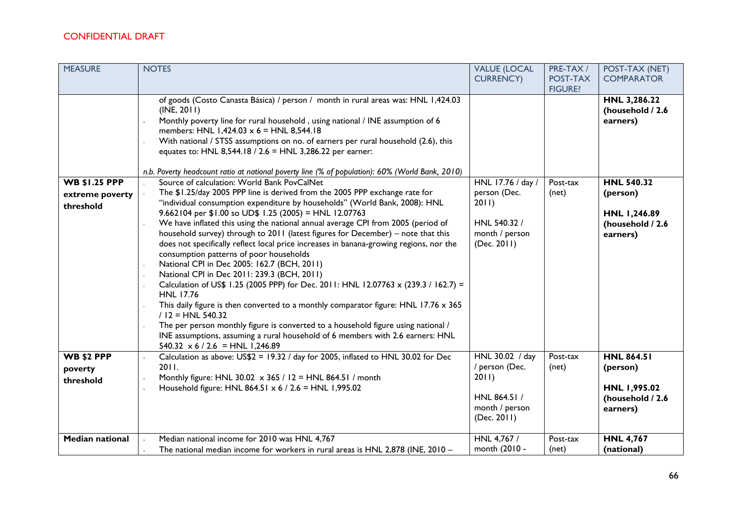CONFIDENTIAL DRAFT

| MEASURE | NOTES | VALUE (LOCAL CURRENCY) | PRE-TAX / POST-TAX FIGURE? | POST-TAX (NET) COMPARATOR |
|---|---|---|---|---|
| | of goods (Costo Canasta Básica) / person / month in rural areas was: HNL 1,424.03 (INE, 2011)<br>· Monthly poverty line for rural household , using national / INE assumption of 6 members: HNL 1,424.03 x 6 = HNL 8,544.18<br>· With national / STSS assumptions on no. of earners per rural household (2.6), this equates to: HNL 8,544.18 / 2.6 = HNL 3,286.22 per earner:<br><br>*n.b. Poverty headcount ratio at national poverty line (% of population): 60% (World Bank, 2010)* | | | **HNL 3,286.22 (household / 2.6 earners)** |
| **WB $1.25 PPP extreme poverty threshold** | · Source of calculation: World Bank PovCalNet<br>· The $1.25/day 2005 PPP line is derived from the 2005 PPP exchange rate for "individual consumption expenditure by households" (World Bank, 2008): HNL 9.662104 per $1.00 so UD$ 1.25 (2005) = HNL 12.07763<br>· We have inflated this using the national annual average CPI from 2005 (period of household survey) through to 2011 (latest figures for December) – note that this does not specifically reflect local price increases in banana-growing regions, nor the consumption patterns of poor households<br>· National CPI in Dec 2005: 162.7 (BCH, 2011)<br>· National CPI in Dec 2011: 239.3 (BCH, 2011)<br>· Calculation of US$ 1.25 (2005 PPP) for Dec. 2011: HNL 12.07763 x (239.3 / 162.7) = HNL 17.76<br>· This daily figure is then converted to a monthly comparator figure: HNL 17.76 x 365 / 12 = HNL 540.32<br>· The per person monthly figure is converted to a household figure using national / INE assumptions, assuming a rural household of 6 members with 2.6 earners: HNL 540.32 x 6 / 2.6 = HNL 1,246.89 | HNL 17.76 / day / person (Dec. 2011)<br><br>HNL 540.32 / month / person (Dec. 2011) | Post-tax (net) | **HNL 540.32 (person)**<br><br>**HNL 1,246.89 (household / 2.6 earners)** |
| **WB $2 PPP poverty threshold** | · Calculation as above: US$2 = 19.32 / day for 2005, inflated to HNL 30.02 for Dec 2011.<br>· Monthly figure: HNL 30.02 x 365 / 12 = HNL 864.51 / month<br>· Household figure: HNL 864.51 x 6 / 2.6 = HNL 1,995.02 | HNL 30.02 / day / person (Dec. 2011)<br><br>HNL 864.51 / month / person (Dec. 2011) | Post-tax (net) | **HNL 864.51 (person)**<br><br>**HNL 1,995.02 (household / 2.6 earners)** |
| **Median national** | · Median national income for 2010 was HNL 4,767<br>· The national median income for workers in rural areas is HNL 2,878 (INE, 2010 – | HNL 4,767 / month (2010 - | Post-tax (net) | **HNL 4,767 (national)** |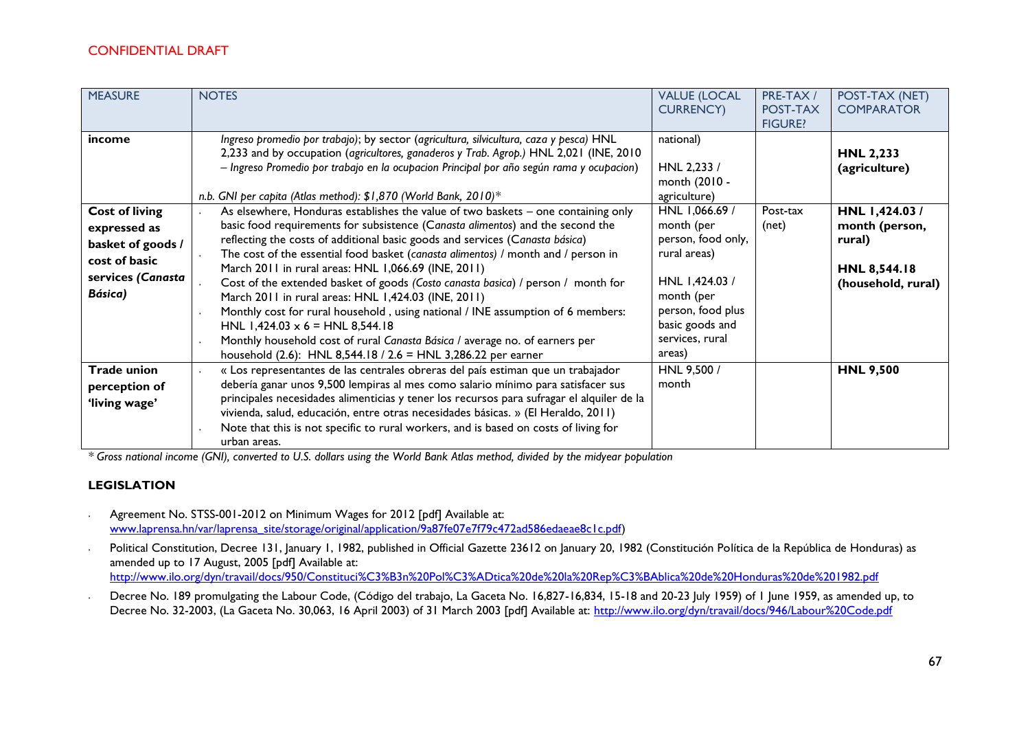CONFIDENTIAL DRAFT

| MEASURE | NOTES | VALUE (LOCAL CURRENCY) | PRE-TAX / POST-TAX FIGURE? | POST-TAX (NET) COMPARATOR |
|---|---|---|---|---|
| **income** | *Ingreso promedio por trabajo)*; by sector (*agricultura, silvicultura, caza y pesca)* HNL 2,233 and by occupation (*agricultores, ganaderos y Trab. Agrop.)* HNL 2,021 (INE, 2010 – *Ingreso Promedio por trabajo en la ocupacion Principal por año según rama y ocupacion*)<br><br>*n.b. GNI per capita (Atlas method): $1,870 (World Bank, 2010)** | national)<br><br>HNL 2,233 / month (2010 - agriculture) | | **HNL 2,233 (agriculture)** |
| **Cost of living expressed as basket of goods / cost of basic services (*Canasta Básica*)** | · As elsewhere, Honduras establishes the value of two baskets – one containing only basic food requirements for subsistence (*Canasta alimentos*) and the second the reflecting the costs of additional basic goods and services (*Canasta básica*)<br>· The cost of the essential food basket (*canasta alimentos)* / month and / person in March 2011 in rural areas: HNL 1,066.69 (INE, 2011)<br>· Cost of the extended basket of goods *(Costo canasta basica*) / person / month for March 2011 in rural areas: HNL 1,424.03 (INE, 2011)<br>· Monthly cost for rural household , using national / INE assumption of 6 members: HNL 1,424.03 x 6 = HNL 8,544.18<br>· Monthly household cost of rural *Canasta Básica* / average no. of earners per household (2.6): HNL 8,544.18 / 2.6 = HNL 3,286.22 per earner | HNL 1,066.69 / month (per person, food only, rural areas)<br><br>HNL 1,424.03 / month (per person, food plus basic goods and services, rural areas) | Post-tax (net) | **HNL 1,424.03 / month (person, rural)**<br><br>**HNL 8,544.18 (household, rural)** |
| **Trade union perception of 'living wage'** | · « Los representantes de las centrales obreras del país estiman que un trabajador debería ganar unos 9,500 lempiras al mes como salario mínimo para satisfacer sus principales necesidades alimenticias y tener los recursos para sufragar el alquiler de la vivienda, salud, educación, entre otras necesidades básicas. » (El Heraldo, 2011)<br>· Note that this is not specific to rural workers, and is based on costs of living for urban areas. | HNL 9,500 / month | | **HNL 9,500** |

*\* Gross national income (GNI), converted to U.S. dollars using the World Bank Atlas method, divided by the midyear population*

**LEGISLATION**

- Agreement No. STSS-001-2012 on Minimum Wages for 2012 [pdf] Available at: www.laprensa.hn/var/laprensa_site/storage/original/application/9a87fe07e7f79c472ad586edaeae8c1c.pdf)
- Political Constitution, Decree 131, January 1, 1982, published in Official Gazette 23612 on January 20, 1982 (Constitución Política de la República de Honduras) as amended up to 17 August, 2005 [pdf] Available at: http://www.ilo.org/dyn/travail/docs/950/Constituci%C3%B3n%20Pol%C3%ADtica%20de%20la%20Rep%C3%BAblica%20de%20Honduras%20de%201982.pdf
- Decree No. 189 promulgating the Labour Code, (Código del trabajo, La Gaceta No. 16,827-16,834, 15-18 and 20-23 July 1959) of 1 June 1959, as amended up, to Decree No. 32-2003, (La Gaceta No. 30,063, 16 April 2003) of 31 March 2003 [pdf] Available at: http://www.ilo.org/dyn/travail/docs/946/Labour%20Code.pdf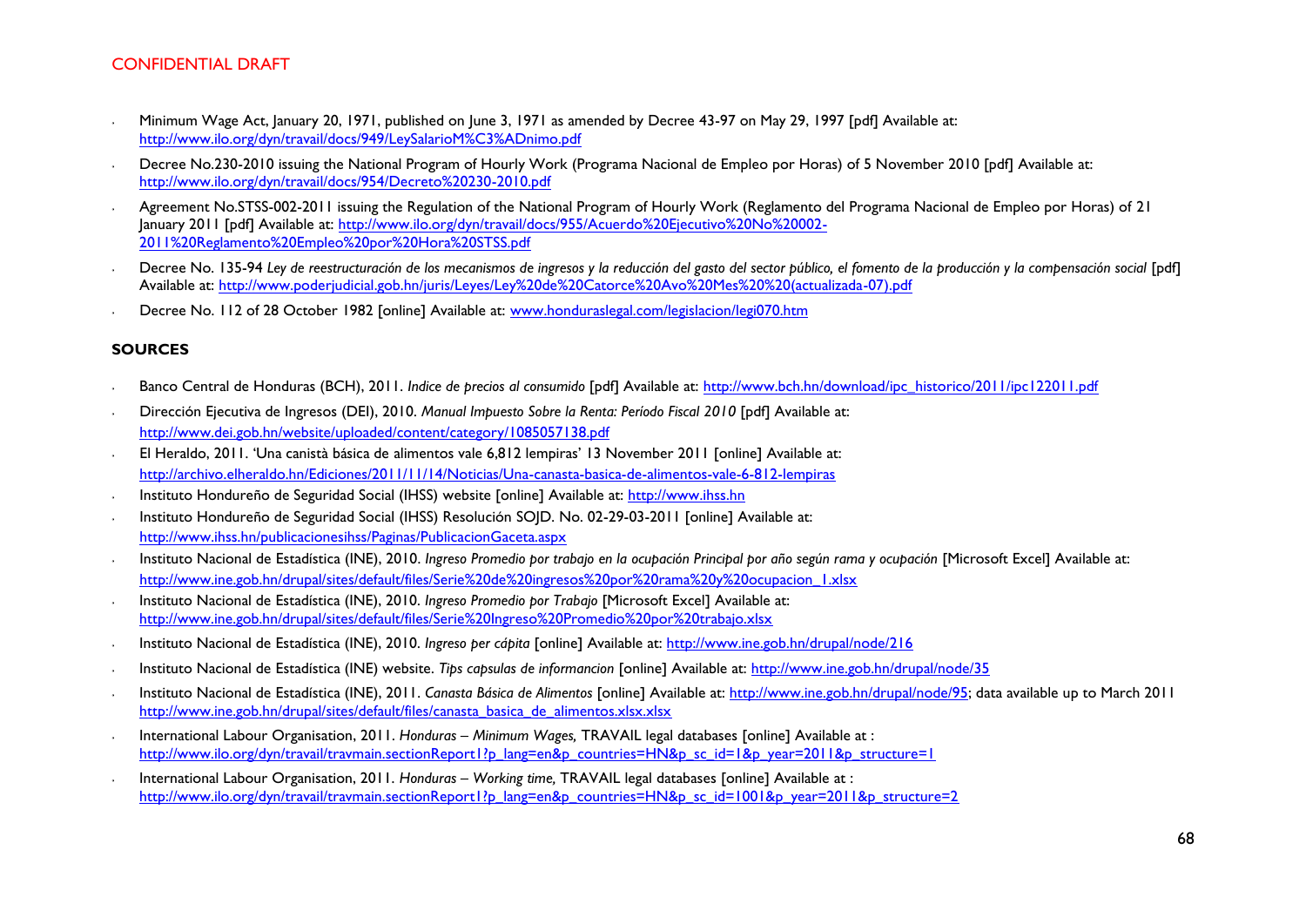- Minimum Wage Act, January 20, 1971, published on June 3, 1971 as amended by Decree 43-97 on May 29, 1997 [pdf] Available at: http://www.ilo.org/dyn/travail/docs/949/LeySalarioM%C3%ADnimo.pdf
- Decree No.230-2010 issuing the National Program of Hourly Work (Programa Nacional de Empleo por Horas) of 5 November 2010 [pdf] Available at: http://www.ilo.org/dyn/travail/docs/954/Decreto%20230-2010.pdf
- Agreement No.STSS-002-2011 issuing the Regulation of the National Program of Hourly Work (Reglamento del Programa Nacional de Empleo por Horas) of 21 January 2011 [pdf] Available at: http://www.ilo.org/dyn/travail/docs/955/Acuerdo%20Ejecutivo%20No%20002-2011%20Reglamento%20Empleo%20por%20Hora%20STSS.pdf
- Decree No. 135-94 *Ley de reestructuración de los mecanismos de ingresos y la reducción del gasto del sector público, el fomento de la producción y la compensación social* [pdf] Available at: http://www.poderjudicial.gob.hn/juris/Leyes/Ley%20de%20Catorce%20Avo%20Mes%20%20(actualizada-07).pdf
- Decree No. 112 of 28 October 1982 [online] Available at: www.honduraslegal.com/legislacion/legi070.htm

**SOURCES**

- Banco Central de Honduras (BCH), 2011. *Indice de precios al consumido* [pdf] Available at: http://www.bch.hn/download/ipc_historico/2011/ipc122011.pdf
- Dirección Ejecutiva de Ingresos (DEI), 2010. *Manual Impuesto Sobre la Renta: Período Fiscal 2010* [pdf] Available at: http://www.dei.gob.hn/website/uploaded/content/category/1085057138.pdf
- El Heraldo, 2011. 'Una canistà básica de alimentos vale 6,812 lempiras' 13 November 2011 [online] Available at: http://archivo.elheraldo.hn/Ediciones/2011/11/14/Noticias/Una-canasta-basica-de-alimentos-vale-6-812-lempiras
- Instituto Hondureño de Seguridad Social (IHSS) website [online] Available at: http://www.ihss.hn
- Instituto Hondureño de Seguridad Social (IHSS) Resolución SOJD. No. 02-29-03-2011 [online] Available at: http://www.ihss.hn/publicacionesihss/Paginas/PublicacionGaceta.aspx
- Instituto Nacional de Estadística (INE), 2010. *Ingreso Promedio por trabajo en la ocupación Principal por año según rama y ocupación* [Microsoft Excel] Available at: http://www.ine.gob.hn/drupal/sites/default/files/Serie%20de%20ingresos%20por%20rama%20y%20ocupacion_1.xlsx
- Instituto Nacional de Estadística (INE), 2010. *Ingreso Promedio por Trabajo* [Microsoft Excel] Available at: http://www.ine.gob.hn/drupal/sites/default/files/Serie%20Ingreso%20Promedio%20por%20trabajo.xlsx
- Instituto Nacional de Estadística (INE), 2010. *Ingreso per cápita* [online] Available at: http://www.ine.gob.hn/drupal/node/216
- Instituto Nacional de Estadística (INE) website. *Tips capsulas de informancion* [online] Available at: http://www.ine.gob.hn/drupal/node/35
- Instituto Nacional de Estadística (INE), 2011. *Canasta Básica de Alimentos* [online] Available at: http://www.ine.gob.hn/drupal/node/95; data available up to March 2011 http://www.ine.gob.hn/drupal/sites/default/files/canasta_basica_de_alimentos.xlsx.xlsx
- International Labour Organisation, 2011. *Honduras – Minimum Wages,* TRAVAIL legal databases [online] Available at : http://www.ilo.org/dyn/travail/travmain.sectionReport1?p_lang=en&p_countries=HN&p_sc_id=1&p_year=2011&p_structure=1
- International Labour Organisation, 2011. *Honduras – Working time,* TRAVAIL legal databases [online] Available at : http://www.ilo.org/dyn/travail/travmain.sectionReport1?p_lang=en&p_countries=HN&p_sc_id=1001&p_year=2011&p_structure=2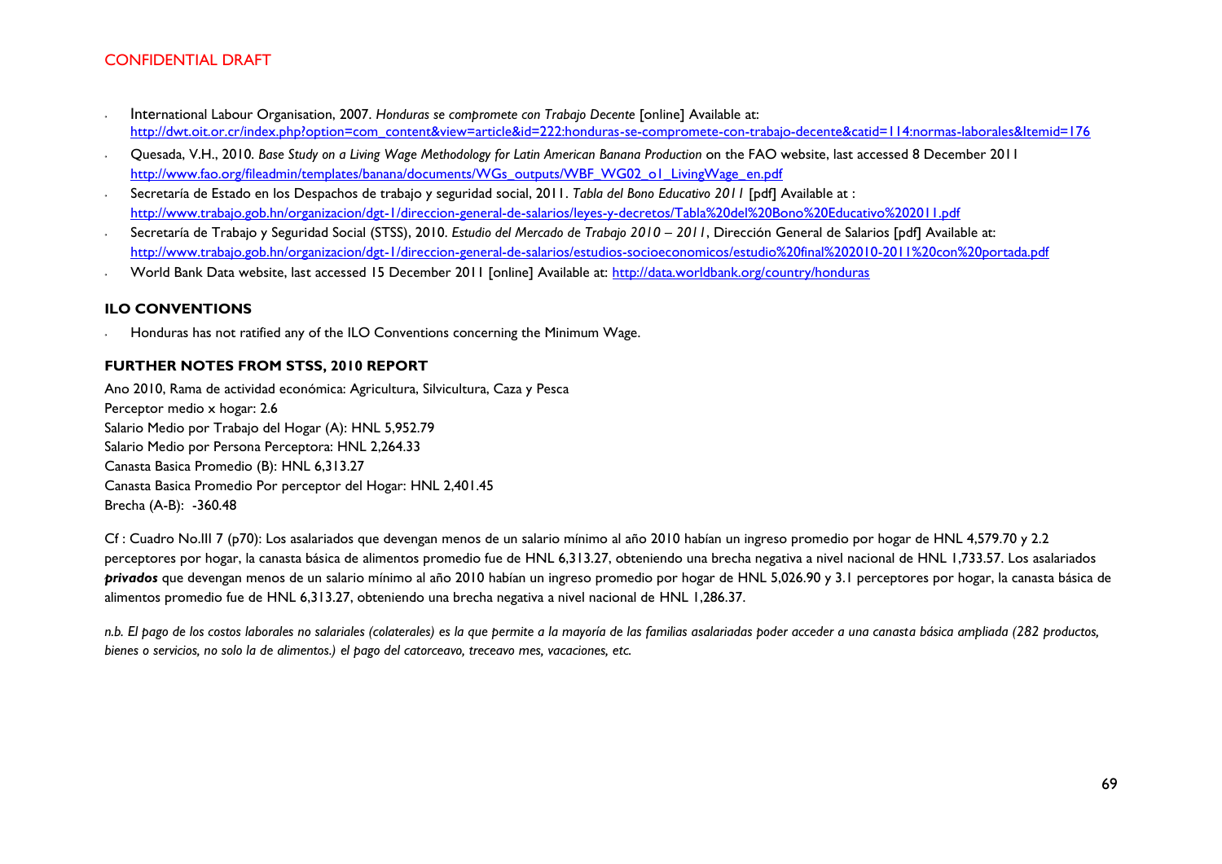CONFIDENTIAL DRAFT

- International Labour Organisation, 2007. *Honduras se compromete con Trabajo Decente* [online] Available at: http://dwt.oit.or.cr/index.php?option=com_content&view=article&id=222:honduras-se-compromete-con-trabajo-decente&catid=114:normas-laborales&Itemid=176
- Quesada, V.H., 2010. *Base Study on a Living Wage Methodology for Latin American Banana Production* on the FAO website, last accessed 8 December 2011 http://www.fao.org/fileadmin/templates/banana/documents/WGs_outputs/WBF_WG02_o1_LivingWage_en.pdf
- Secretaría de Estado en los Despachos de trabajo y seguridad social, 2011. *Tabla del Bono Educativo 2011* [pdf] Available at : http://www.trabajo.gob.hn/organizacion/dgt-1/direccion-general-de-salarios/leyes-y-decretos/Tabla%20del%20Bono%20Educativo%202011.pdf
- Secretaría de Trabajo y Seguridad Social (STSS), 2010. *Estudio del Mercado de Trabajo 2010 – 2011*, Dirección General de Salarios [pdf] Available at: http://www.trabajo.gob.hn/organizacion/dgt-1/direccion-general-de-salarios/estudios-socioeconomicos/estudio%20final%202010-2011%20con%20portada.pdf
- World Bank Data website, last accessed 15 December 2011 [online] Available at: http://data.worldbank.org/country/honduras

## ILO CONVENTIONS

- Honduras has not ratified any of the ILO Conventions concerning the Minimum Wage.

## FURTHER NOTES FROM STSS, 2010 REPORT

Ano 2010, Rama de actividad económica: Agricultura, Silvicultura, Caza y Pesca
Perceptor medio x hogar: 2.6
Salario Medio por Trabajo del Hogar (A): HNL 5,952.79
Salario Medio por Persona Perceptora: HNL 2,264.33
Canasta Basica Promedio (B): HNL 6,313.27
Canasta Basica Promedio Por perceptor del Hogar: HNL 2,401.45
Brecha (A-B): -360.48

Cf : Cuadro No.III 7 (p70): Los asalariados que devengan menos de un salario mínimo al año 2010 habían un ingreso promedio por hogar de HNL 4,579.70 y 2.2 perceptores por hogar, la canasta básica de alimentos promedio fue de HNL 6,313.27, obteniendo una brecha negativa a nivel nacional de HNL 1,733.57. Los asalariados ***privados*** que devengan menos de un salario mínimo al año 2010 habían un ingreso promedio por hogar de HNL 5,026.90 y 3.1 perceptores por hogar, la canasta básica de alimentos promedio fue de HNL 6,313.27, obteniendo una brecha negativa a nivel nacional de HNL 1,286.37.

*n.b. El pago de los costos laborales no salariales (colaterales) es la que permite a la mayoría de las familias asalariadas poder acceder a una canasta básica ampliada (282 productos, bienes o servicios, no solo la de alimentos.) el pago del catorceavo, treceavo mes, vacaciones, etc.*